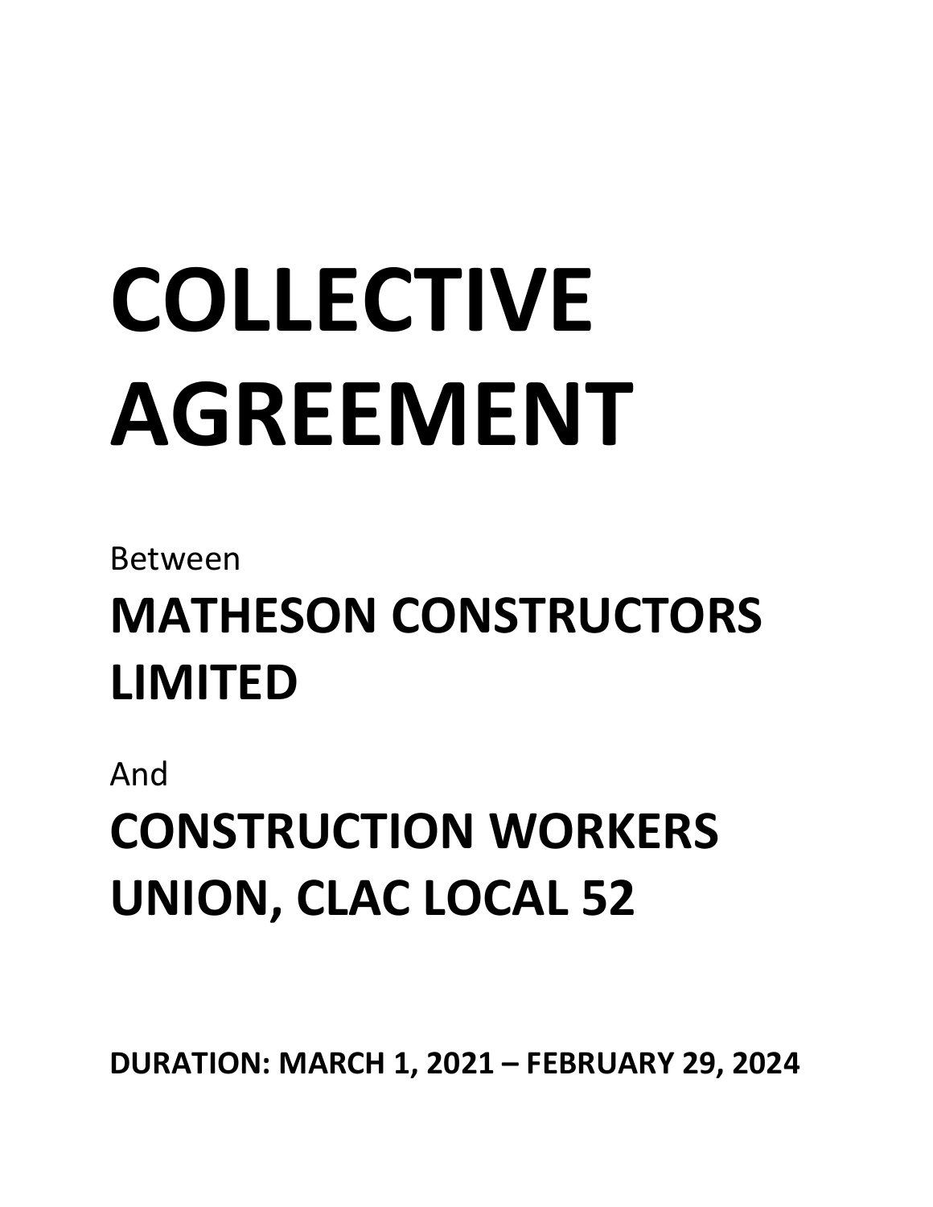# COLLECTIVE AGREEMENT

Between

## MATHESON CONSTRUCTORS LIMITED

And

## CONSTRUCTION WORKERS UNION, CLAC LOCAL 52

**DURATION: MARCH 1, 2021 – FEBRUARY 29, 2024**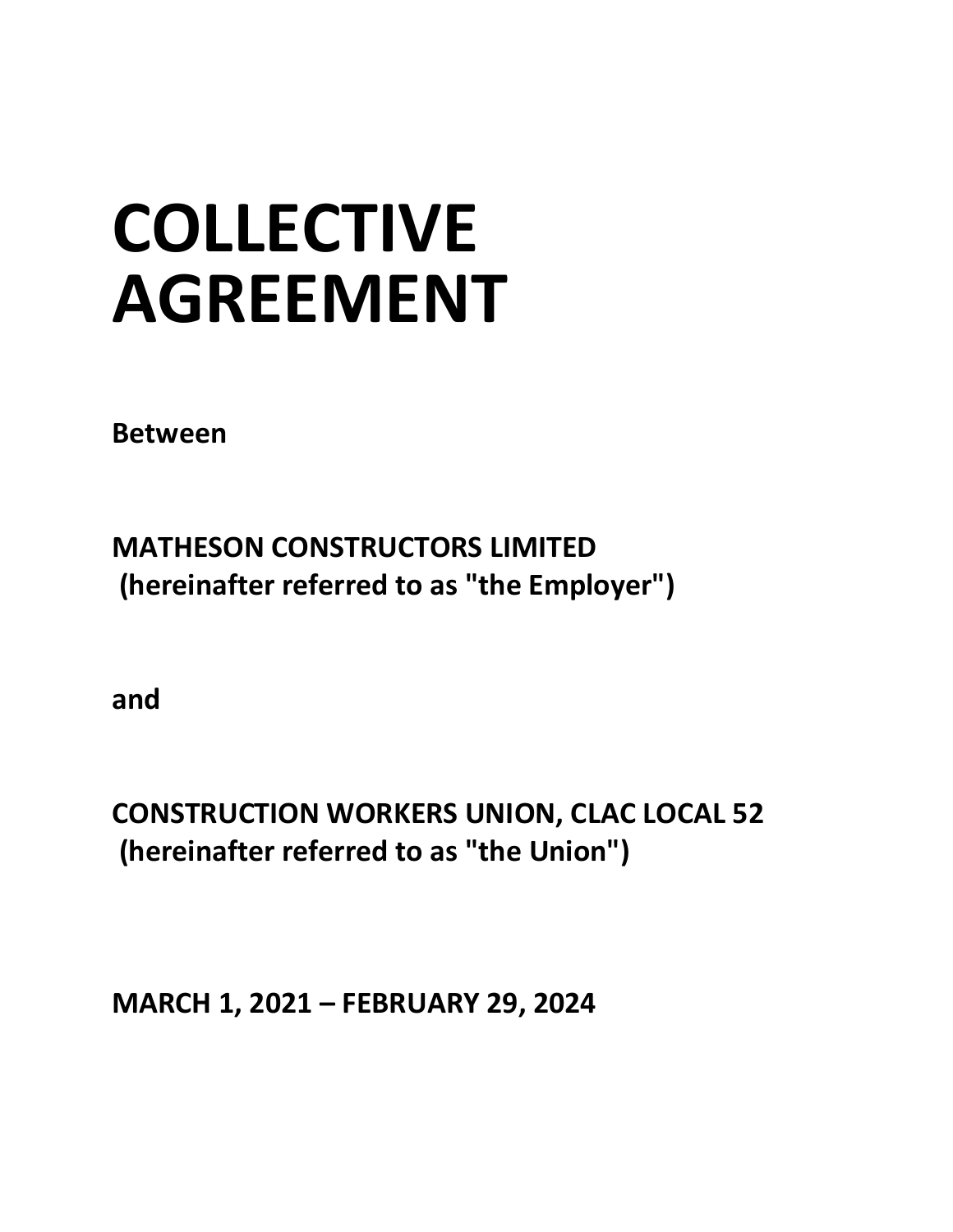# COLLECTIVE AGREEMENT

**Between**

**MATHESON CONSTRUCTORS LIMITED**
**(hereinafter referred to as "the Employer")**

**and**

**CONSTRUCTION WORKERS UNION, CLAC LOCAL 52**
**(hereinafter referred to as "the Union")**

**MARCH 1, 2021 – FEBRUARY 29, 2024**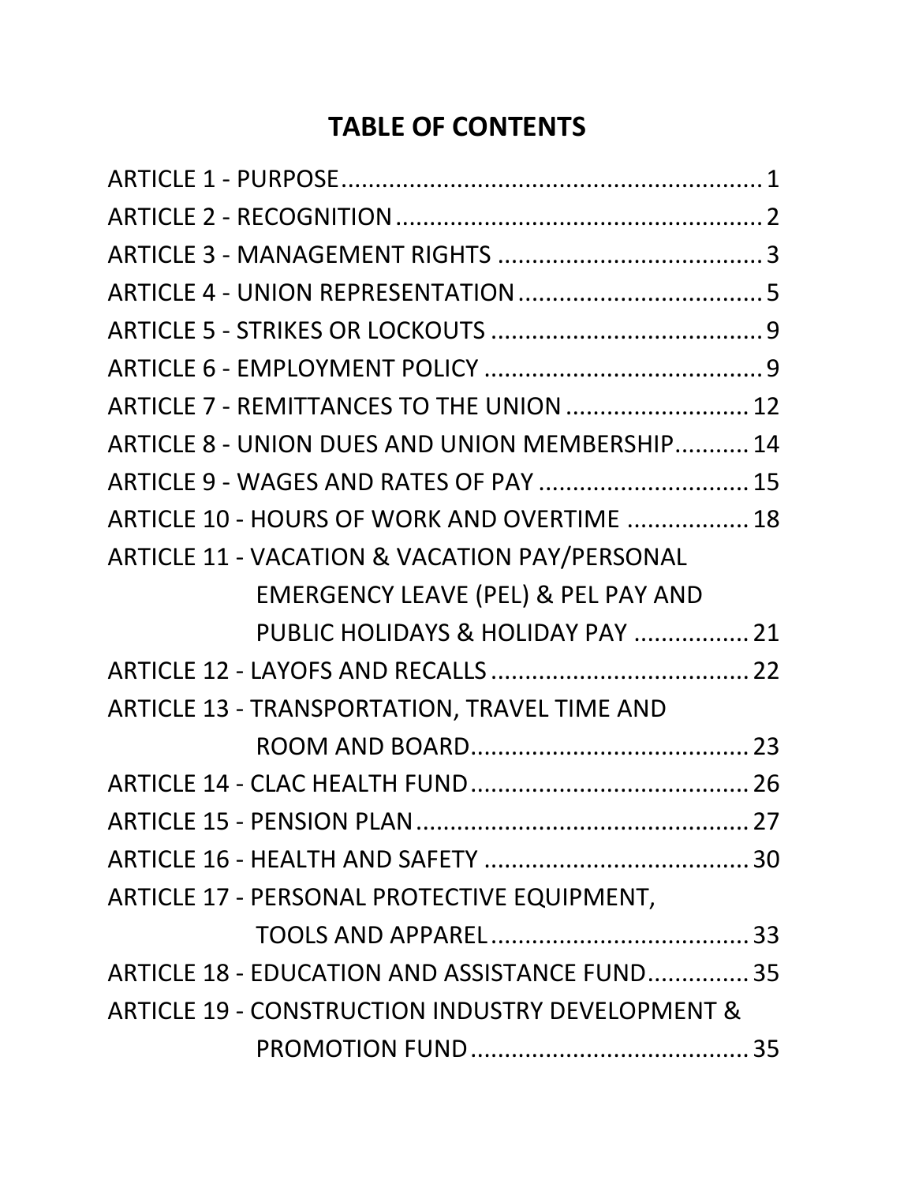# TABLE OF CONTENTS

| | |
|---|---|
| ARTICLE 1 - PURPOSE | 1 |
| ARTICLE 2 - RECOGNITION | 2 |
| ARTICLE 3 - MANAGEMENT RIGHTS | 3 |
| ARTICLE 4 - UNION REPRESENTATION | 5 |
| ARTICLE 5 - STRIKES OR LOCKOUTS | 9 |
| ARTICLE 6 - EMPLOYMENT POLICY | 9 |
| ARTICLE 7 - REMITTANCES TO THE UNION | 12 |
| ARTICLE 8 - UNION DUES AND UNION MEMBERSHIP | 14 |
| ARTICLE 9 - WAGES AND RATES OF PAY | 15 |
| ARTICLE 10 - HOURS OF WORK AND OVERTIME | 18 |
| ARTICLE 11 - VACATION & VACATION PAY/PERSONAL EMERGENCY LEAVE (PEL) & PEL PAY AND PUBLIC HOLIDAYS & HOLIDAY PAY | 21 |
| ARTICLE 12 - LAYOFS AND RECALLS | 22 |
| ARTICLE 13 - TRANSPORTATION, TRAVEL TIME AND ROOM AND BOARD | 23 |
| ARTICLE 14 - CLAC HEALTH FUND | 26 |
| ARTICLE 15 - PENSION PLAN | 27 |
| ARTICLE 16 - HEALTH AND SAFETY | 30 |
| ARTICLE 17 - PERSONAL PROTECTIVE EQUIPMENT, TOOLS AND APPAREL | 33 |
| ARTICLE 18 - EDUCATION AND ASSISTANCE FUND | 35 |
| ARTICLE 19 - CONSTRUCTION INDUSTRY DEVELOPMENT & PROMOTION FUND | 35 |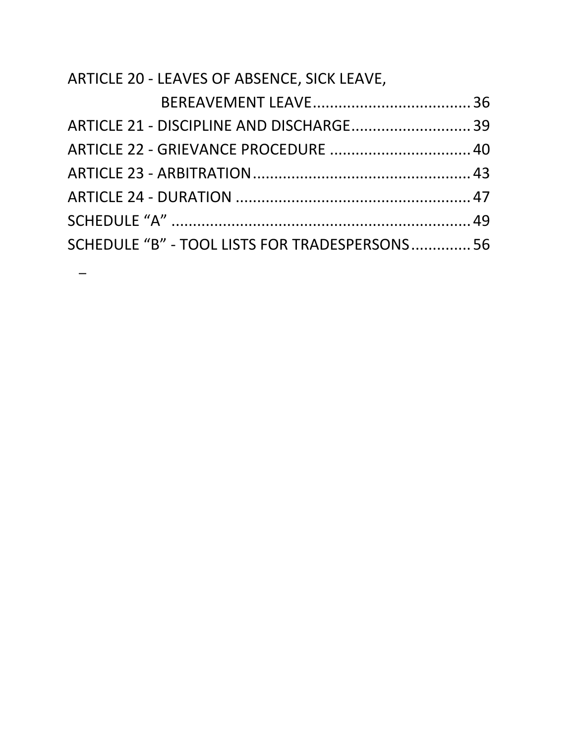ARTICLE 20 - LEAVES OF ABSENCE, SICK LEAVE, BEREAVEMENT LEAVE ..................................... 36
ARTICLE 21 - DISCIPLINE AND DISCHARGE ............................ 39
ARTICLE 22 - GRIEVANCE PROCEDURE ................................. 40
ARTICLE 23 - ARBITRATION .................................................. 43
ARTICLE 24 - DURATION ...................................................... 47
SCHEDULE “A” ..................................................................... 49
SCHEDULE “B” - TOOL LISTS FOR TRADESPERSONS .............. 56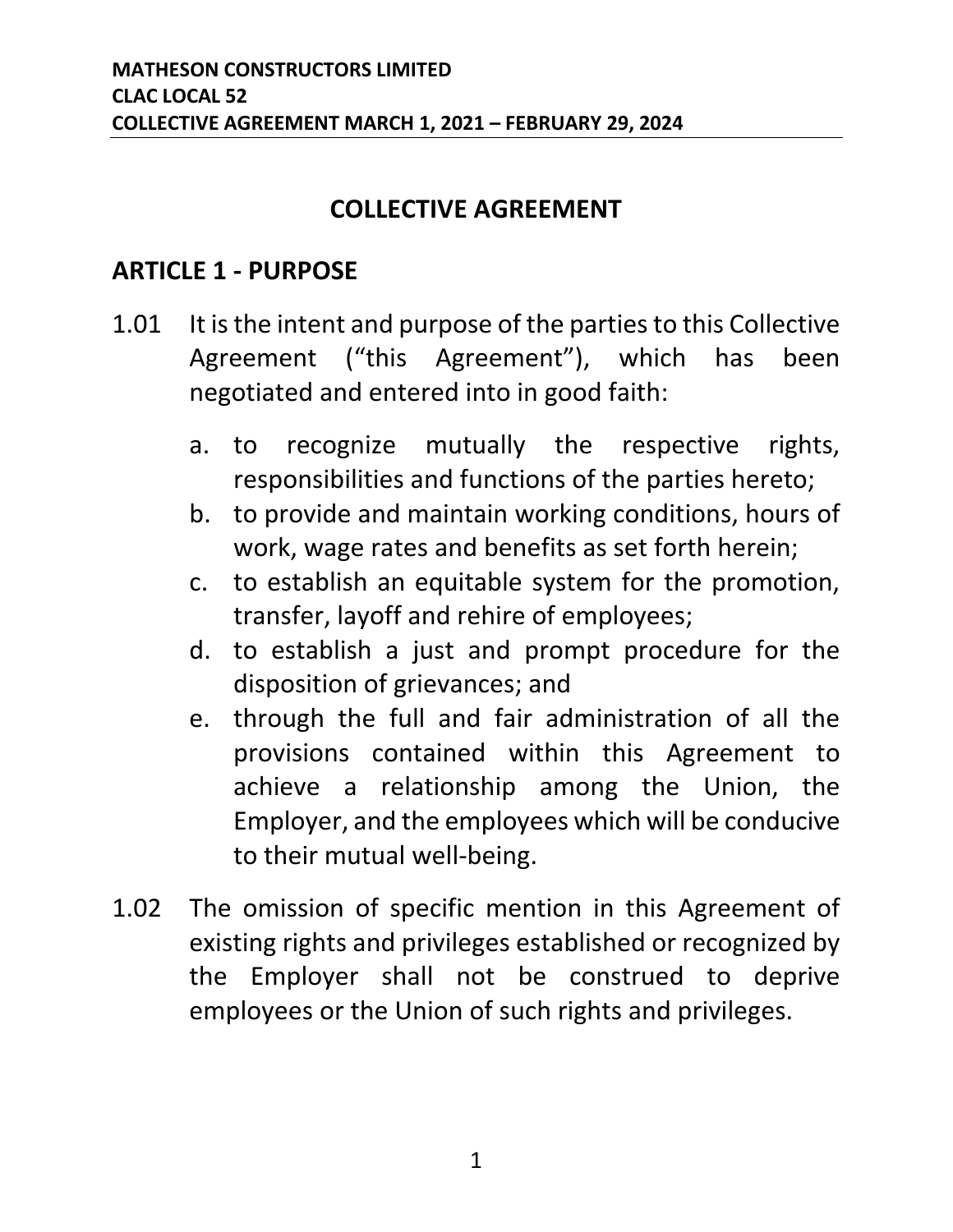# COLLECTIVE AGREEMENT

## ARTICLE 1 - PURPOSE

1.01 It is the intent and purpose of the parties to this Collective Agreement (“this Agreement”), which has been negotiated and entered into in good faith:

a. to recognize mutually the respective rights, responsibilities and functions of the parties hereto;
b. to provide and maintain working conditions, hours of work, wage rates and benefits as set forth herein;
c. to establish an equitable system for the promotion, transfer, layoff and rehire of employees;
d. to establish a just and prompt procedure for the disposition of grievances; and
e. through the full and fair administration of all the provisions contained within this Agreement to achieve a relationship among the Union, the Employer, and the employees which will be conducive to their mutual well-being.

1.02 The omission of specific mention in this Agreement of existing rights and privileges established or recognized by the Employer shall not be construed to deprive employees or the Union of such rights and privileges.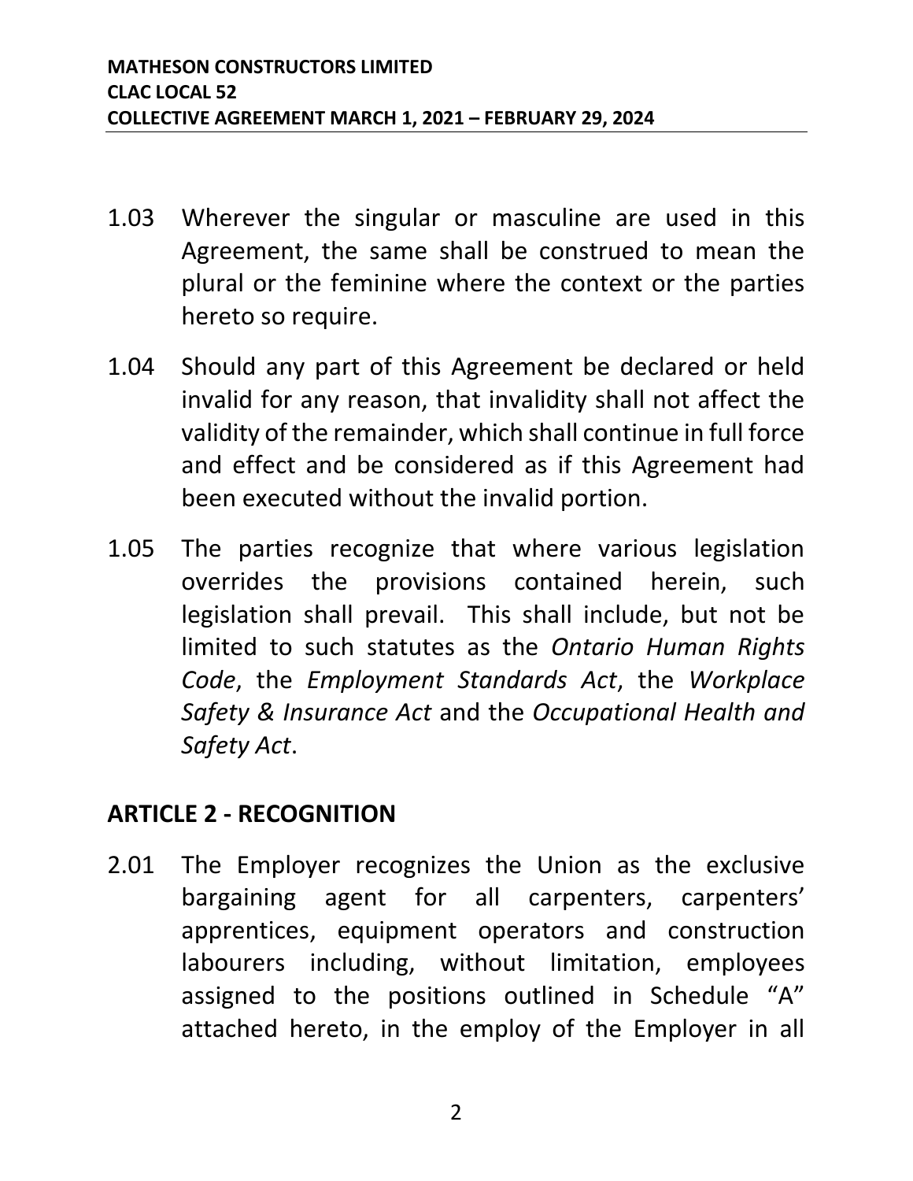1.03 Wherever the singular or masculine are used in this Agreement, the same shall be construed to mean the plural or the feminine where the context or the parties hereto so require.

1.04 Should any part of this Agreement be declared or held invalid for any reason, that invalidity shall not affect the validity of the remainder, which shall continue in full force and effect and be considered as if this Agreement had been executed without the invalid portion.

1.05 The parties recognize that where various legislation overrides the provisions contained herein, such legislation shall prevail. This shall include, but not be limited to such statutes as the *Ontario Human Rights Code*, the *Employment Standards Act*, the *Workplace Safety & Insurance Act* and the *Occupational Health and Safety Act*.

## ARTICLE 2 - RECOGNITION

2.01 The Employer recognizes the Union as the exclusive bargaining agent for all carpenters, carpenters' apprentices, equipment operators and construction labourers including, without limitation, employees assigned to the positions outlined in Schedule "A" attached hereto, in the employ of the Employer in all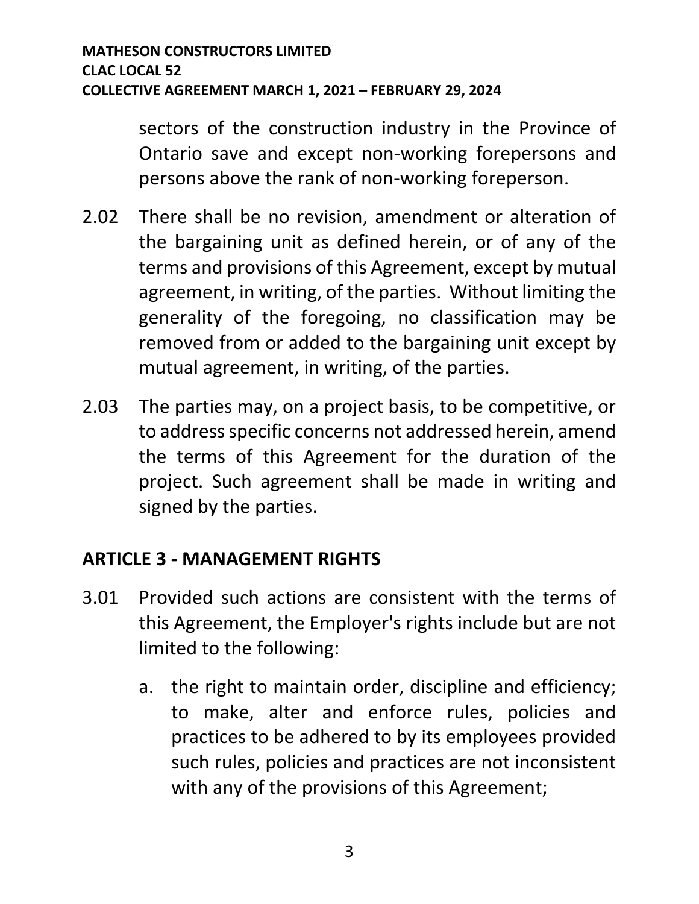sectors of the construction industry in the Province of Ontario save and except non-working forepersons and persons above the rank of non-working foreperson.

2.02 There shall be no revision, amendment or alteration of the bargaining unit as defined herein, or of any of the terms and provisions of this Agreement, except by mutual agreement, in writing, of the parties. Without limiting the generality of the foregoing, no classification may be removed from or added to the bargaining unit except by mutual agreement, in writing, of the parties.

2.03 The parties may, on a project basis, to be competitive, or to address specific concerns not addressed herein, amend the terms of this Agreement for the duration of the project. Such agreement shall be made in writing and signed by the parties.

## ARTICLE 3 - MANAGEMENT RIGHTS

3.01 Provided such actions are consistent with the terms of this Agreement, the Employer's rights include but are not limited to the following:

a. the right to maintain order, discipline and efficiency; to make, alter and enforce rules, policies and practices to be adhered to by its employees provided such rules, policies and practices are not inconsistent with any of the provisions of this Agreement;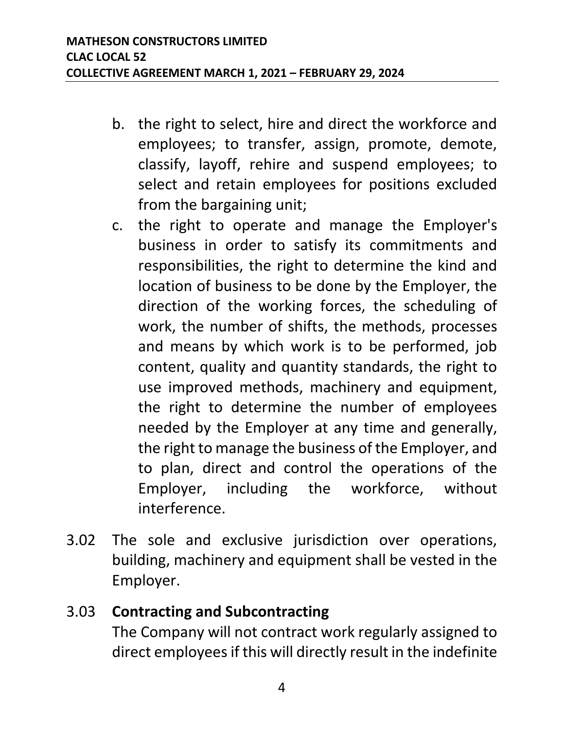b. the right to select, hire and direct the workforce and employees; to transfer, assign, promote, demote, classify, layoff, rehire and suspend employees; to select and retain employees for positions excluded from the bargaining unit;

c. the right to operate and manage the Employer's business in order to satisfy its commitments and responsibilities, the right to determine the kind and location of business to be done by the Employer, the direction of the working forces, the scheduling of work, the number of shifts, the methods, processes and means by which work is to be performed, job content, quality and quantity standards, the right to use improved methods, machinery and equipment, the right to determine the number of employees needed by the Employer at any time and generally, the right to manage the business of the Employer, and to plan, direct and control the operations of the Employer, including the workforce, without interference.

3.02 The sole and exclusive jurisdiction over operations, building, machinery and equipment shall be vested in the Employer.

3.03 **Contracting and Subcontracting**
The Company will not contract work regularly assigned to direct employees if this will directly result in the indefinite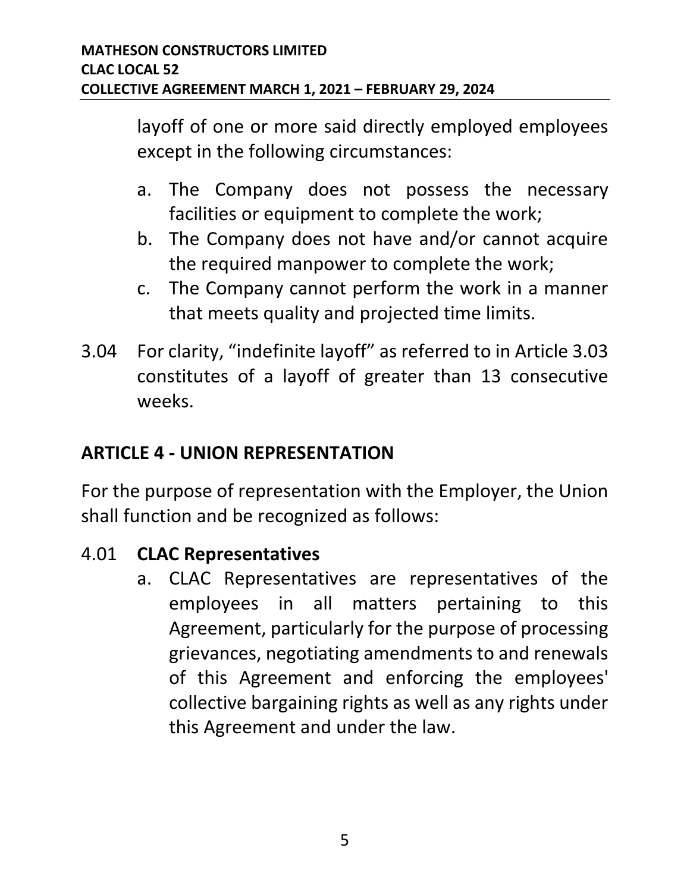layoff of one or more said directly employed employees except in the following circumstances:

a. The Company does not possess the necessary facilities or equipment to complete the work;
b. The Company does not have and/or cannot acquire the required manpower to complete the work;
c. The Company cannot perform the work in a manner that meets quality and projected time limits.

3.04 For clarity, "indefinite layoff" as referred to in Article 3.03 constitutes of a layoff of greater than 13 consecutive weeks.

## ARTICLE 4 - UNION REPRESENTATION

For the purpose of representation with the Employer, the Union shall function and be recognized as follows:

4.01 **CLAC Representatives**

a. CLAC Representatives are representatives of the employees in all matters pertaining to this Agreement, particularly for the purpose of processing grievances, negotiating amendments to and renewals of this Agreement and enforcing the employees' collective bargaining rights as well as any rights under this Agreement and under the law.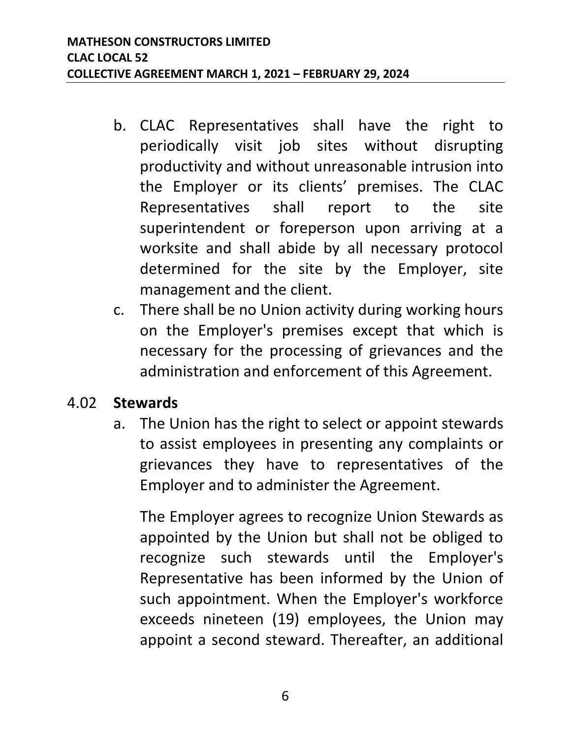b. CLAC Representatives shall have the right to periodically visit job sites without disrupting productivity and without unreasonable intrusion into the Employer or its clients' premises. The CLAC Representatives shall report to the site superintendent or foreperson upon arriving at a worksite and shall abide by all necessary protocol determined for the site by the Employer, site management and the client.

c. There shall be no Union activity during working hours on the Employer's premises except that which is necessary for the processing of grievances and the administration and enforcement of this Agreement.

4.02 **Stewards**

a. The Union has the right to select or appoint stewards to assist employees in presenting any complaints or grievances they have to representatives of the Employer and to administer the Agreement.

   The Employer agrees to recognize Union Stewards as appointed by the Union but shall not be obliged to recognize such stewards until the Employer's Representative has been informed by the Union of such appointment. When the Employer's workforce exceeds nineteen (19) employees, the Union may appoint a second steward. Thereafter, an additional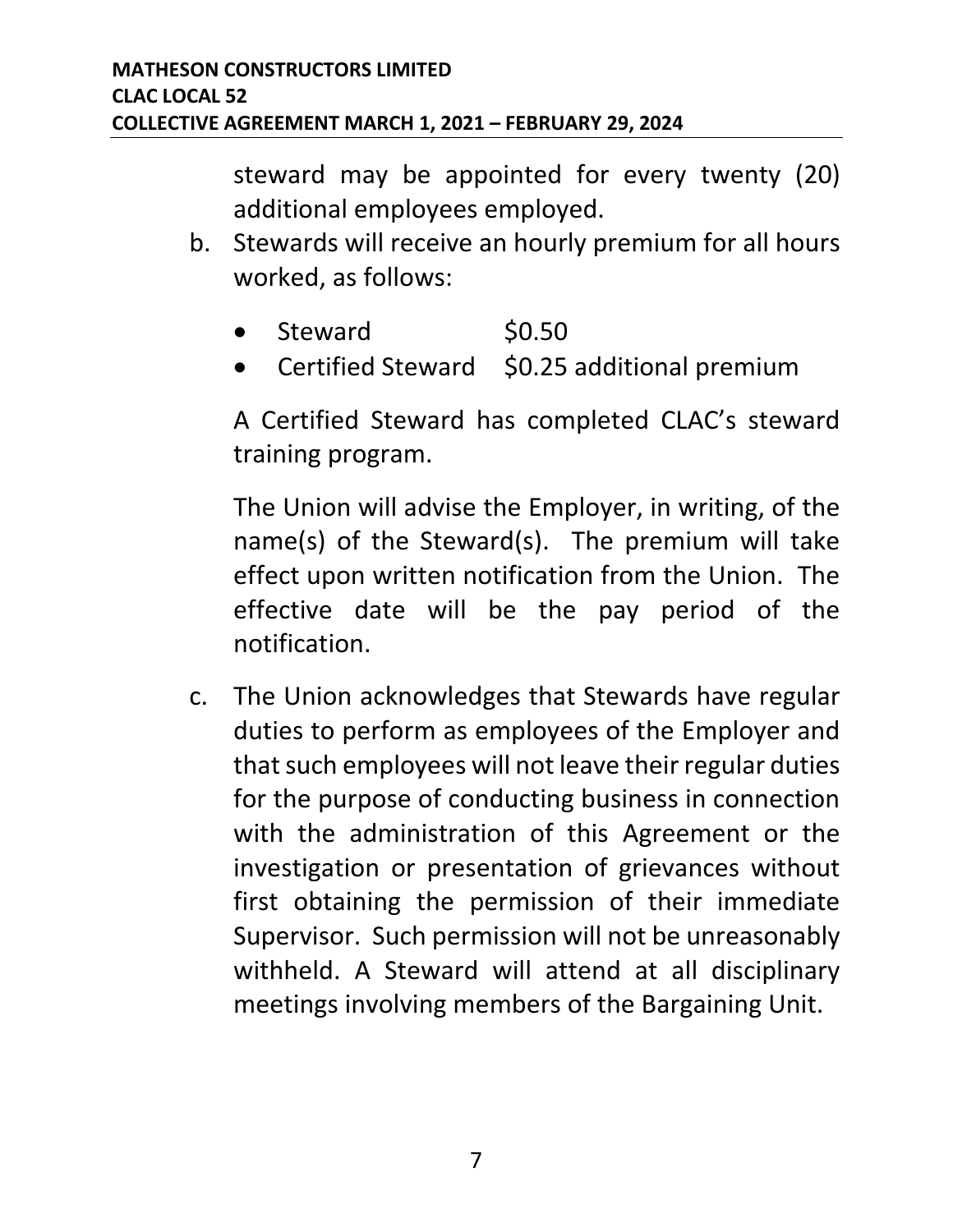steward may be appointed for every twenty (20) additional employees employed.

b. Stewards will receive an hourly premium for all hours worked, as follows:

   - Steward $0.50
   - Certified Steward $0.25 additional premium

   A Certified Steward has completed CLAC's steward training program.

   The Union will advise the Employer, in writing, of the name(s) of the Steward(s). The premium will take effect upon written notification from the Union. The effective date will be the pay period of the notification.

c. The Union acknowledges that Stewards have regular duties to perform as employees of the Employer and that such employees will not leave their regular duties for the purpose of conducting business in connection with the administration of this Agreement or the investigation or presentation of grievances without first obtaining the permission of their immediate Supervisor. Such permission will not be unreasonably withheld. A Steward will attend at all disciplinary meetings involving members of the Bargaining Unit.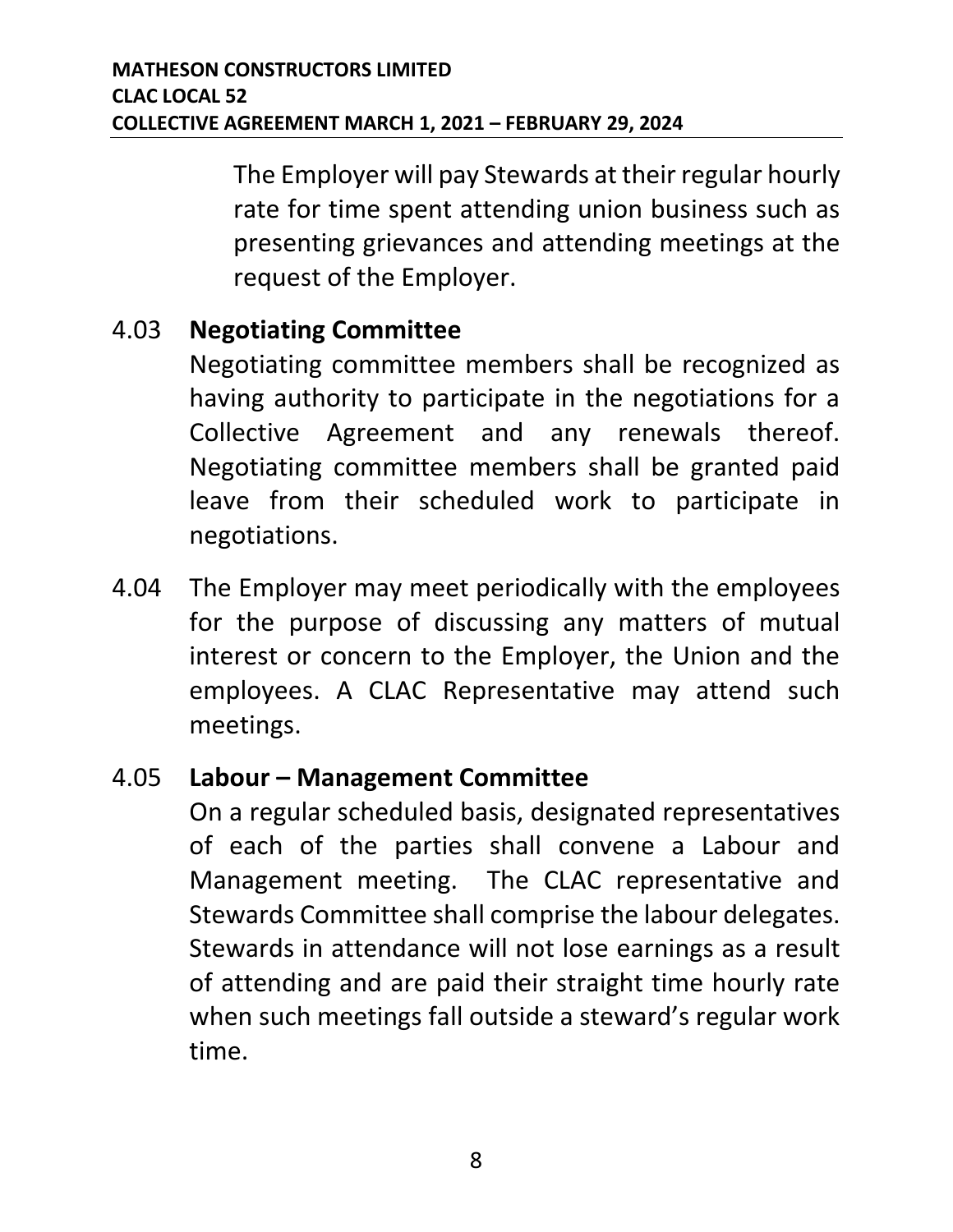The Employer will pay Stewards at their regular hourly rate for time spent attending union business such as presenting grievances and attending meetings at the request of the Employer.

4.03 **Negotiating Committee**

Negotiating committee members shall be recognized as having authority to participate in the negotiations for a Collective Agreement and any renewals thereof. Negotiating committee members shall be granted paid leave from their scheduled work to participate in negotiations.

4.04 The Employer may meet periodically with the employees for the purpose of discussing any matters of mutual interest or concern to the Employer, the Union and the employees. A CLAC Representative may attend such meetings.

4.05 **Labour – Management Committee**

On a regular scheduled basis, designated representatives of each of the parties shall convene a Labour and Management meeting. The CLAC representative and Stewards Committee shall comprise the labour delegates. Stewards in attendance will not lose earnings as a result of attending and are paid their straight time hourly rate when such meetings fall outside a steward's regular work time.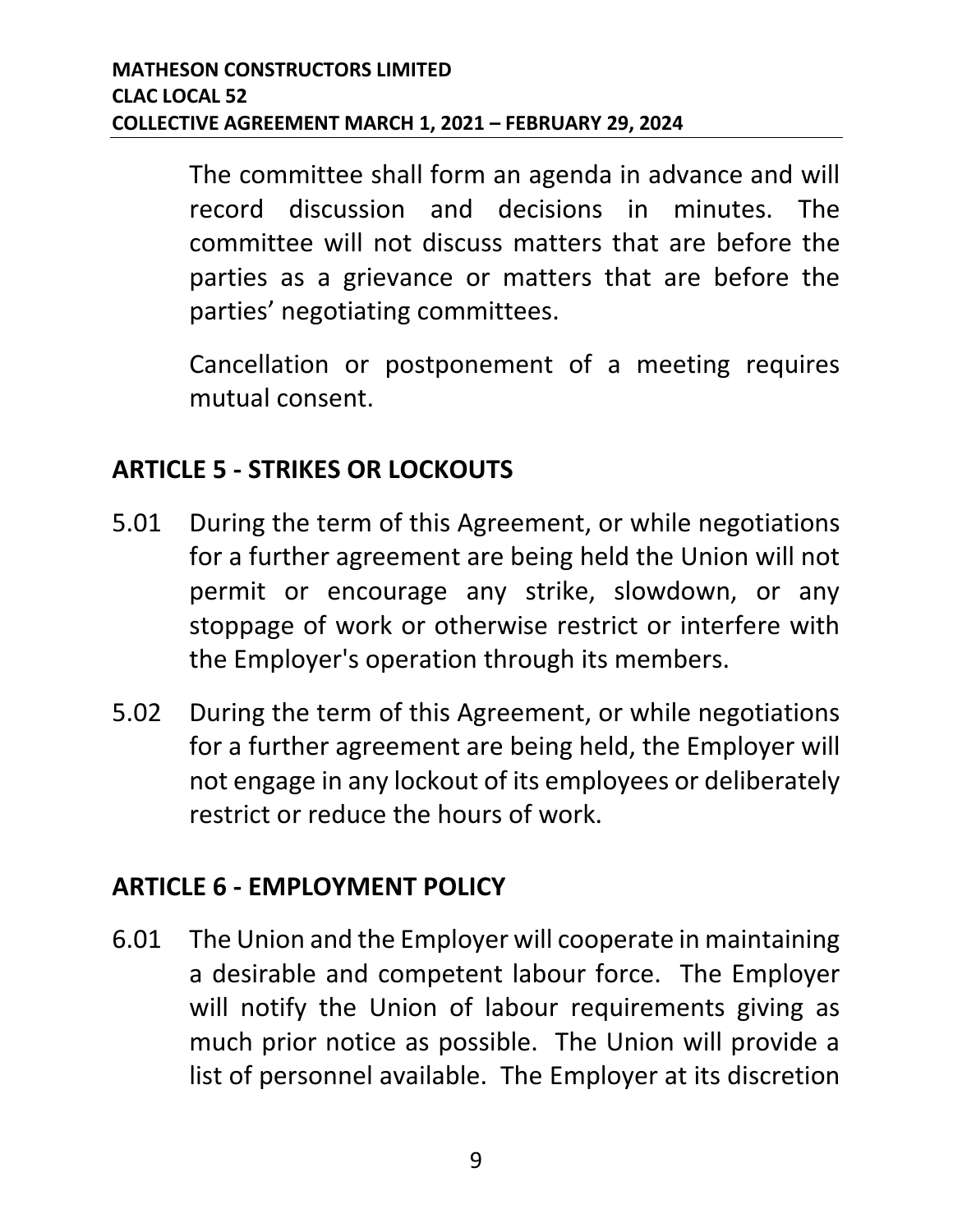The committee shall form an agenda in advance and will record discussion and decisions in minutes. The committee will not discuss matters that are before the parties as a grievance or matters that are before the parties' negotiating committees.

Cancellation or postponement of a meeting requires mutual consent.

## ARTICLE 5 - STRIKES OR LOCKOUTS

5.01 During the term of this Agreement, or while negotiations for a further agreement are being held the Union will not permit or encourage any strike, slowdown, or any stoppage of work or otherwise restrict or interfere with the Employer's operation through its members.

5.02 During the term of this Agreement, or while negotiations for a further agreement are being held, the Employer will not engage in any lockout of its employees or deliberately restrict or reduce the hours of work.

## ARTICLE 6 - EMPLOYMENT POLICY

6.01 The Union and the Employer will cooperate in maintaining a desirable and competent labour force. The Employer will notify the Union of labour requirements giving as much prior notice as possible. The Union will provide a list of personnel available. The Employer at its discretion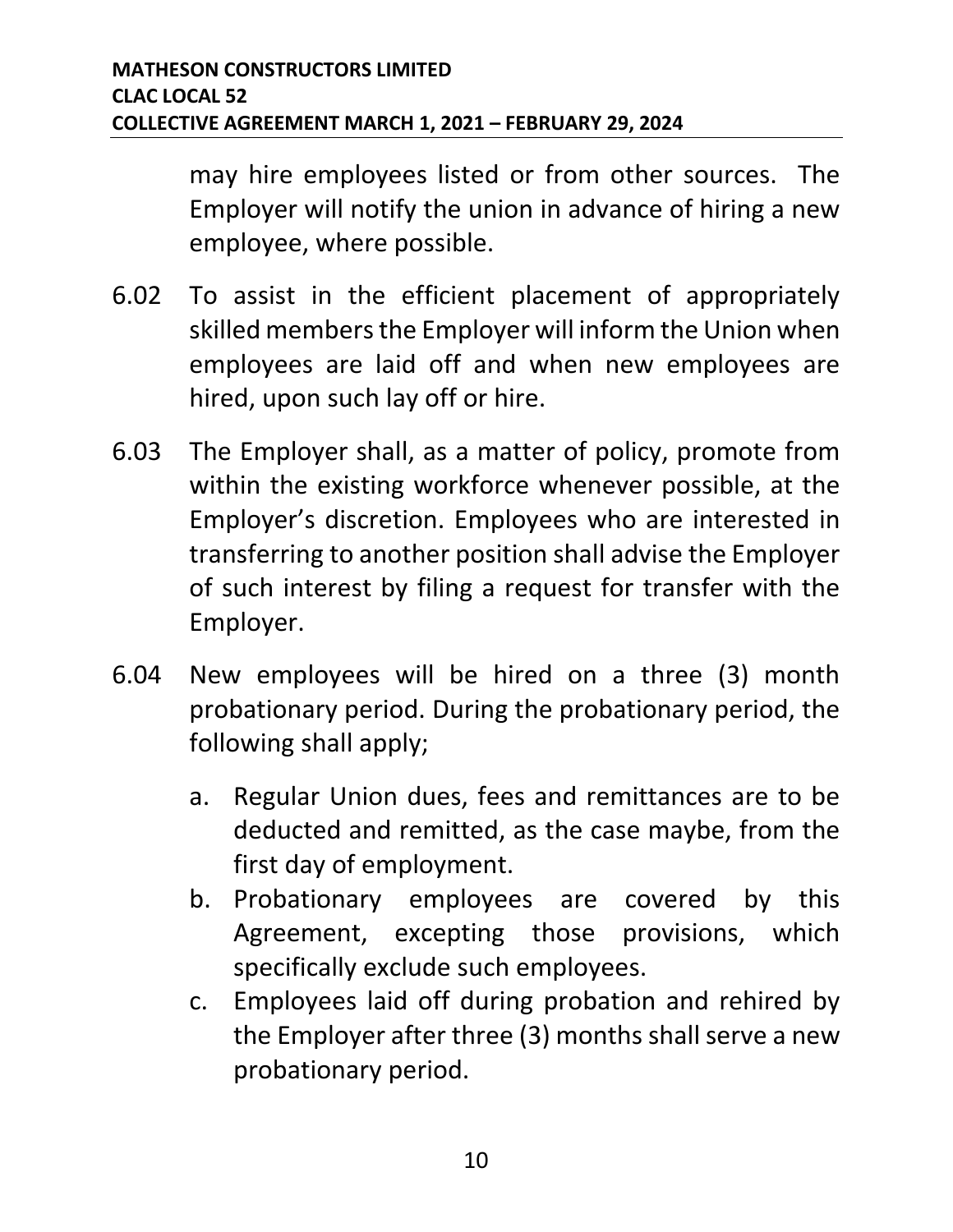may hire employees listed or from other sources. The Employer will notify the union in advance of hiring a new employee, where possible.

6.02 To assist in the efficient placement of appropriately skilled members the Employer will inform the Union when employees are laid off and when new employees are hired, upon such lay off or hire.

6.03 The Employer shall, as a matter of policy, promote from within the existing workforce whenever possible, at the Employer's discretion. Employees who are interested in transferring to another position shall advise the Employer of such interest by filing a request for transfer with the Employer.

6.04 New employees will be hired on a three (3) month probationary period. During the probationary period, the following shall apply;

a. Regular Union dues, fees and remittances are to be deducted and remitted, as the case maybe, from the first day of employment.
b. Probationary employees are covered by this Agreement, excepting those provisions, which specifically exclude such employees.
c. Employees laid off during probation and rehired by the Employer after three (3) months shall serve a new probationary period.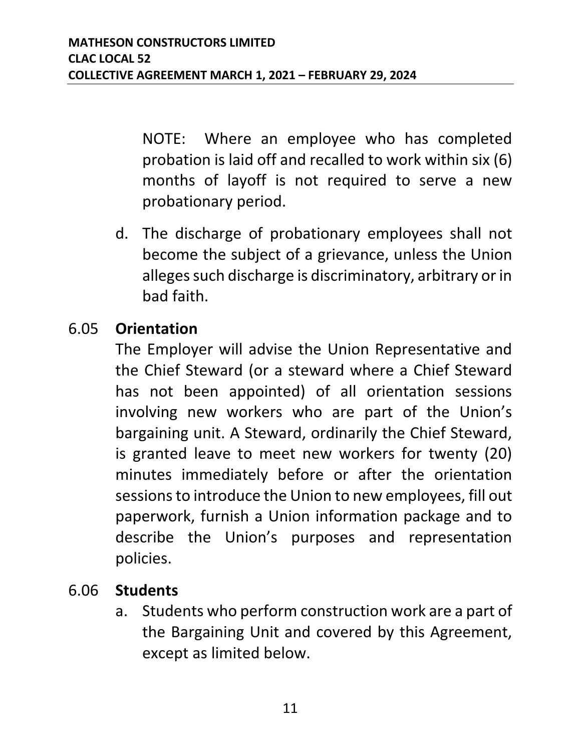NOTE: Where an employee who has completed probation is laid off and recalled to work within six (6) months of layoff is not required to serve a new probationary period.

d. The discharge of probationary employees shall not become the subject of a grievance, unless the Union alleges such discharge is discriminatory, arbitrary or in bad faith.

6.05 **Orientation**

The Employer will advise the Union Representative and the Chief Steward (or a steward where a Chief Steward has not been appointed) of all orientation sessions involving new workers who are part of the Union's bargaining unit. A Steward, ordinarily the Chief Steward, is granted leave to meet new workers for twenty (20) minutes immediately before or after the orientation sessions to introduce the Union to new employees, fill out paperwork, furnish a Union information package and to describe the Union's purposes and representation policies.

6.06 **Students**

a. Students who perform construction work are a part of the Bargaining Unit and covered by this Agreement, except as limited below.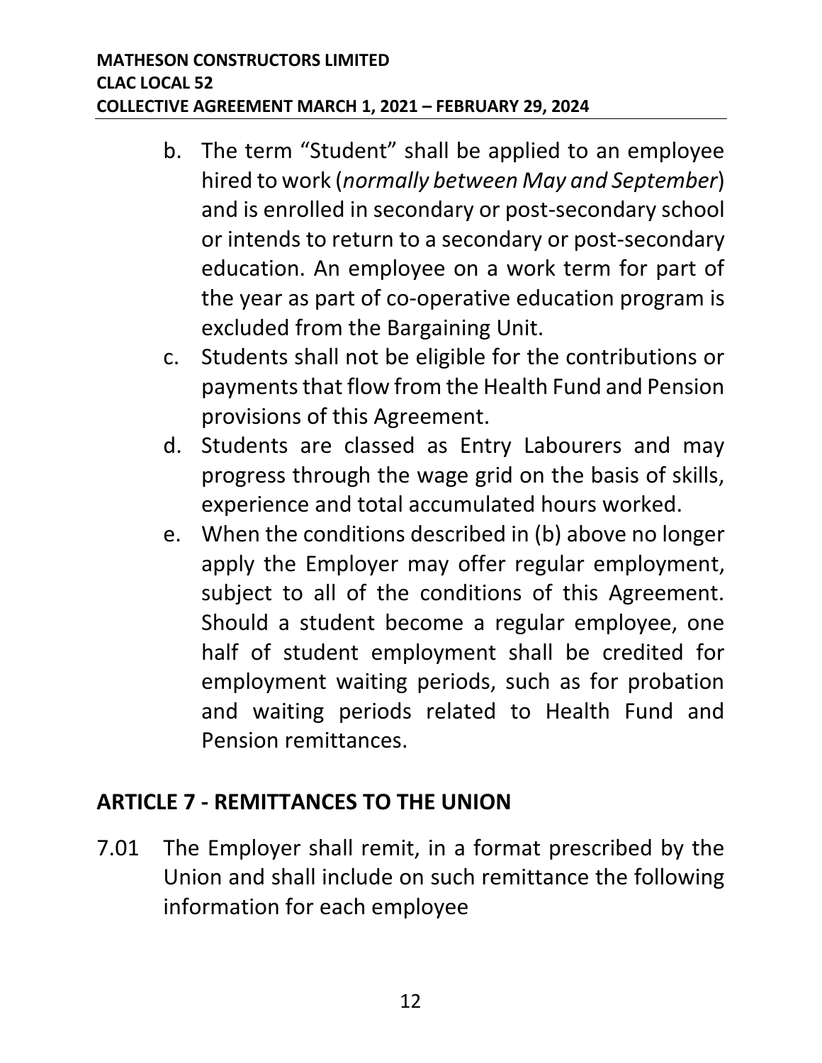b. The term "Student" shall be applied to an employee hired to work (*normally between May and September*) and is enrolled in secondary or post-secondary school or intends to return to a secondary or post-secondary education. An employee on a work term for part of the year as part of co-operative education program is excluded from the Bargaining Unit.

c. Students shall not be eligible for the contributions or payments that flow from the Health Fund and Pension provisions of this Agreement.

d. Students are classed as Entry Labourers and may progress through the wage grid on the basis of skills, experience and total accumulated hours worked.

e. When the conditions described in (b) above no longer apply the Employer may offer regular employment, subject to all of the conditions of this Agreement. Should a student become a regular employee, one half of student employment shall be credited for employment waiting periods, such as for probation and waiting periods related to Health Fund and Pension remittances.

## ARTICLE 7 - REMITTANCES TO THE UNION

7.01 The Employer shall remit, in a format prescribed by the Union and shall include on such remittance the following information for each employee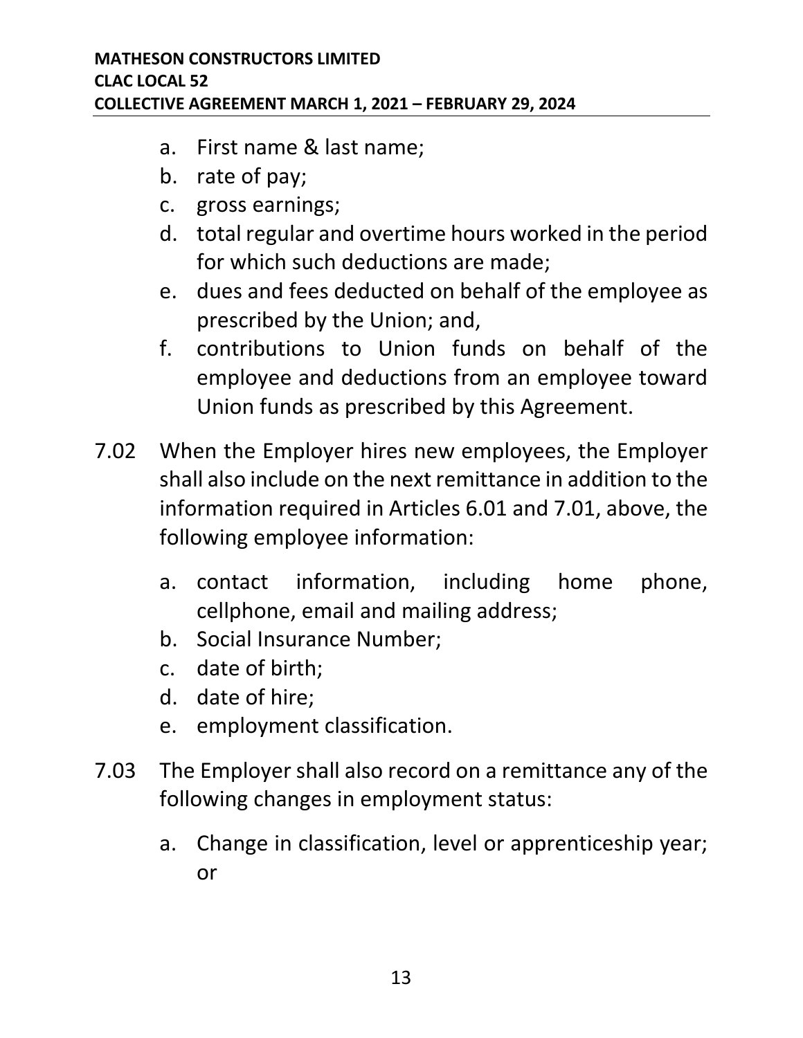a. First name & last name;
b. rate of pay;
c. gross earnings;
d. total regular and overtime hours worked in the period for which such deductions are made;
e. dues and fees deducted on behalf of the employee as prescribed by the Union; and,
f. contributions to Union funds on behalf of the employee and deductions from an employee toward Union funds as prescribed by this Agreement.

7.02 When the Employer hires new employees, the Employer shall also include on the next remittance in addition to the information required in Articles 6.01 and 7.01, above, the following employee information:

a. contact information, including home phone, cellphone, email and mailing address;
b. Social Insurance Number;
c. date of birth;
d. date of hire;
e. employment classification.

7.03 The Employer shall also record on a remittance any of the following changes in employment status:

a. Change in classification, level or apprenticeship year; or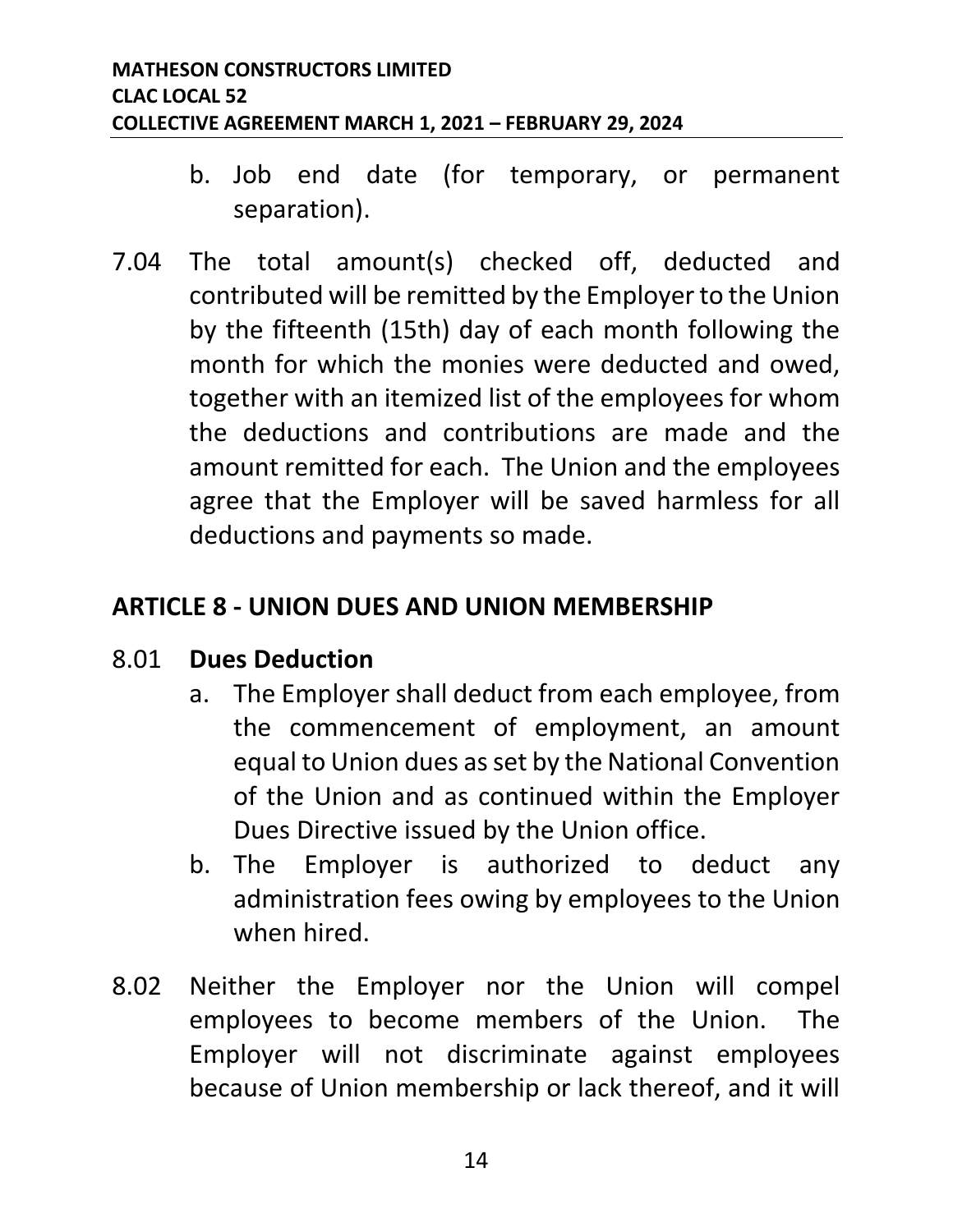b. Job end date (for temporary, or permanent separation).

7.04 The total amount(s) checked off, deducted and contributed will be remitted by the Employer to the Union by the fifteenth (15th) day of each month following the month for which the monies were deducted and owed, together with an itemized list of the employees for whom the deductions and contributions are made and the amount remitted for each. The Union and the employees agree that the Employer will be saved harmless for all deductions and payments so made.

## ARTICLE 8 - UNION DUES AND UNION MEMBERSHIP

8.01 **Dues Deduction**

a. The Employer shall deduct from each employee, from the commencement of employment, an amount equal to Union dues as set by the National Convention of the Union and as continued within the Employer Dues Directive issued by the Union office.

b. The Employer is authorized to deduct any administration fees owing by employees to the Union when hired.

8.02 Neither the Employer nor the Union will compel employees to become members of the Union. The Employer will not discriminate against employees because of Union membership or lack thereof, and it will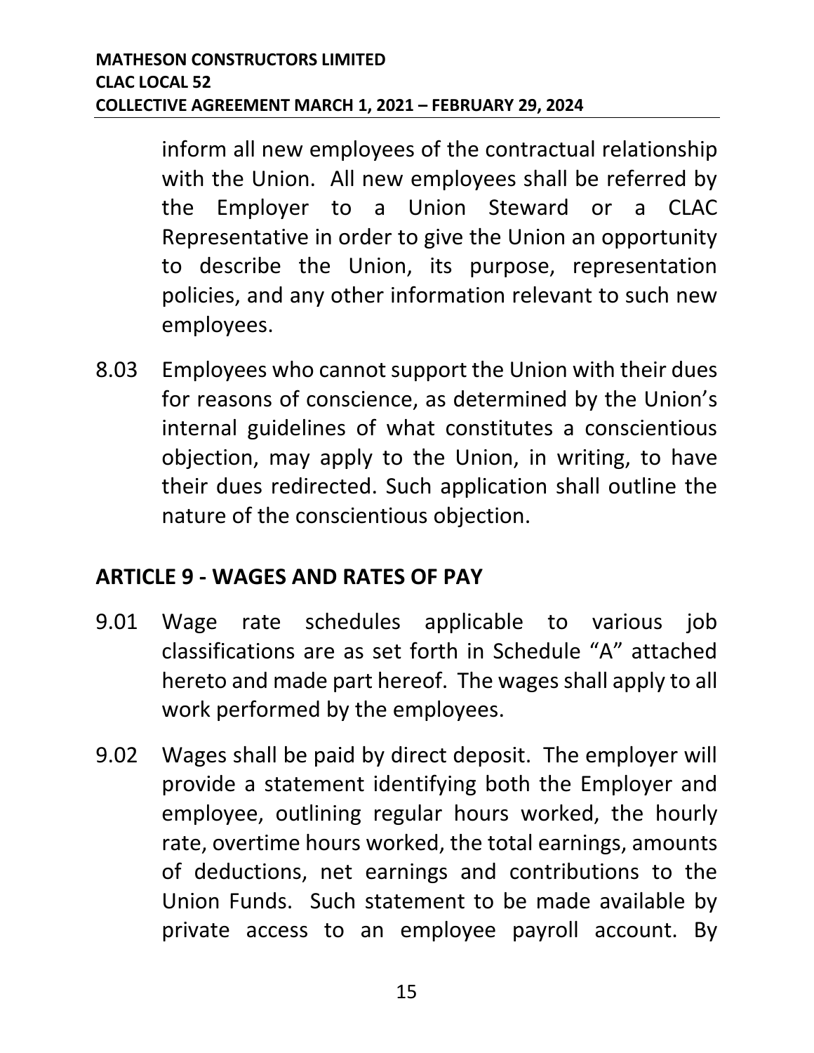inform all new employees of the contractual relationship with the Union. All new employees shall be referred by the Employer to a Union Steward or a CLAC Representative in order to give the Union an opportunity to describe the Union, its purpose, representation policies, and any other information relevant to such new employees.

8.03 Employees who cannot support the Union with their dues for reasons of conscience, as determined by the Union's internal guidelines of what constitutes a conscientious objection, may apply to the Union, in writing, to have their dues redirected. Such application shall outline the nature of the conscientious objection.

## ARTICLE 9 - WAGES AND RATES OF PAY

9.01 Wage rate schedules applicable to various job classifications are as set forth in Schedule "A" attached hereto and made part hereof. The wages shall apply to all work performed by the employees.

9.02 Wages shall be paid by direct deposit. The employer will provide a statement identifying both the Employer and employee, outlining regular hours worked, the hourly rate, overtime hours worked, the total earnings, amounts of deductions, net earnings and contributions to the Union Funds. Such statement to be made available by private access to an employee payroll account. By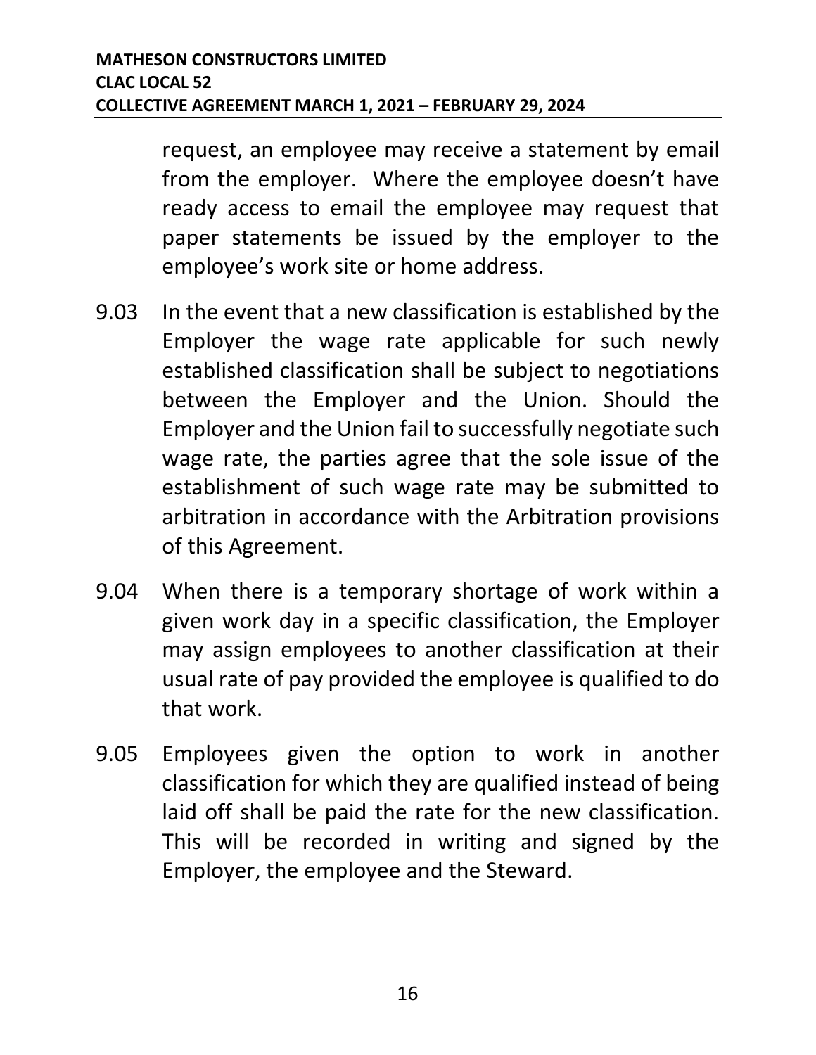request, an employee may receive a statement by email from the employer. Where the employee doesn't have ready access to email the employee may request that paper statements be issued by the employer to the employee's work site or home address.

9.03 In the event that a new classification is established by the Employer the wage rate applicable for such newly established classification shall be subject to negotiations between the Employer and the Union. Should the Employer and the Union fail to successfully negotiate such wage rate, the parties agree that the sole issue of the establishment of such wage rate may be submitted to arbitration in accordance with the Arbitration provisions of this Agreement.

9.04 When there is a temporary shortage of work within a given work day in a specific classification, the Employer may assign employees to another classification at their usual rate of pay provided the employee is qualified to do that work.

9.05 Employees given the option to work in another classification for which they are qualified instead of being laid off shall be paid the rate for the new classification. This will be recorded in writing and signed by the Employer, the employee and the Steward.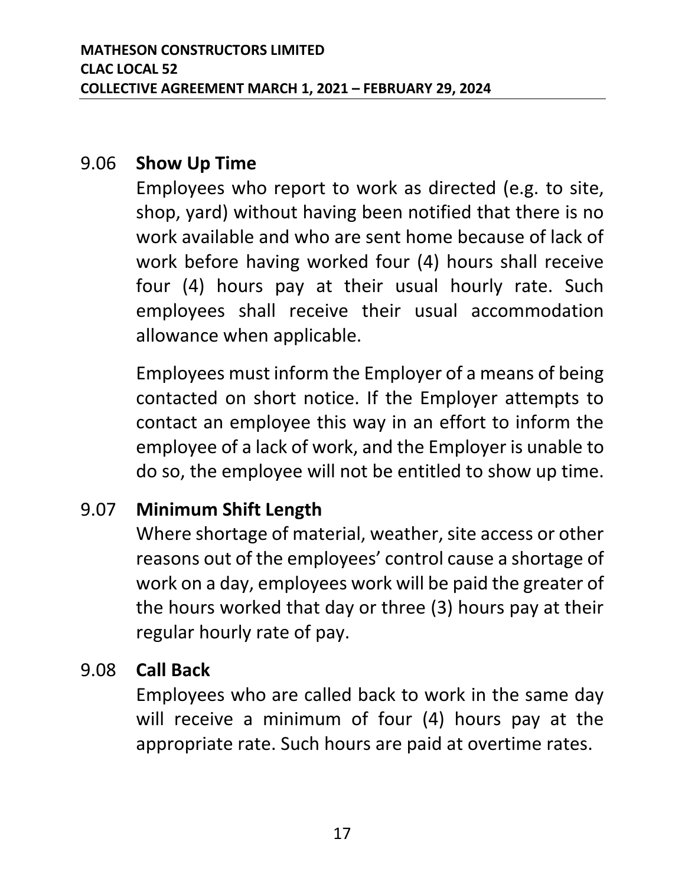### 9.06 **Show Up Time**

Employees who report to work as directed (e.g. to site, shop, yard) without having been notified that there is no work available and who are sent home because of lack of work before having worked four (4) hours shall receive four (4) hours pay at their usual hourly rate. Such employees shall receive their usual accommodation allowance when applicable.

Employees must inform the Employer of a means of being contacted on short notice. If the Employer attempts to contact an employee this way in an effort to inform the employee of a lack of work, and the Employer is unable to do so, the employee will not be entitled to show up time.

### 9.07 **Minimum Shift Length**

Where shortage of material, weather, site access or other reasons out of the employees' control cause a shortage of work on a day, employees work will be paid the greater of the hours worked that day or three (3) hours pay at their regular hourly rate of pay.

### 9.08 **Call Back**

Employees who are called back to work in the same day will receive a minimum of four (4) hours pay at the appropriate rate. Such hours are paid at overtime rates.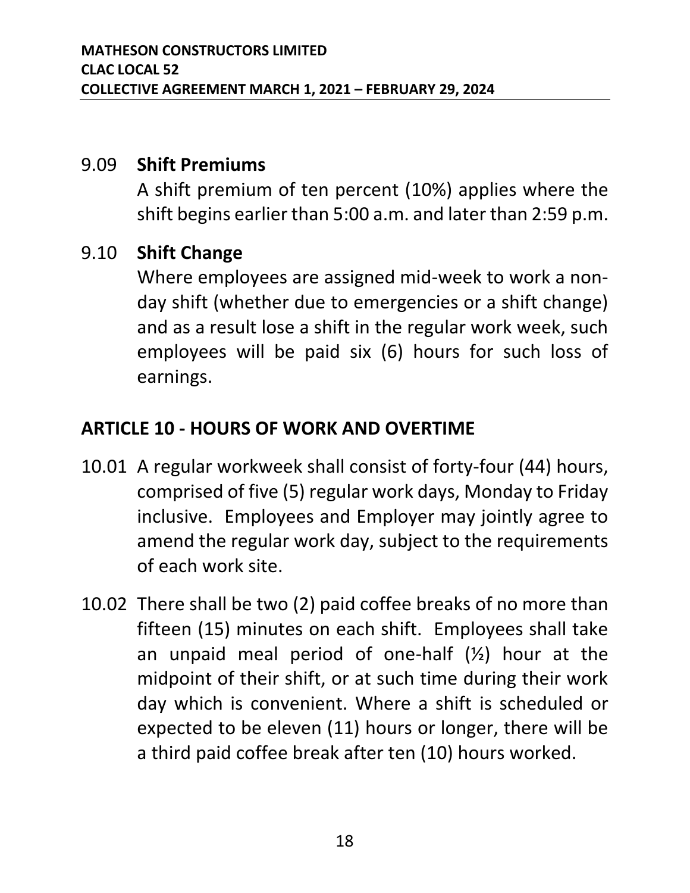9.09 **Shift Premiums**

A shift premium of ten percent (10%) applies where the shift begins earlier than 5:00 a.m. and later than 2:59 p.m.

9.10 **Shift Change**

Where employees are assigned mid-week to work a non-day shift (whether due to emergencies or a shift change) and as a result lose a shift in the regular work week, such employees will be paid six (6) hours for such loss of earnings.

## ARTICLE 10 - HOURS OF WORK AND OVERTIME

10.01 A regular workweek shall consist of forty-four (44) hours, comprised of five (5) regular work days, Monday to Friday inclusive. Employees and Employer may jointly agree to amend the regular work day, subject to the requirements of each work site.

10.02 There shall be two (2) paid coffee breaks of no more than fifteen (15) minutes on each shift. Employees shall take an unpaid meal period of one-half (½) hour at the midpoint of their shift, or at such time during their work day which is convenient. Where a shift is scheduled or expected to be eleven (11) hours or longer, there will be a third paid coffee break after ten (10) hours worked.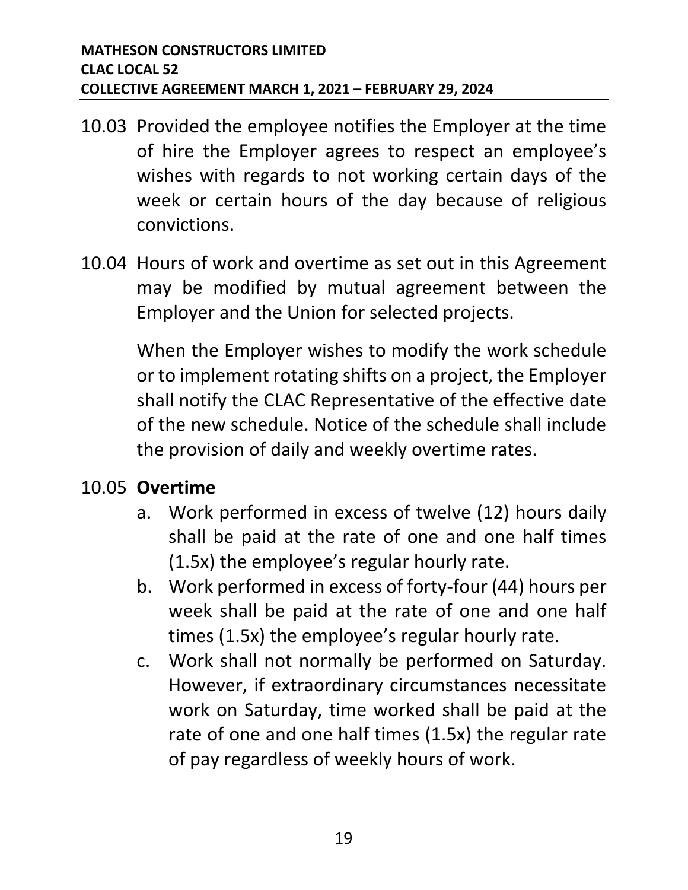10.03 Provided the employee notifies the Employer at the time of hire the Employer agrees to respect an employee's wishes with regards to not working certain days of the week or certain hours of the day because of religious convictions.

10.04 Hours of work and overtime as set out in this Agreement may be modified by mutual agreement between the Employer and the Union for selected projects.

When the Employer wishes to modify the work schedule or to implement rotating shifts on a project, the Employer shall notify the CLAC Representative of the effective date of the new schedule. Notice of the schedule shall include the provision of daily and weekly overtime rates.

10.05 **Overtime**

a. Work performed in excess of twelve (12) hours daily shall be paid at the rate of one and one half times (1.5x) the employee's regular hourly rate.
b. Work performed in excess of forty-four (44) hours per week shall be paid at the rate of one and one half times (1.5x) the employee's regular hourly rate.
c. Work shall not normally be performed on Saturday. However, if extraordinary circumstances necessitate work on Saturday, time worked shall be paid at the rate of one and one half times (1.5x) the regular rate of pay regardless of weekly hours of work.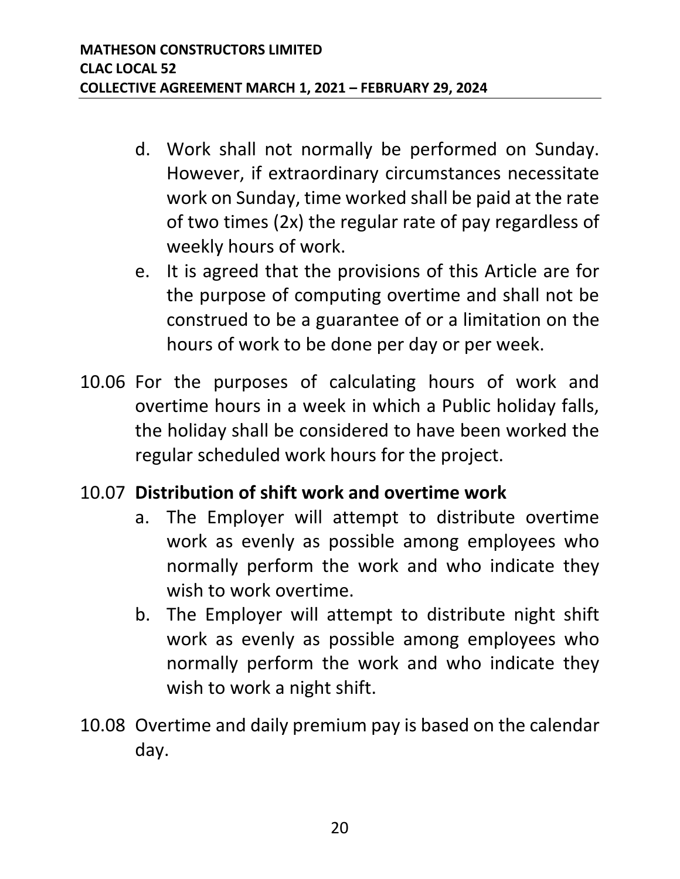d. Work shall not normally be performed on Sunday. However, if extraordinary circumstances necessitate work on Sunday, time worked shall be paid at the rate of two times (2x) the regular rate of pay regardless of weekly hours of work.

e. It is agreed that the provisions of this Article are for the purpose of computing overtime and shall not be construed to be a guarantee of or a limitation on the hours of work to be done per day or per week.

10.06 For the purposes of calculating hours of work and overtime hours in a week in which a Public holiday falls, the holiday shall be considered to have been worked the regular scheduled work hours for the project.

10.07 **Distribution of shift work and overtime work**

a. The Employer will attempt to distribute overtime work as evenly as possible among employees who normally perform the work and who indicate they wish to work overtime.

b. The Employer will attempt to distribute night shift work as evenly as possible among employees who normally perform the work and who indicate they wish to work a night shift.

10.08 Overtime and daily premium pay is based on the calendar day.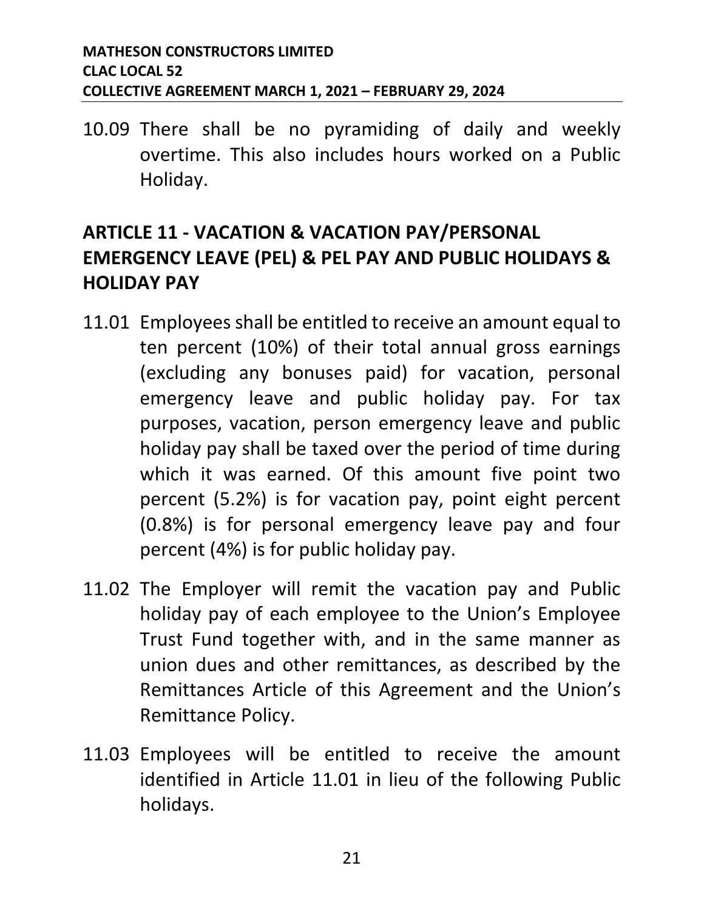10.09 There shall be no pyramiding of daily and weekly overtime. This also includes hours worked on a Public Holiday.

## ARTICLE 11 - VACATION & VACATION PAY/PERSONAL EMERGENCY LEAVE (PEL) & PEL PAY AND PUBLIC HOLIDAYS & HOLIDAY PAY

11.01 Employees shall be entitled to receive an amount equal to ten percent (10%) of their total annual gross earnings (excluding any bonuses paid) for vacation, personal emergency leave and public holiday pay. For tax purposes, vacation, person emergency leave and public holiday pay shall be taxed over the period of time during which it was earned. Of this amount five point two percent (5.2%) is for vacation pay, point eight percent (0.8%) is for personal emergency leave pay and four percent (4%) is for public holiday pay.

11.02 The Employer will remit the vacation pay and Public holiday pay of each employee to the Union's Employee Trust Fund together with, and in the same manner as union dues and other remittances, as described by the Remittances Article of this Agreement and the Union's Remittance Policy.

11.03 Employees will be entitled to receive the amount identified in Article 11.01 in lieu of the following Public holidays.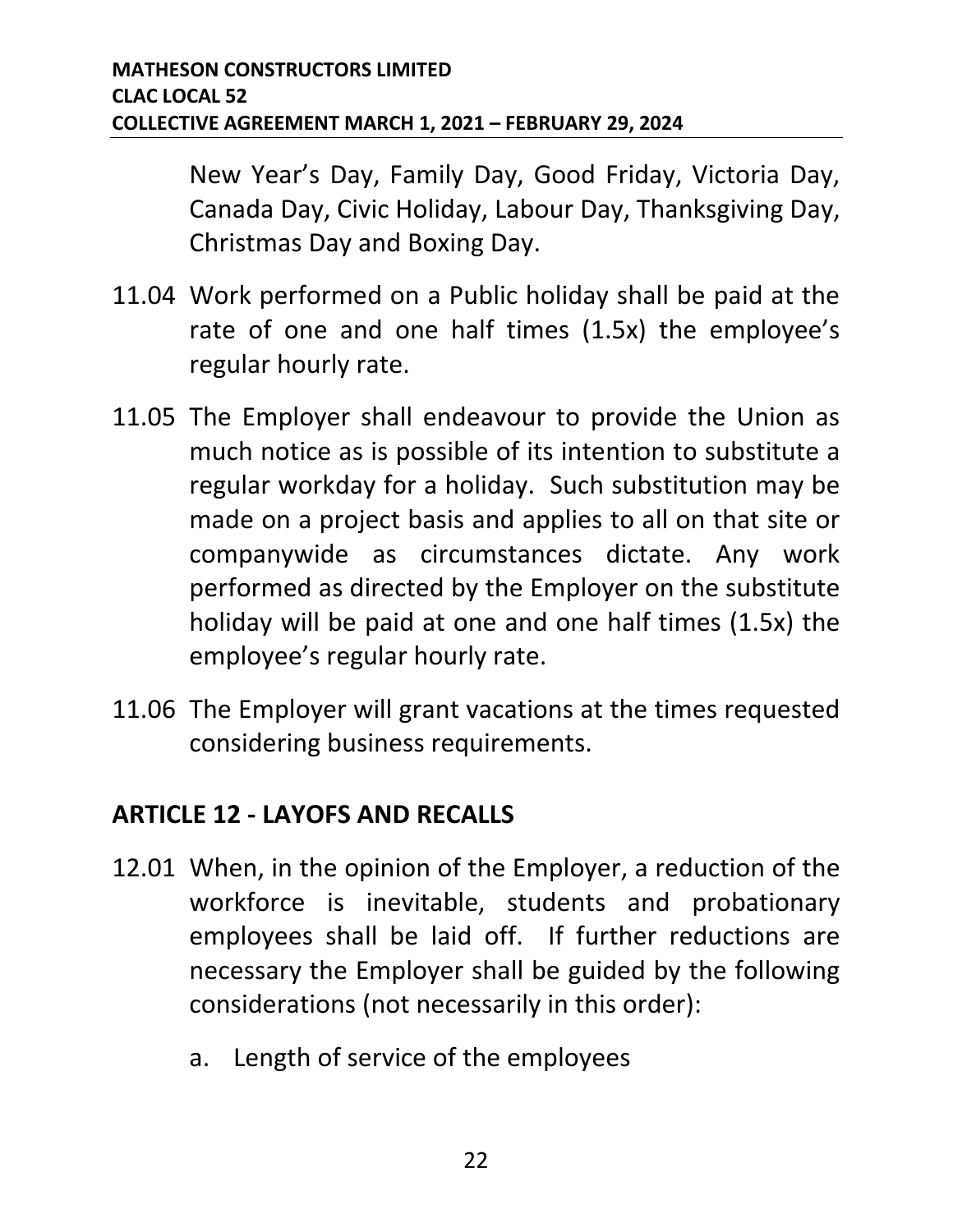New Year's Day, Family Day, Good Friday, Victoria Day, Canada Day, Civic Holiday, Labour Day, Thanksgiving Day, Christmas Day and Boxing Day.

11.04 Work performed on a Public holiday shall be paid at the rate of one and one half times (1.5x) the employee's regular hourly rate.

11.05 The Employer shall endeavour to provide the Union as much notice as is possible of its intention to substitute a regular workday for a holiday. Such substitution may be made on a project basis and applies to all on that site or companywide as circumstances dictate. Any work performed as directed by the Employer on the substitute holiday will be paid at one and one half times (1.5x) the employee's regular hourly rate.

11.06 The Employer will grant vacations at the times requested considering business requirements.

## ARTICLE 12 - LAYOFS AND RECALLS

12.01 When, in the opinion of the Employer, a reduction of the workforce is inevitable, students and probationary employees shall be laid off. If further reductions are necessary the Employer shall be guided by the following considerations (not necessarily in this order):

a. Length of service of the employees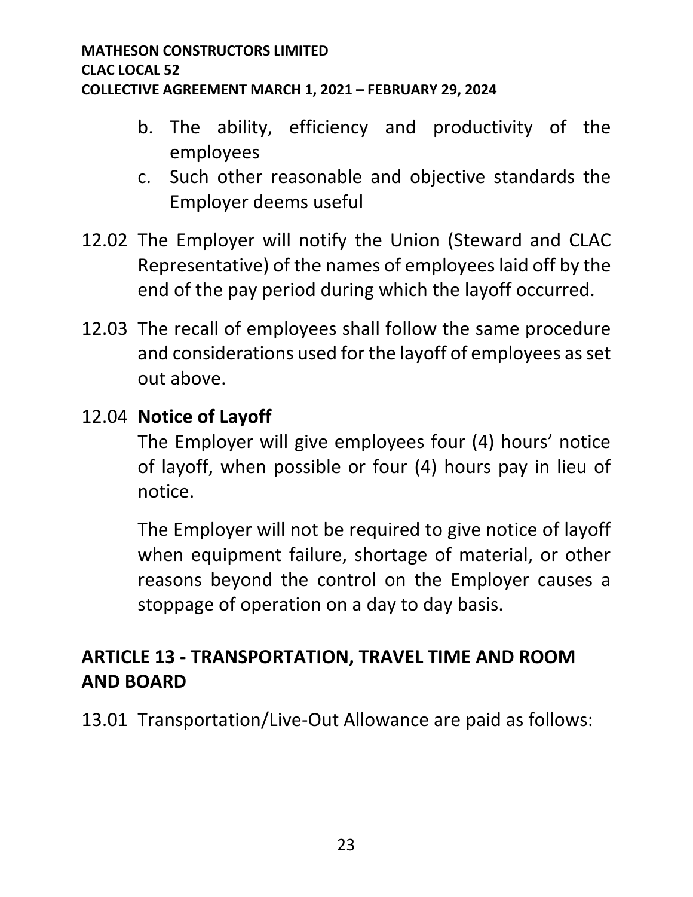b. The ability, efficiency and productivity of the employees
c. Such other reasonable and objective standards the Employer deems useful

12.02 The Employer will notify the Union (Steward and CLAC Representative) of the names of employees laid off by the end of the pay period during which the layoff occurred.

12.03 The recall of employees shall follow the same procedure and considerations used for the layoff of employees as set out above.

12.04 **Notice of Layoff**

The Employer will give employees four (4) hours' notice of layoff, when possible or four (4) hours pay in lieu of notice.

The Employer will not be required to give notice of layoff when equipment failure, shortage of material, or other reasons beyond the control on the Employer causes a stoppage of operation on a day to day basis.

## ARTICLE 13 - TRANSPORTATION, TRAVEL TIME AND ROOM AND BOARD

13.01 Transportation/Live-Out Allowance are paid as follows: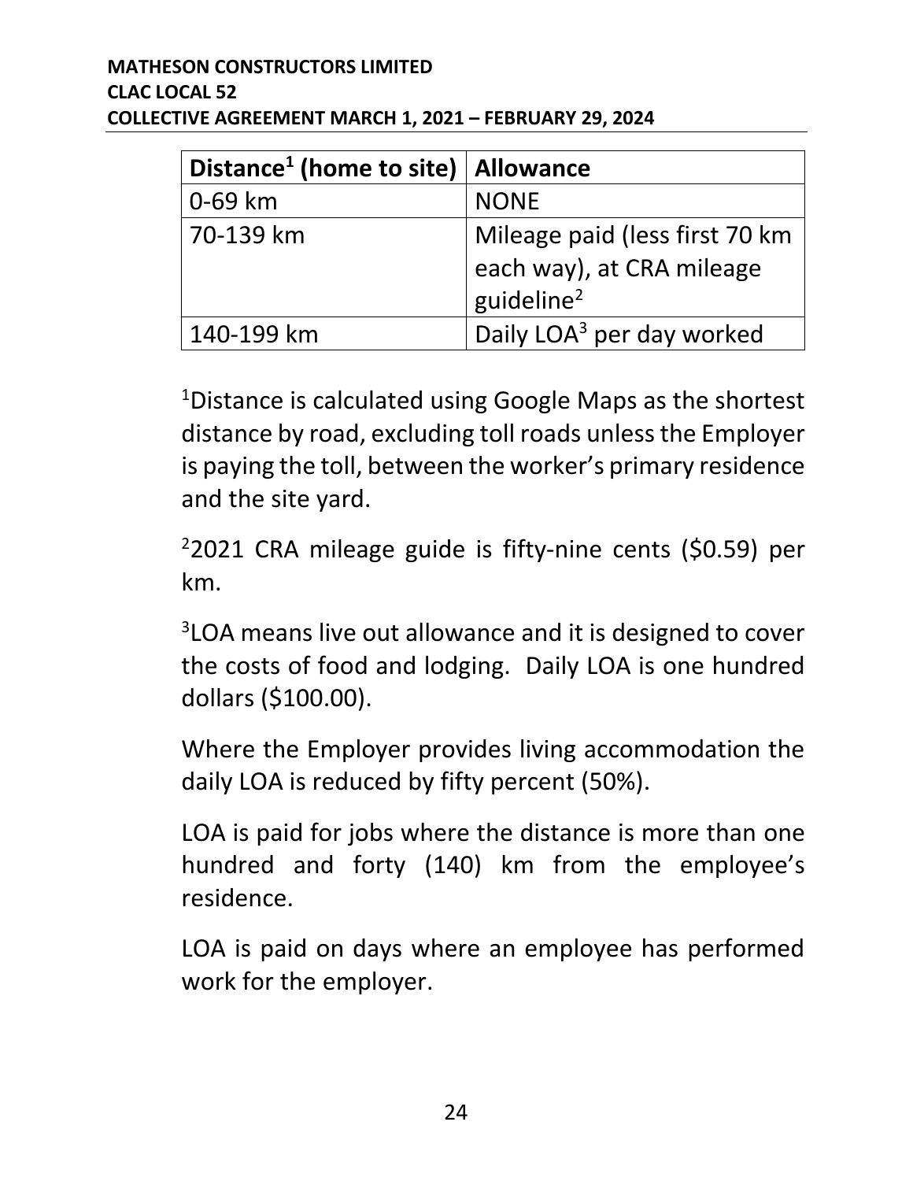| Distance[1] (home to site) | Allowance |
| --- | --- |
| 0-69 km | NONE |
| 70-139 km | Mileage paid (less first 70 km each way), at CRA mileage guideline[2] |
| 140-199 km | Daily LOA[3] per day worked |

[1]Distance is calculated using Google Maps as the shortest distance by road, excluding toll roads unless the Employer is paying the toll, between the worker's primary residence and the site yard.

[2]2021 CRA mileage guide is fifty-nine cents ($0.59) per km.

[3]LOA means live out allowance and it is designed to cover the costs of food and lodging. Daily LOA is one hundred dollars ($100.00).

Where the Employer provides living accommodation the daily LOA is reduced by fifty percent (50%).

LOA is paid for jobs where the distance is more than one hundred and forty (140) km from the employee's residence.

LOA is paid on days where an employee has performed work for the employer.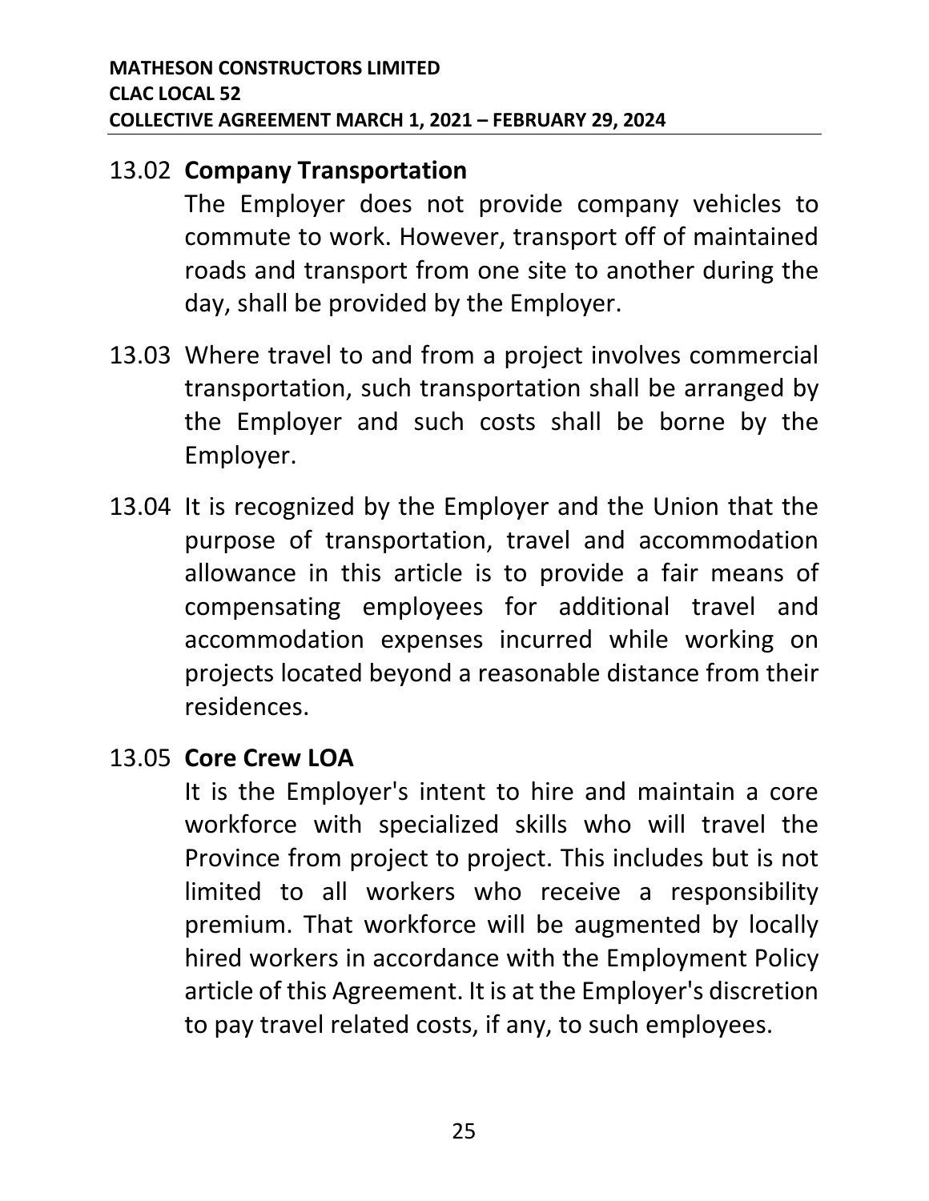13.02 **Company Transportation**

The Employer does not provide company vehicles to commute to work. However, transport off of maintained roads and transport from one site to another during the day, shall be provided by the Employer.

13.03 Where travel to and from a project involves commercial transportation, such transportation shall be arranged by the Employer and such costs shall be borne by the Employer.

13.04 It is recognized by the Employer and the Union that the purpose of transportation, travel and accommodation allowance in this article is to provide a fair means of compensating employees for additional travel and accommodation expenses incurred while working on projects located beyond a reasonable distance from their residences.

13.05 **Core Crew LOA**

It is the Employer's intent to hire and maintain a core workforce with specialized skills who will travel the Province from project to project. This includes but is not limited to all workers who receive a responsibility premium. That workforce will be augmented by locally hired workers in accordance with the Employment Policy article of this Agreement. It is at the Employer's discretion to pay travel related costs, if any, to such employees.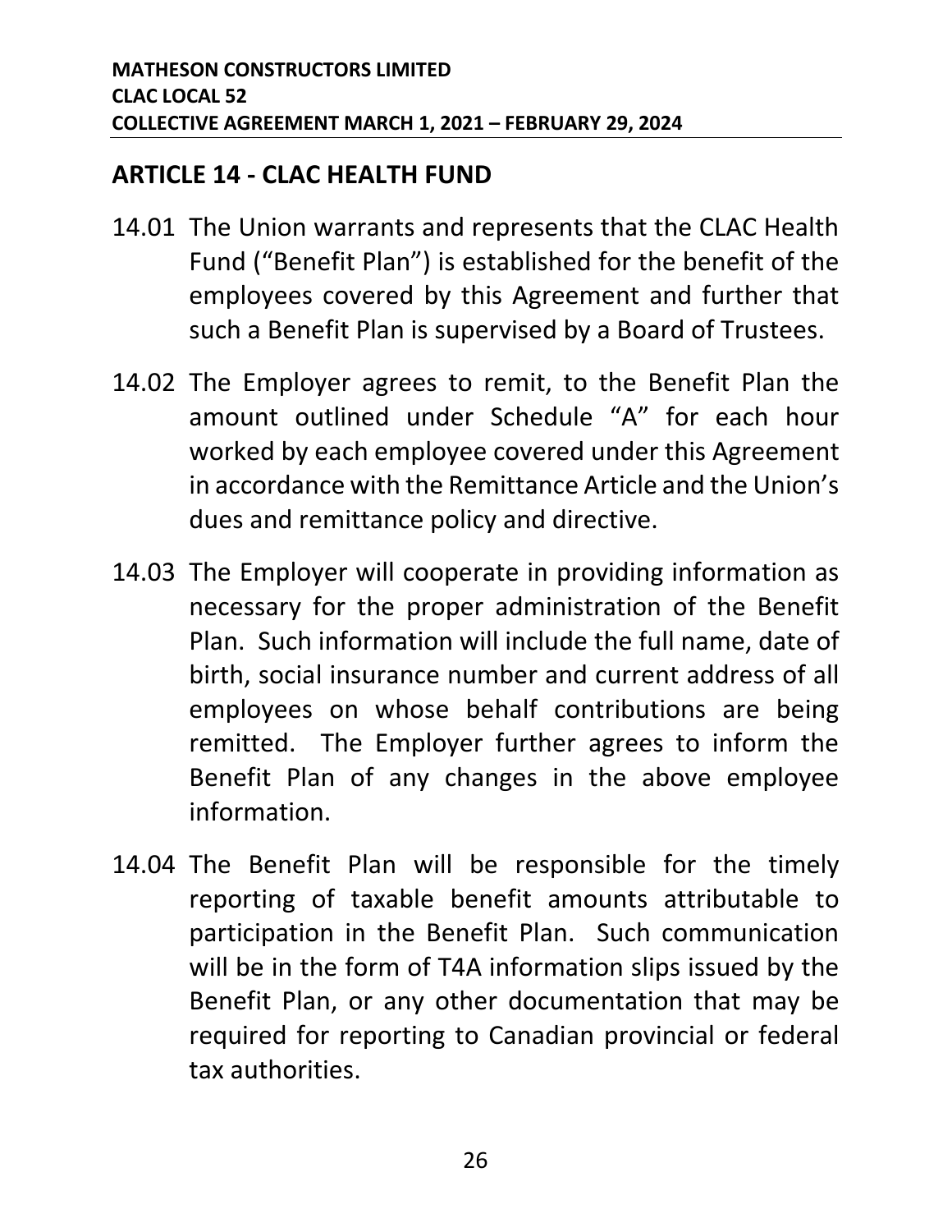## ARTICLE 14 - CLAC HEALTH FUND

14.01 The Union warrants and represents that the CLAC Health Fund ("Benefit Plan") is established for the benefit of the employees covered by this Agreement and further that such a Benefit Plan is supervised by a Board of Trustees.

14.02 The Employer agrees to remit, to the Benefit Plan the amount outlined under Schedule "A" for each hour worked by each employee covered under this Agreement in accordance with the Remittance Article and the Union's dues and remittance policy and directive.

14.03 The Employer will cooperate in providing information as necessary for the proper administration of the Benefit Plan. Such information will include the full name, date of birth, social insurance number and current address of all employees on whose behalf contributions are being remitted. The Employer further agrees to inform the Benefit Plan of any changes in the above employee information.

14.04 The Benefit Plan will be responsible for the timely reporting of taxable benefit amounts attributable to participation in the Benefit Plan. Such communication will be in the form of T4A information slips issued by the Benefit Plan, or any other documentation that may be required for reporting to Canadian provincial or federal tax authorities.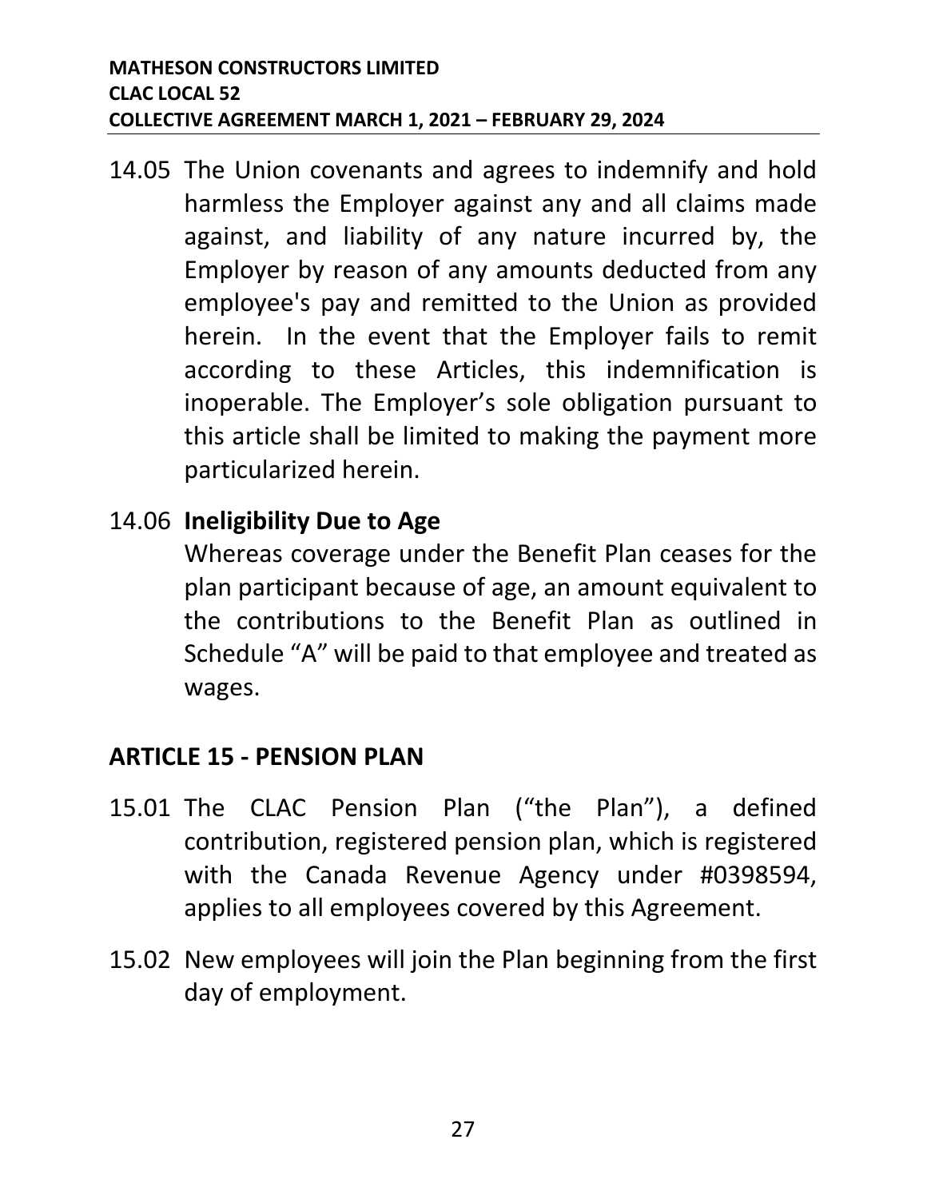14.05 The Union covenants and agrees to indemnify and hold harmless the Employer against any and all claims made against, and liability of any nature incurred by, the Employer by reason of any amounts deducted from any employee's pay and remitted to the Union as provided herein. In the event that the Employer fails to remit according to these Articles, this indemnification is inoperable. The Employer's sole obligation pursuant to this article shall be limited to making the payment more particularized herein.

14.06 **Ineligibility Due to Age**

Whereas coverage under the Benefit Plan ceases for the plan participant because of age, an amount equivalent to the contributions to the Benefit Plan as outlined in Schedule "A" will be paid to that employee and treated as wages.

## ARTICLE 15 - PENSION PLAN

15.01 The CLAC Pension Plan ("the Plan"), a defined contribution, registered pension plan, which is registered with the Canada Revenue Agency under #0398594, applies to all employees covered by this Agreement.

15.02 New employees will join the Plan beginning from the first day of employment.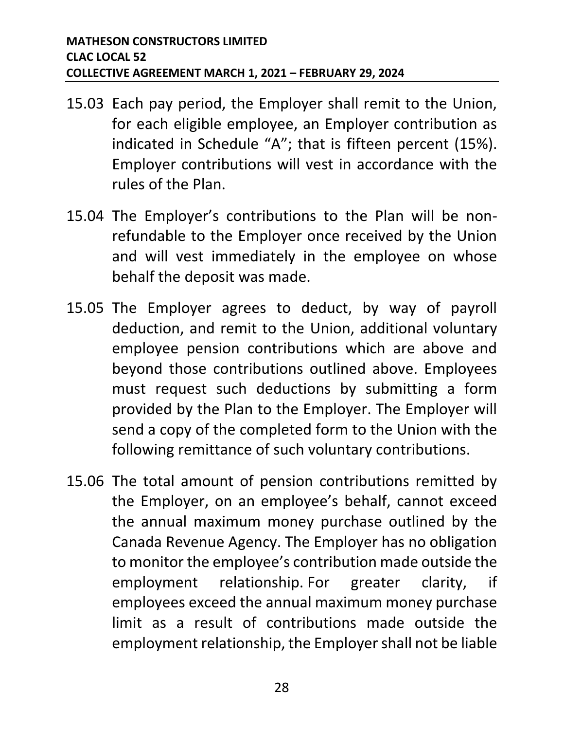15.03 Each pay period, the Employer shall remit to the Union, for each eligible employee, an Employer contribution as indicated in Schedule "A"; that is fifteen percent (15%). Employer contributions will vest in accordance with the rules of the Plan.

15.04 The Employer's contributions to the Plan will be non-refundable to the Employer once received by the Union and will vest immediately in the employee on whose behalf the deposit was made.

15.05 The Employer agrees to deduct, by way of payroll deduction, and remit to the Union, additional voluntary employee pension contributions which are above and beyond those contributions outlined above. Employees must request such deductions by submitting a form provided by the Plan to the Employer. The Employer will send a copy of the completed form to the Union with the following remittance of such voluntary contributions.

15.06 The total amount of pension contributions remitted by the Employer, on an employee's behalf, cannot exceed the annual maximum money purchase outlined by the Canada Revenue Agency. The Employer has no obligation to monitor the employee's contribution made outside the employment relationship. For greater clarity, if employees exceed the annual maximum money purchase limit as a result of contributions made outside the employment relationship, the Employer shall not be liable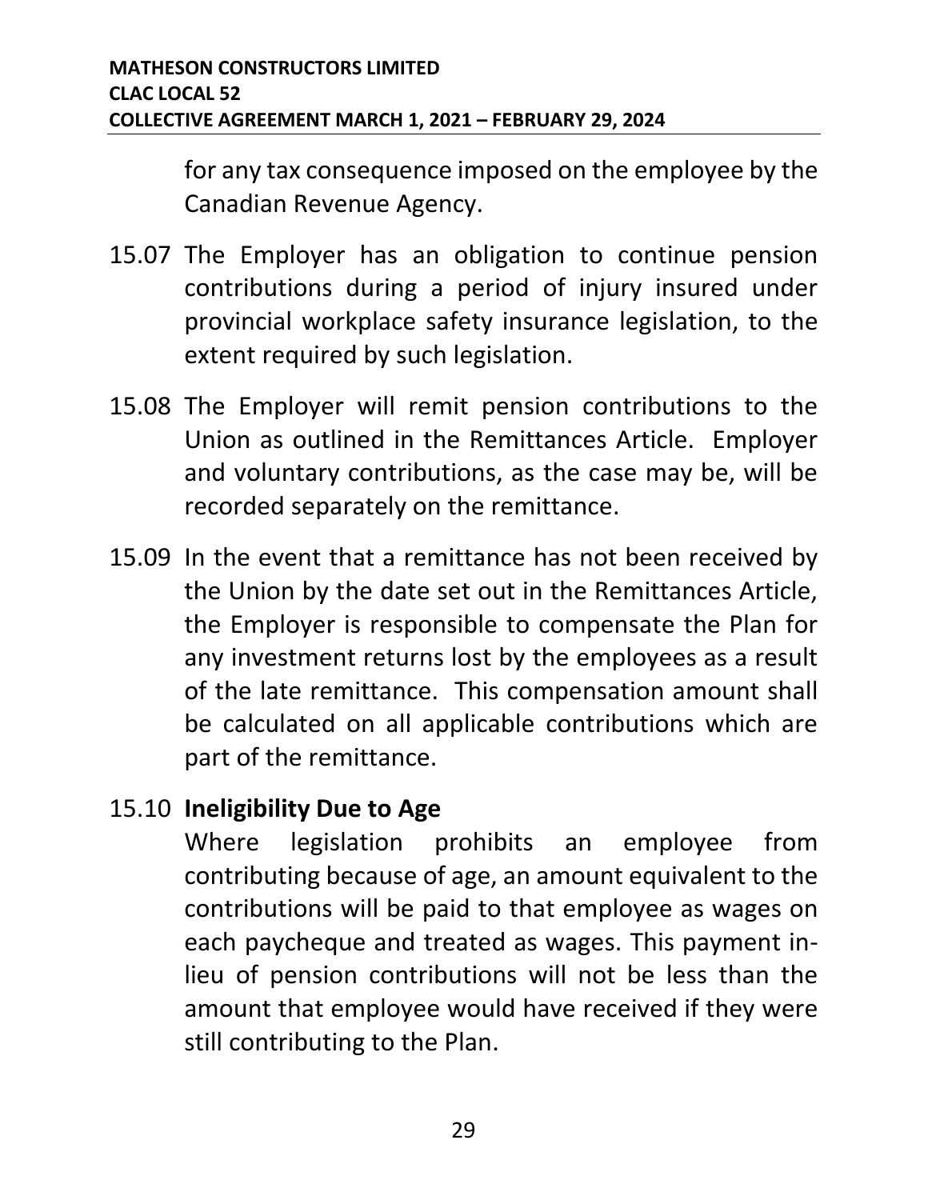for any tax consequence imposed on the employee by the Canadian Revenue Agency.

15.07 The Employer has an obligation to continue pension contributions during a period of injury insured under provincial workplace safety insurance legislation, to the extent required by such legislation.

15.08 The Employer will remit pension contributions to the Union as outlined in the Remittances Article. Employer and voluntary contributions, as the case may be, will be recorded separately on the remittance.

15.09 In the event that a remittance has not been received by the Union by the date set out in the Remittances Article, the Employer is responsible to compensate the Plan for any investment returns lost by the employees as a result of the late remittance. This compensation amount shall be calculated on all applicable contributions which are part of the remittance.

15.10 **Ineligibility Due to Age**

Where legislation prohibits an employee from contributing because of age, an amount equivalent to the contributions will be paid to that employee as wages on each paycheque and treated as wages. This payment in-lieu of pension contributions will not be less than the amount that employee would have received if they were still contributing to the Plan.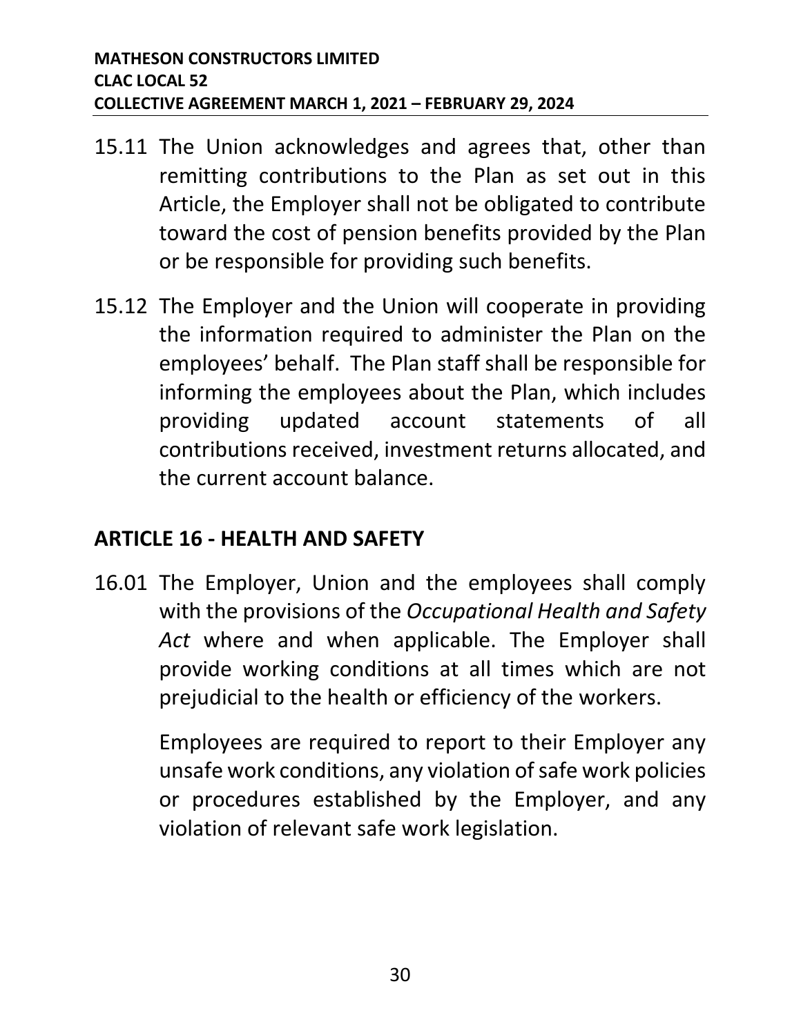15.11 The Union acknowledges and agrees that, other than remitting contributions to the Plan as set out in this Article, the Employer shall not be obligated to contribute toward the cost of pension benefits provided by the Plan or be responsible for providing such benefits.

15.12 The Employer and the Union will cooperate in providing the information required to administer the Plan on the employees' behalf. The Plan staff shall be responsible for informing the employees about the Plan, which includes providing updated account statements of all contributions received, investment returns allocated, and the current account balance.

## ARTICLE 16 - HEALTH AND SAFETY

16.01 The Employer, Union and the employees shall comply with the provisions of the *Occupational Health and Safety Act* where and when applicable. The Employer shall provide working conditions at all times which are not prejudicial to the health or efficiency of the workers.

Employees are required to report to their Employer any unsafe work conditions, any violation of safe work policies or procedures established by the Employer, and any violation of relevant safe work legislation.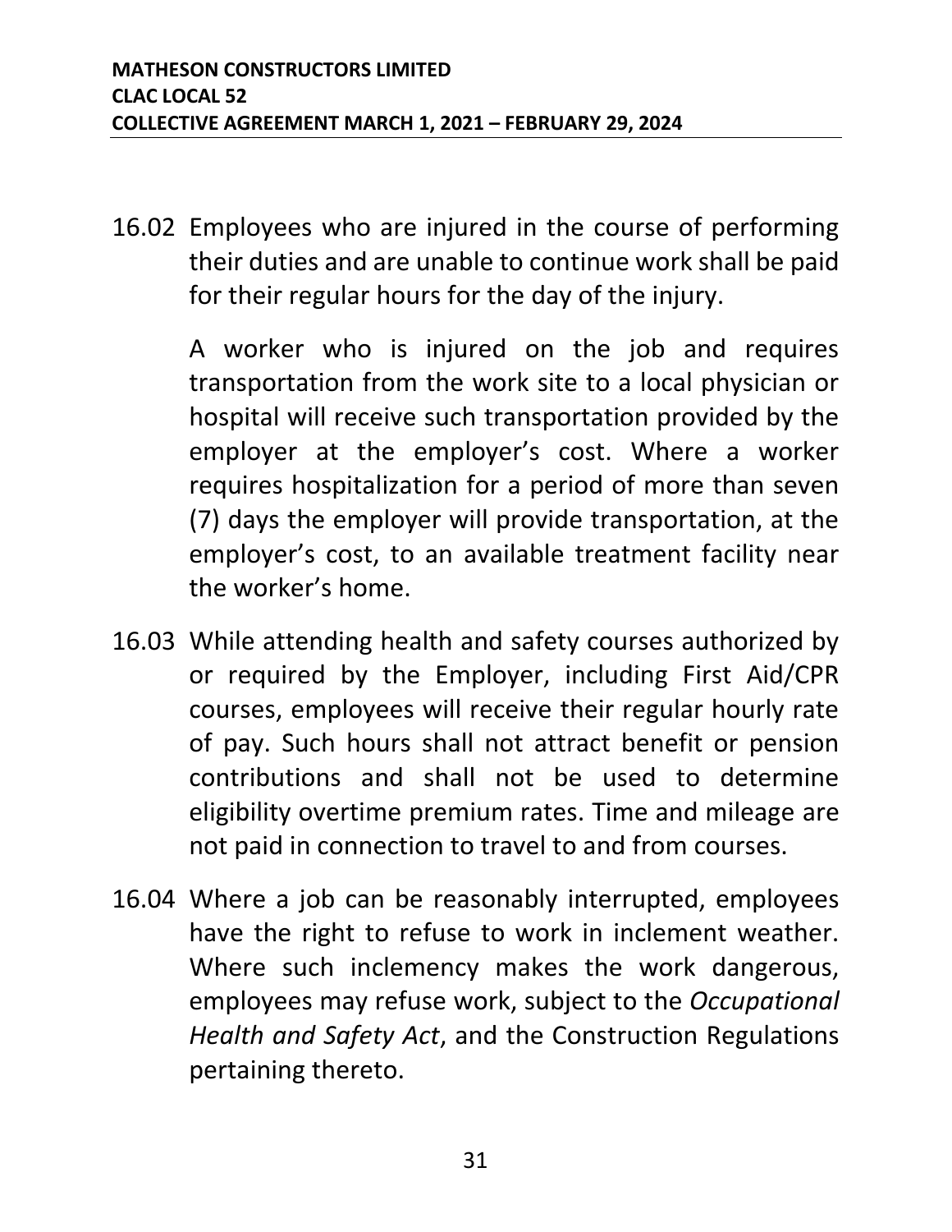16.02 Employees who are injured in the course of performing their duties and are unable to continue work shall be paid for their regular hours for the day of the injury.

A worker who is injured on the job and requires transportation from the work site to a local physician or hospital will receive such transportation provided by the employer at the employer's cost. Where a worker requires hospitalization for a period of more than seven (7) days the employer will provide transportation, at the employer's cost, to an available treatment facility near the worker's home.

16.03 While attending health and safety courses authorized by or required by the Employer, including First Aid/CPR courses, employees will receive their regular hourly rate of pay. Such hours shall not attract benefit or pension contributions and shall not be used to determine eligibility overtime premium rates. Time and mileage are not paid in connection to travel to and from courses.

16.04 Where a job can be reasonably interrupted, employees have the right to refuse to work in inclement weather. Where such inclemency makes the work dangerous, employees may refuse work, subject to the *Occupational Health and Safety Act*, and the Construction Regulations pertaining thereto.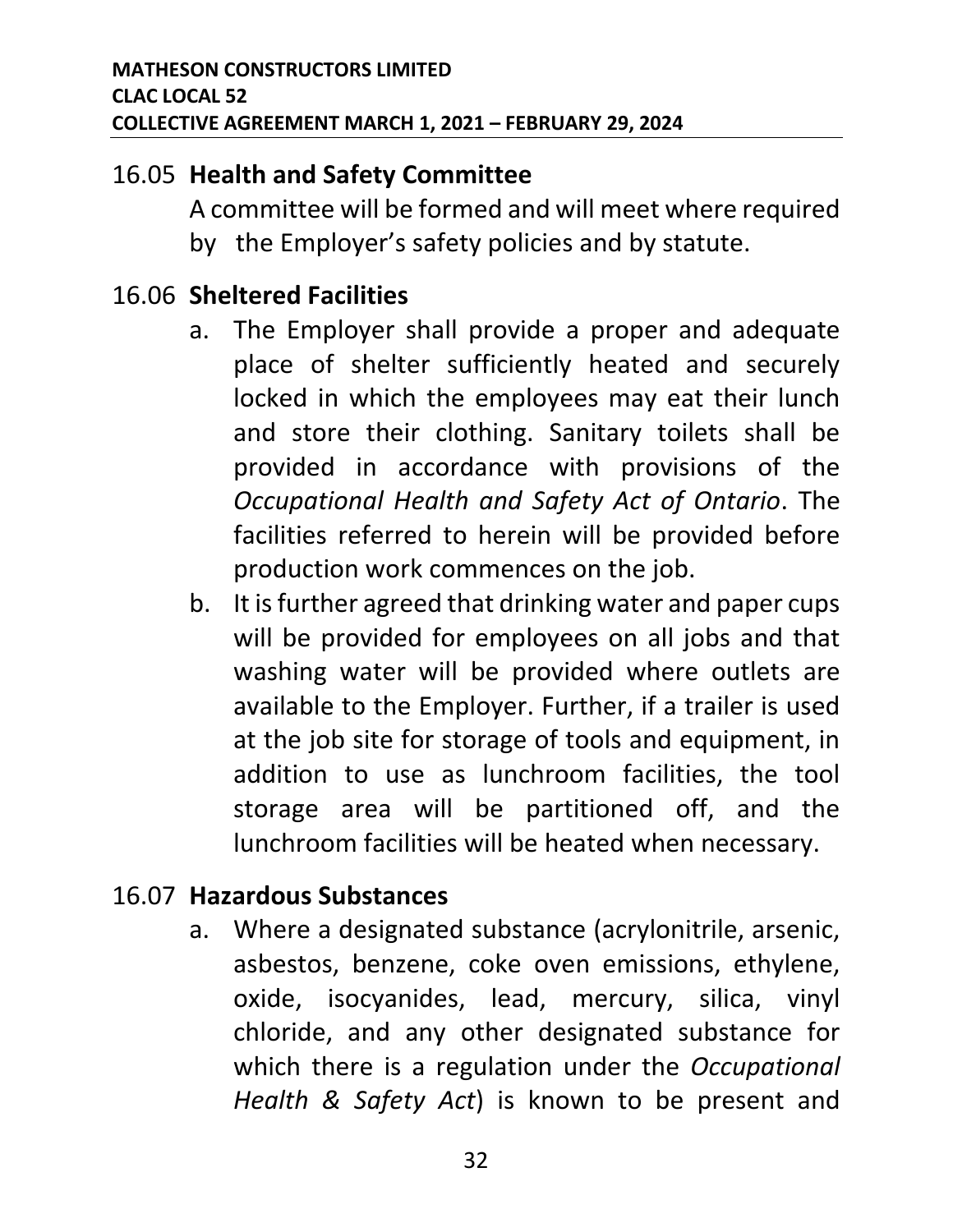### 16.05 Health and Safety Committee

A committee will be formed and will meet where required by the Employer's safety policies and by statute.

### 16.06 Sheltered Facilities

a. The Employer shall provide a proper and adequate place of shelter sufficiently heated and securely locked in which the employees may eat their lunch and store their clothing. Sanitary toilets shall be provided in accordance with provisions of the *Occupational Health and Safety Act of Ontario*. The facilities referred to herein will be provided before production work commences on the job.

b. It is further agreed that drinking water and paper cups will be provided for employees on all jobs and that washing water will be provided where outlets are available to the Employer. Further, if a trailer is used at the job site for storage of tools and equipment, in addition to use as lunchroom facilities, the tool storage area will be partitioned off, and the lunchroom facilities will be heated when necessary.

### 16.07 Hazardous Substances

a. Where a designated substance (acrylonitrile, arsenic, asbestos, benzene, coke oven emissions, ethylene, oxide, isocyanides, lead, mercury, silica, vinyl chloride, and any other designated substance for which there is a regulation under the *Occupational Health & Safety Act*) is known to be present and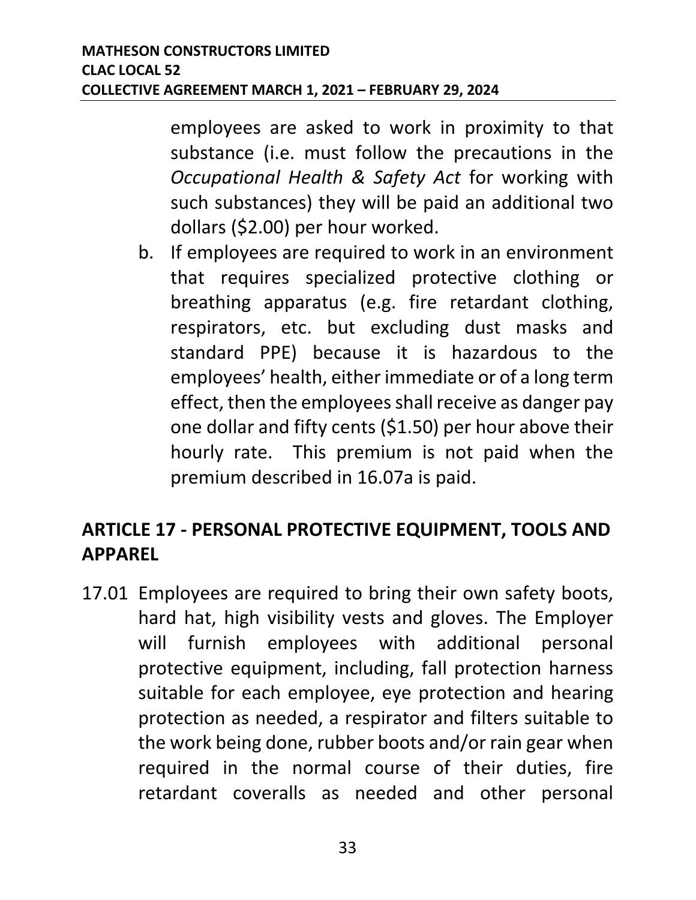employees are asked to work in proximity to that substance (i.e. must follow the precautions in the *Occupational Health & Safety Act* for working with such substances) they will be paid an additional two dollars ($2.00) per hour worked.

b. If employees are required to work in an environment that requires specialized protective clothing or breathing apparatus (e.g. fire retardant clothing, respirators, etc. but excluding dust masks and standard PPE) because it is hazardous to the employees' health, either immediate or of a long term effect, then the employees shall receive as danger pay one dollar and fifty cents ($1.50) per hour above their hourly rate. This premium is not paid when the premium described in 16.07a is paid.

## ARTICLE 17 - PERSONAL PROTECTIVE EQUIPMENT, TOOLS AND APPAREL

17.01 Employees are required to bring their own safety boots, hard hat, high visibility vests and gloves. The Employer will furnish employees with additional personal protective equipment, including, fall protection harness suitable for each employee, eye protection and hearing protection as needed, a respirator and filters suitable to the work being done, rubber boots and/or rain gear when required in the normal course of their duties, fire retardant coveralls as needed and other personal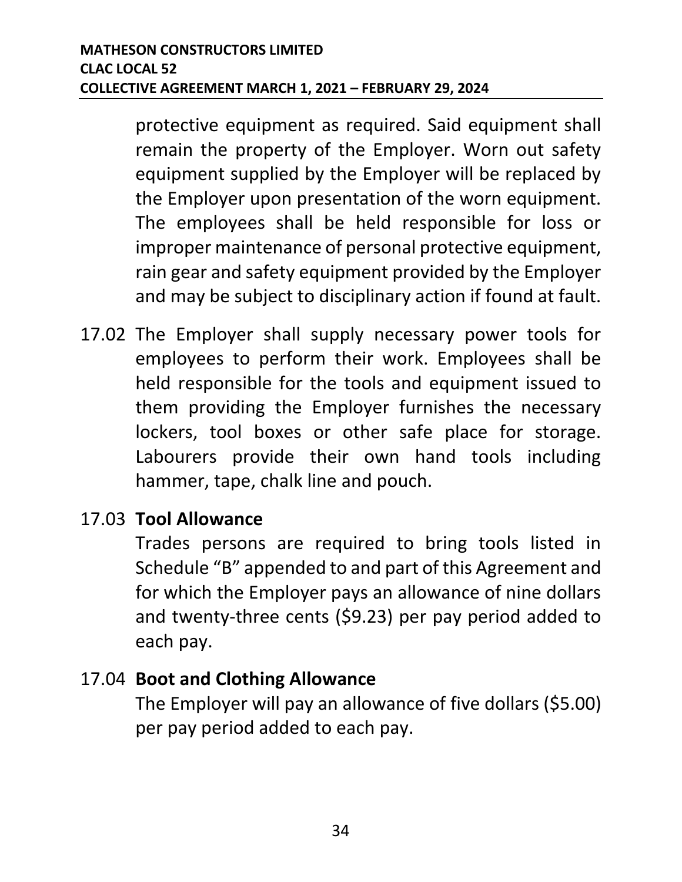protective equipment as required. Said equipment shall remain the property of the Employer. Worn out safety equipment supplied by the Employer will be replaced by the Employer upon presentation of the worn equipment. The employees shall be held responsible for loss or improper maintenance of personal protective equipment, rain gear and safety equipment provided by the Employer and may be subject to disciplinary action if found at fault.

17.02 The Employer shall supply necessary power tools for employees to perform their work. Employees shall be held responsible for the tools and equipment issued to them providing the Employer furnishes the necessary lockers, tool boxes or other safe place for storage. Labourers provide their own hand tools including hammer, tape, chalk line and pouch.

17.03 **Tool Allowance**

Trades persons are required to bring tools listed in Schedule "B" appended to and part of this Agreement and for which the Employer pays an allowance of nine dollars and twenty-three cents ($9.23) per pay period added to each pay.

17.04 **Boot and Clothing Allowance**

The Employer will pay an allowance of five dollars ($5.00) per pay period added to each pay.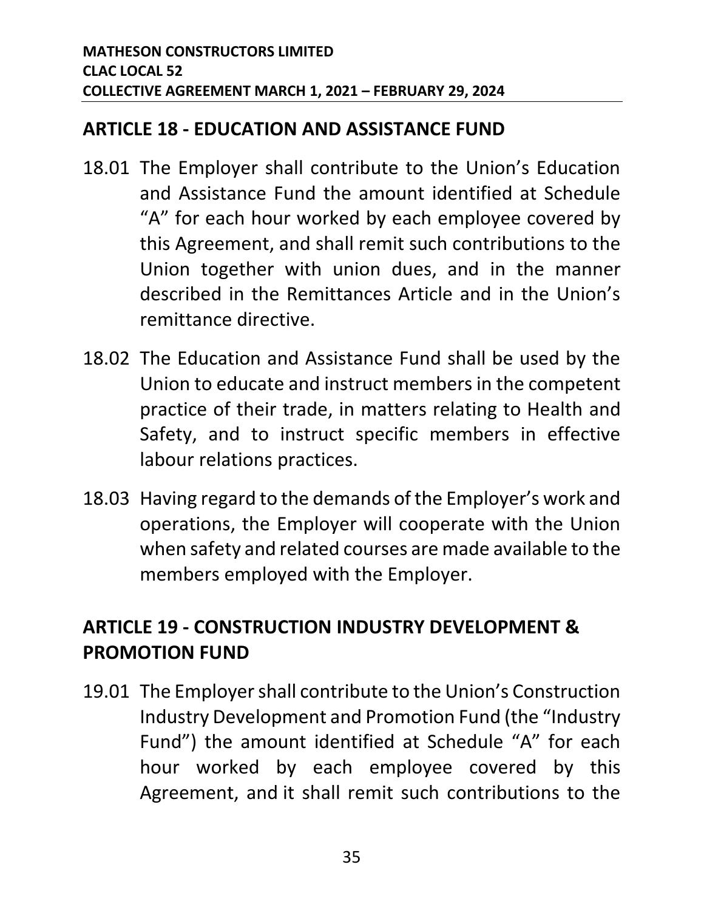## ARTICLE 18 - EDUCATION AND ASSISTANCE FUND

18.01 The Employer shall contribute to the Union's Education and Assistance Fund the amount identified at Schedule "A" for each hour worked by each employee covered by this Agreement, and shall remit such contributions to the Union together with union dues, and in the manner described in the Remittances Article and in the Union's remittance directive.

18.02 The Education and Assistance Fund shall be used by the Union to educate and instruct members in the competent practice of their trade, in matters relating to Health and Safety, and to instruct specific members in effective labour relations practices.

18.03 Having regard to the demands of the Employer's work and operations, the Employer will cooperate with the Union when safety and related courses are made available to the members employed with the Employer.

## ARTICLE 19 - CONSTRUCTION INDUSTRY DEVELOPMENT & PROMOTION FUND

19.01 The Employer shall contribute to the Union's Construction Industry Development and Promotion Fund (the "Industry Fund") the amount identified at Schedule "A" for each hour worked by each employee covered by this Agreement, and it shall remit such contributions to the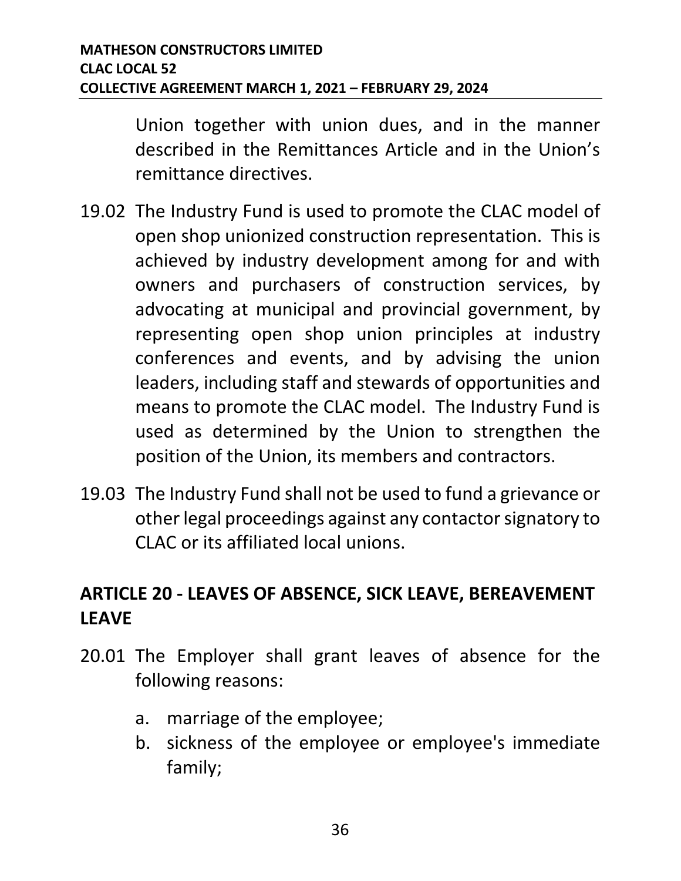Union together with union dues, and in the manner described in the Remittances Article and in the Union's remittance directives.

19.02 The Industry Fund is used to promote the CLAC model of open shop unionized construction representation. This is achieved by industry development among for and with owners and purchasers of construction services, by advocating at municipal and provincial government, by representing open shop union principles at industry conferences and events, and by advising the union leaders, including staff and stewards of opportunities and means to promote the CLAC model. The Industry Fund is used as determined by the Union to strengthen the position of the Union, its members and contractors.

19.03 The Industry Fund shall not be used to fund a grievance or other legal proceedings against any contactor signatory to CLAC or its affiliated local unions.

## ARTICLE 20 - LEAVES OF ABSENCE, SICK LEAVE, BEREAVEMENT LEAVE

20.01 The Employer shall grant leaves of absence for the following reasons:

a. marriage of the employee;
b. sickness of the employee or employee's immediate family;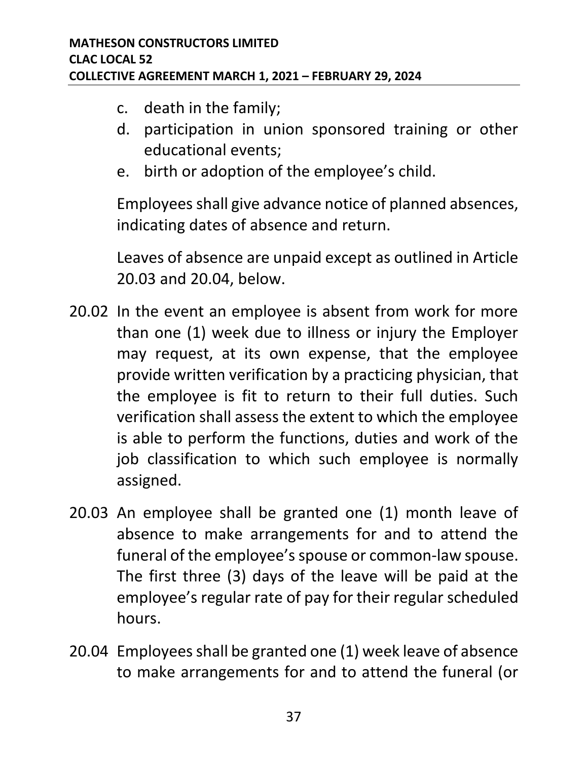c. death in the family;
d. participation in union sponsored training or other educational events;
e. birth or adoption of the employee's child.

Employees shall give advance notice of planned absences, indicating dates of absence and return.

Leaves of absence are unpaid except as outlined in Article 20.03 and 20.04, below.

20.02 In the event an employee is absent from work for more than one (1) week due to illness or injury the Employer may request, at its own expense, that the employee provide written verification by a practicing physician, that the employee is fit to return to their full duties. Such verification shall assess the extent to which the employee is able to perform the functions, duties and work of the job classification to which such employee is normally assigned.

20.03 An employee shall be granted one (1) month leave of absence to make arrangements for and to attend the funeral of the employee's spouse or common-law spouse. The first three (3) days of the leave will be paid at the employee's regular rate of pay for their regular scheduled hours.

20.04 Employees shall be granted one (1) week leave of absence to make arrangements for and to attend the funeral (or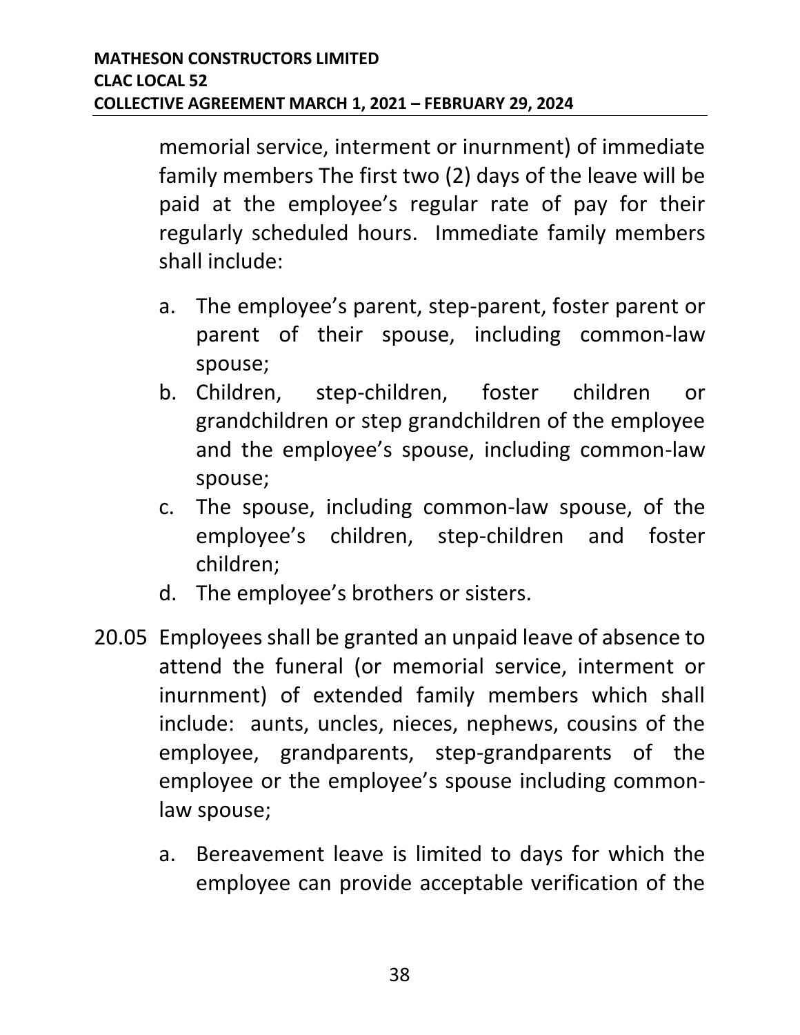memorial service, interment or inurnment) of immediate family members The first two (2) days of the leave will be paid at the employee's regular rate of pay for their regularly scheduled hours. Immediate family members shall include:

a. The employee's parent, step-parent, foster parent or parent of their spouse, including common-law spouse;
b. Children, step-children, foster children or grandchildren or step grandchildren of the employee and the employee's spouse, including common-law spouse;
c. The spouse, including common-law spouse, of the employee's children, step-children and foster children;
d. The employee's brothers or sisters.

20.05 Employees shall be granted an unpaid leave of absence to attend the funeral (or memorial service, interment or inurnment) of extended family members which shall include: aunts, uncles, nieces, nephews, cousins of the employee, grandparents, step-grandparents of the employee or the employee's spouse including common-law spouse;

a. Bereavement leave is limited to days for which the employee can provide acceptable verification of the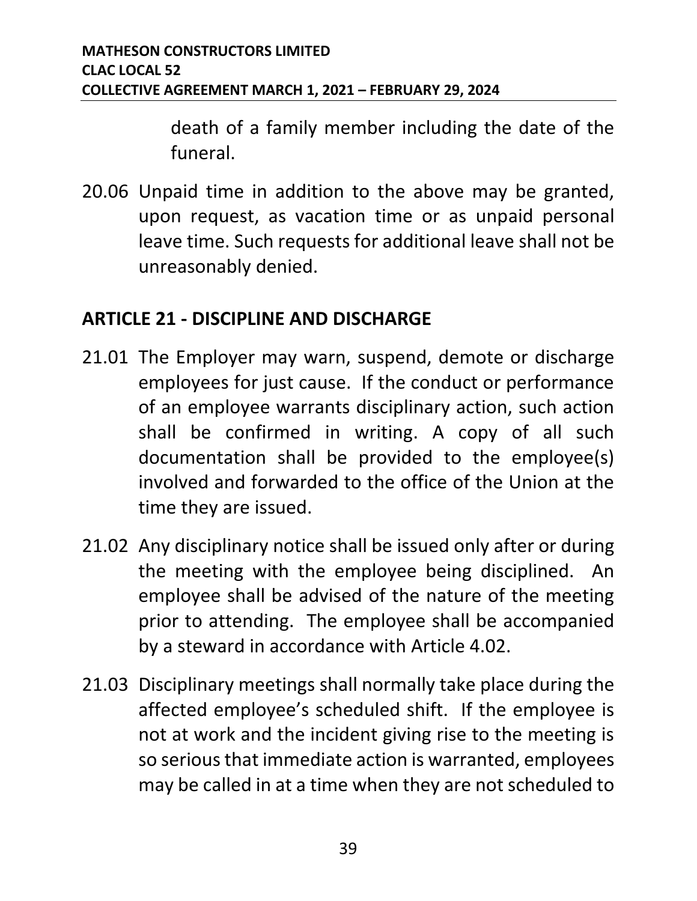death of a family member including the date of the funeral.

20.06 Unpaid time in addition to the above may be granted, upon request, as vacation time or as unpaid personal leave time. Such requests for additional leave shall not be unreasonably denied.

## ARTICLE 21 - DISCIPLINE AND DISCHARGE

21.01 The Employer may warn, suspend, demote or discharge employees for just cause. If the conduct or performance of an employee warrants disciplinary action, such action shall be confirmed in writing. A copy of all such documentation shall be provided to the employee(s) involved and forwarded to the office of the Union at the time they are issued.

21.02 Any disciplinary notice shall be issued only after or during the meeting with the employee being disciplined. An employee shall be advised of the nature of the meeting prior to attending. The employee shall be accompanied by a steward in accordance with Article 4.02.

21.03 Disciplinary meetings shall normally take place during the affected employee's scheduled shift. If the employee is not at work and the incident giving rise to the meeting is so serious that immediate action is warranted, employees may be called in at a time when they are not scheduled to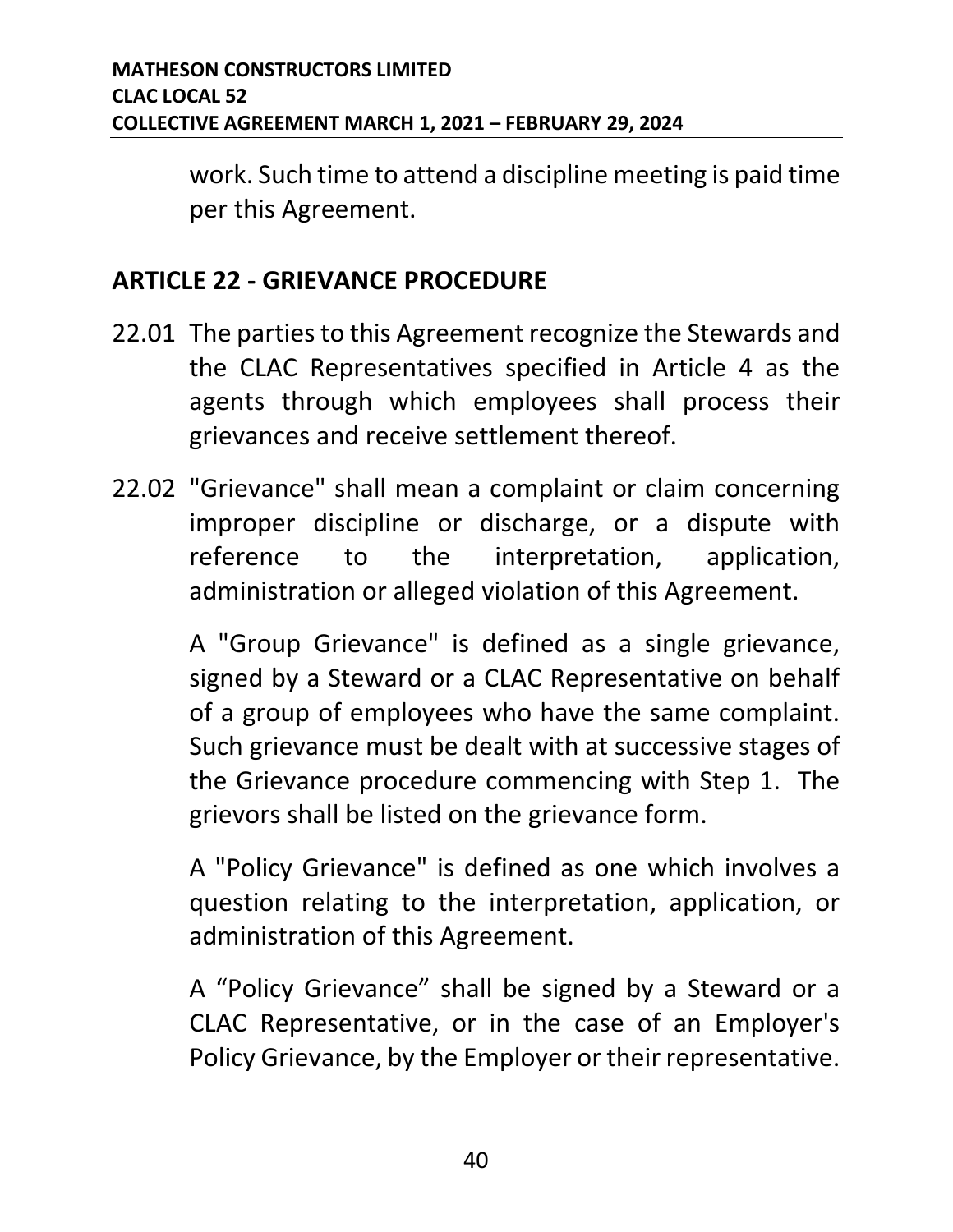work. Such time to attend a discipline meeting is paid time per this Agreement.

## ARTICLE 22 - GRIEVANCE PROCEDURE

22.01 The parties to this Agreement recognize the Stewards and the CLAC Representatives specified in Article 4 as the agents through which employees shall process their grievances and receive settlement thereof.

22.02 "Grievance" shall mean a complaint or claim concerning improper discipline or discharge, or a dispute with reference to the interpretation, application, administration or alleged violation of this Agreement.

A "Group Grievance" is defined as a single grievance, signed by a Steward or a CLAC Representative on behalf of a group of employees who have the same complaint. Such grievance must be dealt with at successive stages of the Grievance procedure commencing with Step 1. The grievors shall be listed on the grievance form.

A "Policy Grievance" is defined as one which involves a question relating to the interpretation, application, or administration of this Agreement.

A “Policy Grievance” shall be signed by a Steward or a CLAC Representative, or in the case of an Employer's Policy Grievance, by the Employer or their representative.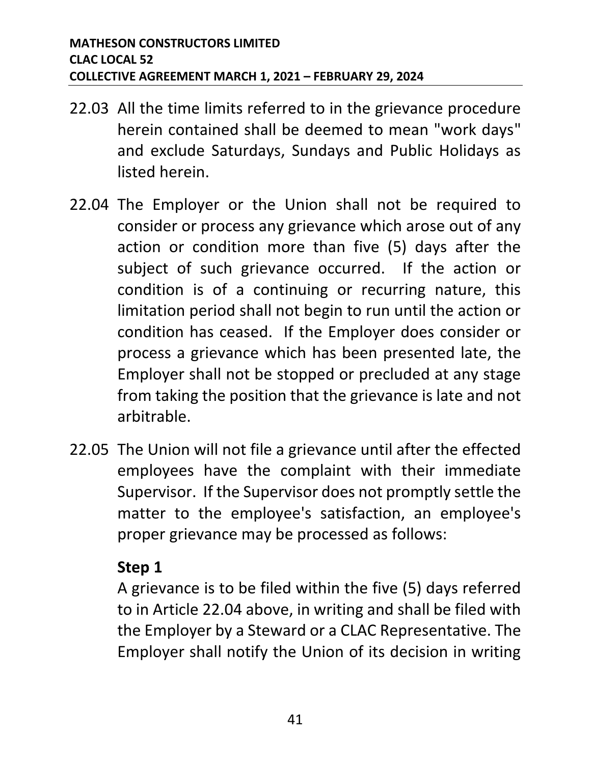22.03 All the time limits referred to in the grievance procedure herein contained shall be deemed to mean "work days" and exclude Saturdays, Sundays and Public Holidays as listed herein.

22.04 The Employer or the Union shall not be required to consider or process any grievance which arose out of any action or condition more than five (5) days after the subject of such grievance occurred. If the action or condition is of a continuing or recurring nature, this limitation period shall not begin to run until the action or condition has ceased. If the Employer does consider or process a grievance which has been presented late, the Employer shall not be stopped or precluded at any stage from taking the position that the grievance is late and not arbitrable.

22.05 The Union will not file a grievance until after the effected employees have the complaint with their immediate Supervisor. If the Supervisor does not promptly settle the matter to the employee's satisfaction, an employee's proper grievance may be processed as follows:

**Step 1**

A grievance is to be filed within the five (5) days referred to in Article 22.04 above, in writing and shall be filed with the Employer by a Steward or a CLAC Representative. The Employer shall notify the Union of its decision in writing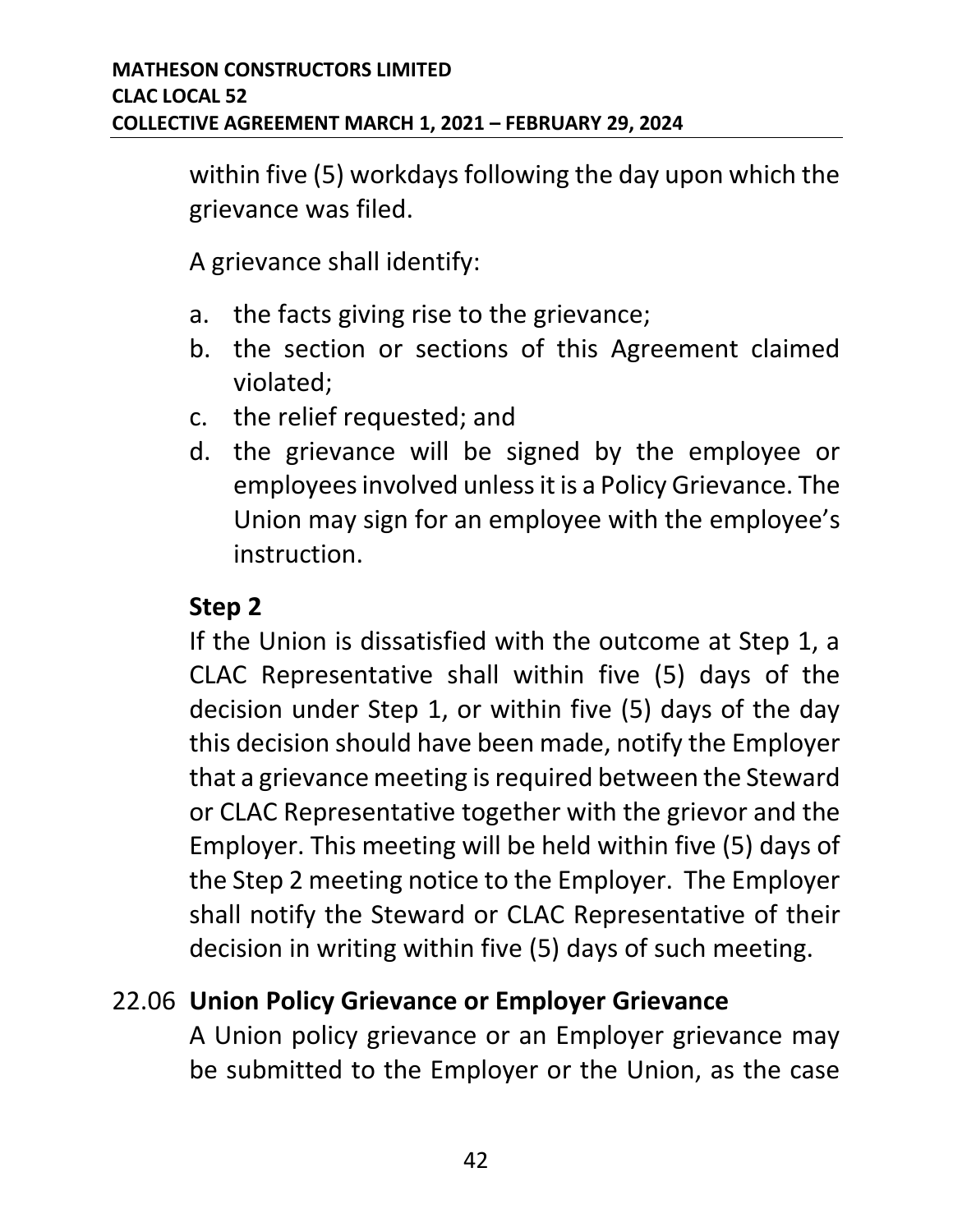within five (5) workdays following the day upon which the grievance was filed.

A grievance shall identify:

a. the facts giving rise to the grievance;
b. the section or sections of this Agreement claimed violated;
c. the relief requested; and
d. the grievance will be signed by the employee or employees involved unless it is a Policy Grievance. The Union may sign for an employee with the employee's instruction.

**Step 2**

If the Union is dissatisfied with the outcome at Step 1, a CLAC Representative shall within five (5) days of the decision under Step 1, or within five (5) days of the day this decision should have been made, notify the Employer that a grievance meeting is required between the Steward or CLAC Representative together with the grievor and the Employer. This meeting will be held within five (5) days of the Step 2 meeting notice to the Employer. The Employer shall notify the Steward or CLAC Representative of their decision in writing within five (5) days of such meeting.

## 22.06 Union Policy Grievance or Employer Grievance

A Union policy grievance or an Employer grievance may be submitted to the Employer or the Union, as the case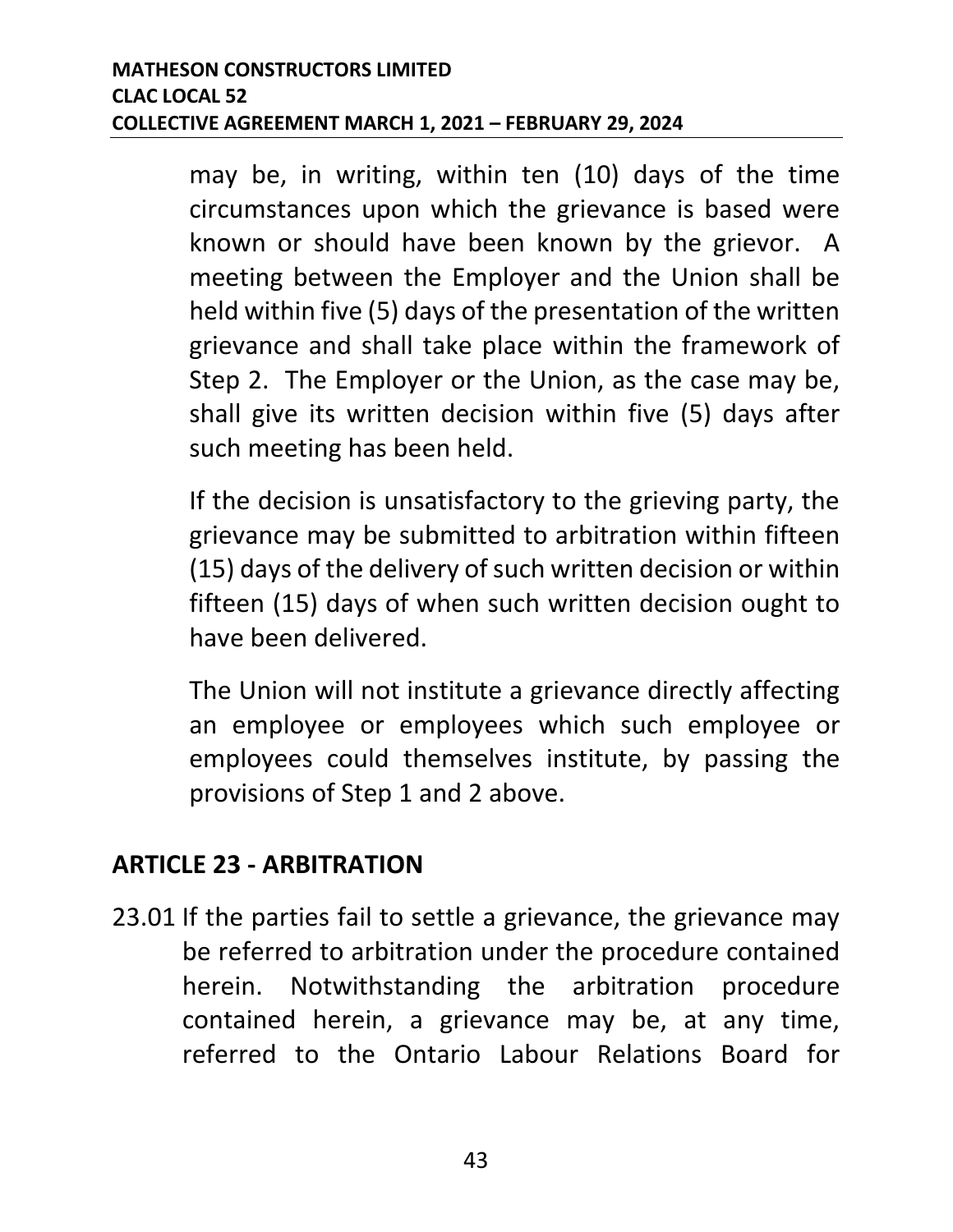may be, in writing, within ten (10) days of the time circumstances upon which the grievance is based were known or should have been known by the grievor. A meeting between the Employer and the Union shall be held within five (5) days of the presentation of the written grievance and shall take place within the framework of Step 2. The Employer or the Union, as the case may be, shall give its written decision within five (5) days after such meeting has been held.

If the decision is unsatisfactory to the grieving party, the grievance may be submitted to arbitration within fifteen (15) days of the delivery of such written decision or within fifteen (15) days of when such written decision ought to have been delivered.

The Union will not institute a grievance directly affecting an employee or employees which such employee or employees could themselves institute, by passing the provisions of Step 1 and 2 above.

## ARTICLE 23 - ARBITRATION

23.01 If the parties fail to settle a grievance, the grievance may be referred to arbitration under the procedure contained herein. Notwithstanding the arbitration procedure contained herein, a grievance may be, at any time, referred to the Ontario Labour Relations Board for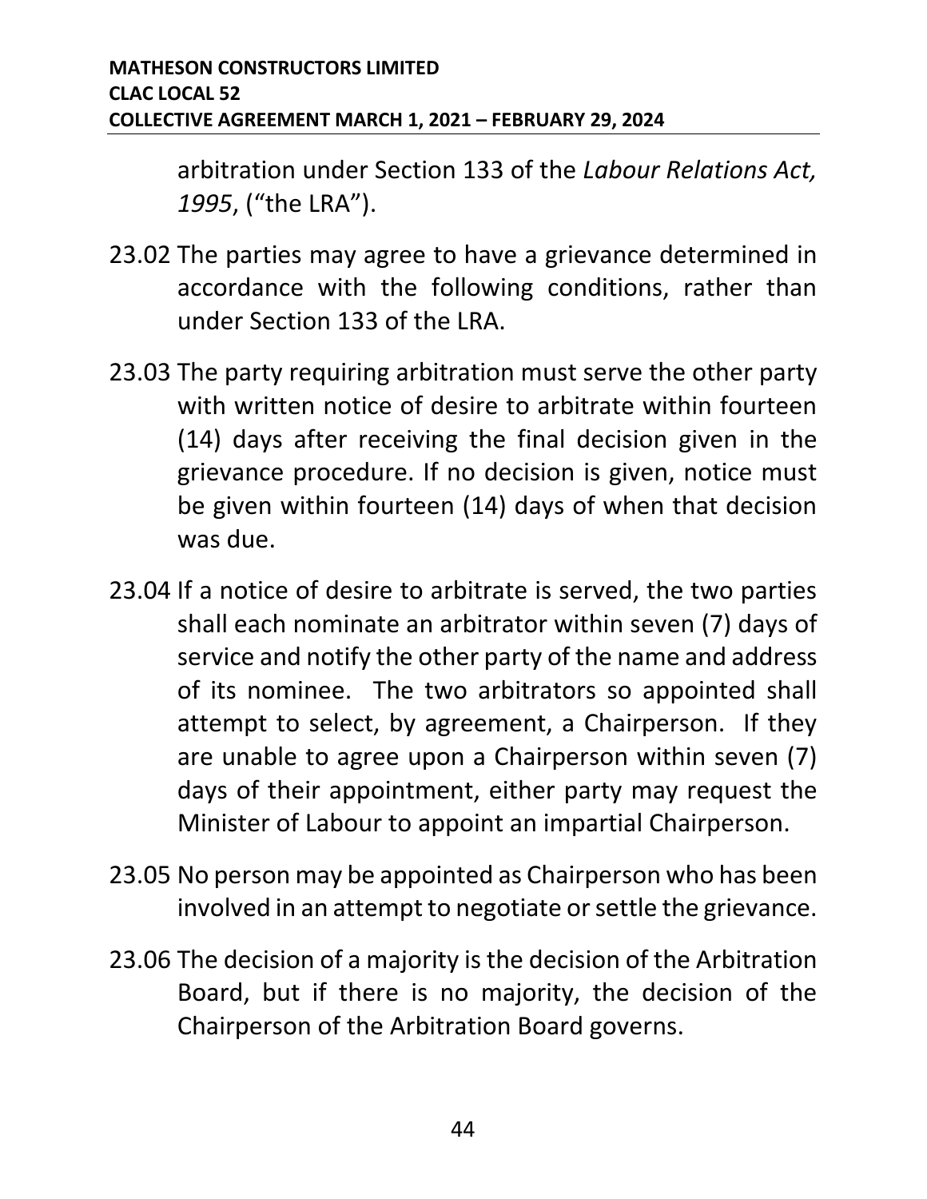arbitration under Section 133 of the *Labour Relations Act, 1995*, ("the LRA").

23.02 The parties may agree to have a grievance determined in accordance with the following conditions, rather than under Section 133 of the LRA.

23.03 The party requiring arbitration must serve the other party with written notice of desire to arbitrate within fourteen (14) days after receiving the final decision given in the grievance procedure. If no decision is given, notice must be given within fourteen (14) days of when that decision was due.

23.04 If a notice of desire to arbitrate is served, the two parties shall each nominate an arbitrator within seven (7) days of service and notify the other party of the name and address of its nominee. The two arbitrators so appointed shall attempt to select, by agreement, a Chairperson. If they are unable to agree upon a Chairperson within seven (7) days of their appointment, either party may request the Minister of Labour to appoint an impartial Chairperson.

23.05 No person may be appointed as Chairperson who has been involved in an attempt to negotiate or settle the grievance.

23.06 The decision of a majority is the decision of the Arbitration Board, but if there is no majority, the decision of the Chairperson of the Arbitration Board governs.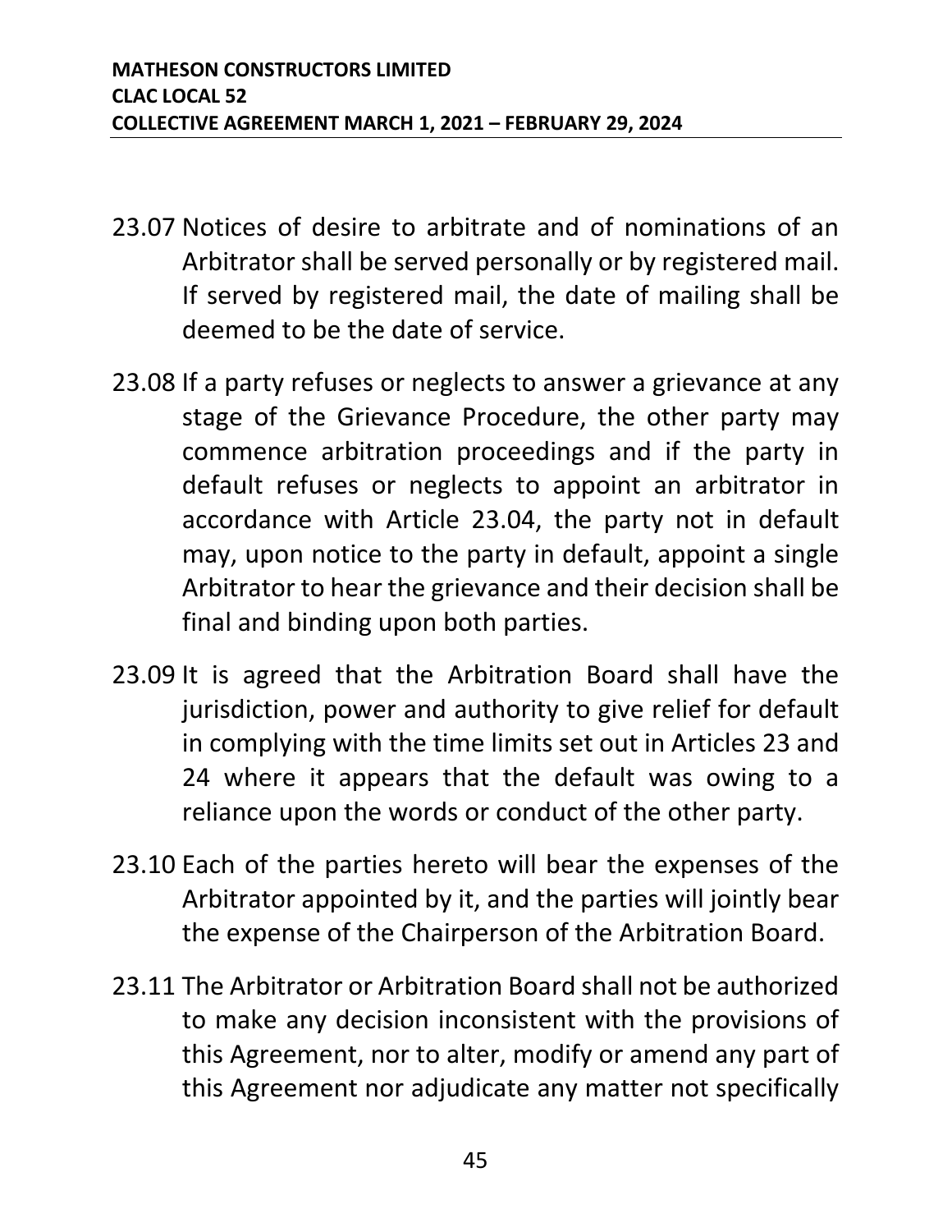23.07 Notices of desire to arbitrate and of nominations of an Arbitrator shall be served personally or by registered mail. If served by registered mail, the date of mailing shall be deemed to be the date of service.

23.08 If a party refuses or neglects to answer a grievance at any stage of the Grievance Procedure, the other party may commence arbitration proceedings and if the party in default refuses or neglects to appoint an arbitrator in accordance with Article 23.04, the party not in default may, upon notice to the party in default, appoint a single Arbitrator to hear the grievance and their decision shall be final and binding upon both parties.

23.09 It is agreed that the Arbitration Board shall have the jurisdiction, power and authority to give relief for default in complying with the time limits set out in Articles 23 and 24 where it appears that the default was owing to a reliance upon the words or conduct of the other party.

23.10 Each of the parties hereto will bear the expenses of the Arbitrator appointed by it, and the parties will jointly bear the expense of the Chairperson of the Arbitration Board.

23.11 The Arbitrator or Arbitration Board shall not be authorized to make any decision inconsistent with the provisions of this Agreement, nor to alter, modify or amend any part of this Agreement nor adjudicate any matter not specifically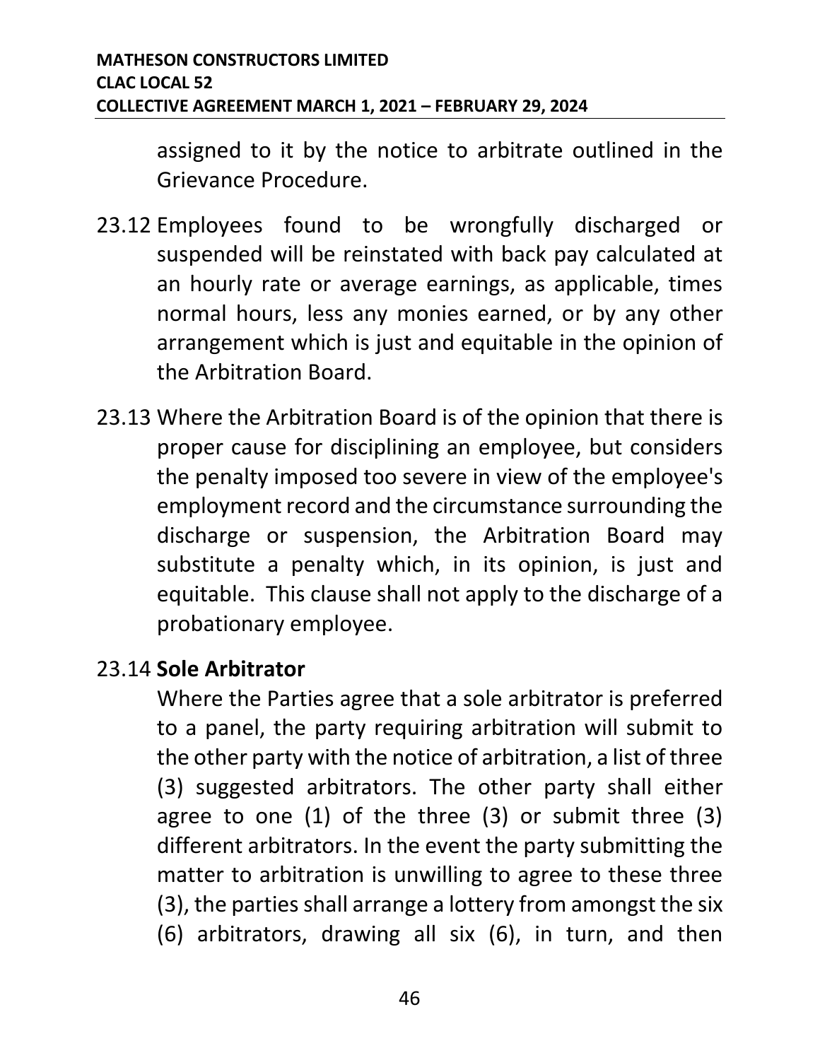assigned to it by the notice to arbitrate outlined in the Grievance Procedure.

23.12 Employees found to be wrongfully discharged or suspended will be reinstated with back pay calculated at an hourly rate or average earnings, as applicable, times normal hours, less any monies earned, or by any other arrangement which is just and equitable in the opinion of the Arbitration Board.

23.13 Where the Arbitration Board is of the opinion that there is proper cause for disciplining an employee, but considers the penalty imposed too severe in view of the employee's employment record and the circumstance surrounding the discharge or suspension, the Arbitration Board may substitute a penalty which, in its opinion, is just and equitable. This clause shall not apply to the discharge of a probationary employee.

23.14 **Sole Arbitrator**

Where the Parties agree that a sole arbitrator is preferred to a panel, the party requiring arbitration will submit to the other party with the notice of arbitration, a list of three (3) suggested arbitrators. The other party shall either agree to one (1) of the three (3) or submit three (3) different arbitrators. In the event the party submitting the matter to arbitration is unwilling to agree to these three (3), the parties shall arrange a lottery from amongst the six (6) arbitrators, drawing all six (6), in turn, and then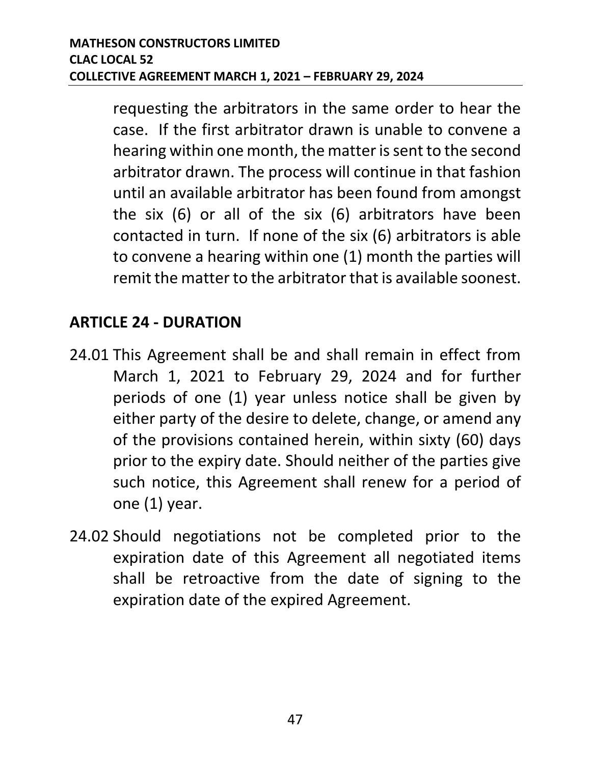requesting the arbitrators in the same order to hear the case. If the first arbitrator drawn is unable to convene a hearing within one month, the matter is sent to the second arbitrator drawn. The process will continue in that fashion until an available arbitrator has been found from amongst the six (6) or all of the six (6) arbitrators have been contacted in turn. If none of the six (6) arbitrators is able to convene a hearing within one (1) month the parties will remit the matter to the arbitrator that is available soonest.

## ARTICLE 24 - DURATION

24.01 This Agreement shall be and shall remain in effect from March 1, 2021 to February 29, 2024 and for further periods of one (1) year unless notice shall be given by either party of the desire to delete, change, or amend any of the provisions contained herein, within sixty (60) days prior to the expiry date. Should neither of the parties give such notice, this Agreement shall renew for a period of one (1) year.

24.02 Should negotiations not be completed prior to the expiration date of this Agreement all negotiated items shall be retroactive from the date of signing to the expiration date of the expired Agreement.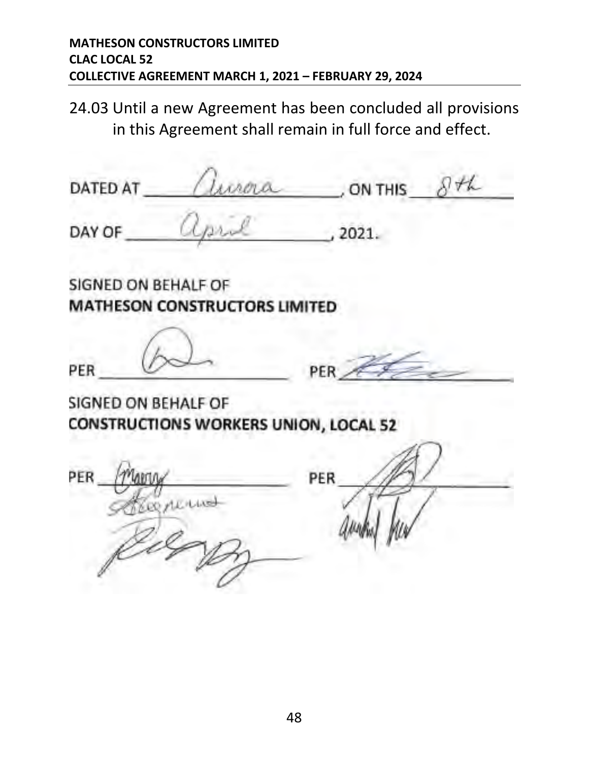24.03 Until a new Agreement has been concluded all provisions in this Agreement shall remain in full force and effect.

DATED AT Aurora, ON THIS 8th

DAY OF April, 2021.

SIGNED ON BEHALF OF
**MATHESON CONSTRUCTORS LIMITED**

PER ______________________ PER ______________________

SIGNED ON BEHALF OF
**CONSTRUCTIONS WORKERS UNION, LOCAL 52**

PER ______________________ PER ______________________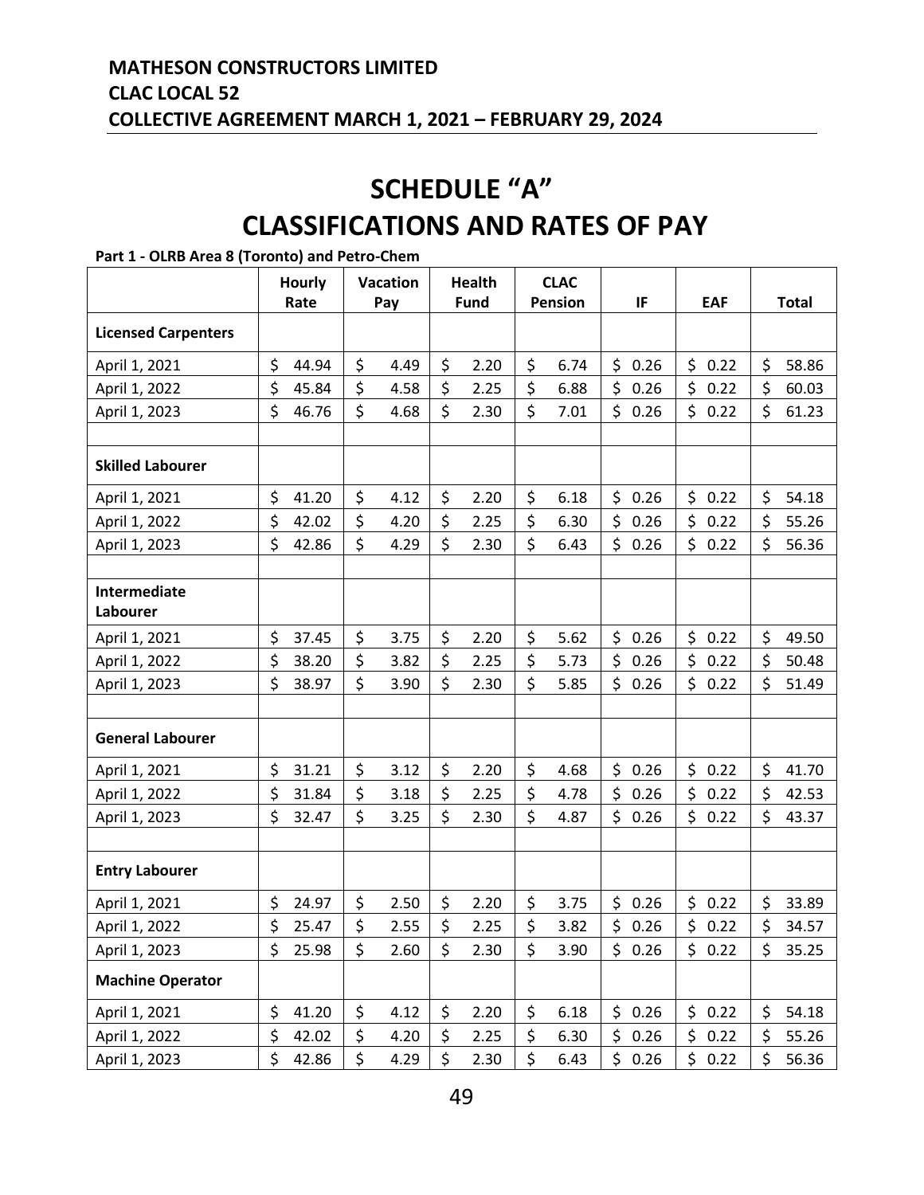# SCHEDULE "A"
# CLASSIFICATIONS AND RATES OF PAY

**Part 1 - OLRB Area 8 (Toronto) and Petro-Chem**

| | Hourly Rate | Vacation Pay | Health Fund | CLAC Pension | IF | EAF | Total |
|---|---|---|---|---|---|---|---|
| **Licensed Carpenters** | | | | | | | |
| April 1, 2021 | $ 44.94 | $ 4.49 | $ 2.20 | $ 6.74 | $ 0.26 | $ 0.22 | $ 58.86 |
| April 1, 2022 | $ 45.84 | $ 4.58 | $ 2.25 | $ 6.88 | $ 0.26 | $ 0.22 | $ 60.03 |
| April 1, 2023 | $ 46.76 | $ 4.68 | $ 2.30 | $ 7.01 | $ 0.26 | $ 0.22 | $ 61.23 |
| | | | | | | | |
| **Skilled Labourer** | | | | | | | |
| April 1, 2021 | $ 41.20 | $ 4.12 | $ 2.20 | $ 6.18 | $ 0.26 | $ 0.22 | $ 54.18 |
| April 1, 2022 | $ 42.02 | $ 4.20 | $ 2.25 | $ 6.30 | $ 0.26 | $ 0.22 | $ 55.26 |
| April 1, 2023 | $ 42.86 | $ 4.29 | $ 2.30 | $ 6.43 | $ 0.26 | $ 0.22 | $ 56.36 |
| | | | | | | | |
| **Intermediate Labourer** | | | | | | | |
| April 1, 2021 | $ 37.45 | $ 3.75 | $ 2.20 | $ 5.62 | $ 0.26 | $ 0.22 | $ 49.50 |
| April 1, 2022 | $ 38.20 | $ 3.82 | $ 2.25 | $ 5.73 | $ 0.26 | $ 0.22 | $ 50.48 |
| April 1, 2023 | $ 38.97 | $ 3.90 | $ 2.30 | $ 5.85 | $ 0.26 | $ 0.22 | $ 51.49 |
| | | | | | | | |
| **General Labourer** | | | | | | | |
| April 1, 2021 | $ 31.21 | $ 3.12 | $ 2.20 | $ 4.68 | $ 0.26 | $ 0.22 | $ 41.70 |
| April 1, 2022 | $ 31.84 | $ 3.18 | $ 2.25 | $ 4.78 | $ 0.26 | $ 0.22 | $ 42.53 |
| April 1, 2023 | $ 32.47 | $ 3.25 | $ 2.30 | $ 4.87 | $ 0.26 | $ 0.22 | $ 43.37 |
| | | | | | | | |
| **Entry Labourer** | | | | | | | |
| April 1, 2021 | $ 24.97 | $ 2.50 | $ 2.20 | $ 3.75 | $ 0.26 | $ 0.22 | $ 33.89 |
| April 1, 2022 | $ 25.47 | $ 2.55 | $ 2.25 | $ 3.82 | $ 0.26 | $ 0.22 | $ 34.57 |
| April 1, 2023 | $ 25.98 | $ 2.60 | $ 2.30 | $ 3.90 | $ 0.26 | $ 0.22 | $ 35.25 |
| **Machine Operator** | | | | | | | |
| April 1, 2021 | $ 41.20 | $ 4.12 | $ 2.20 | $ 6.18 | $ 0.26 | $ 0.22 | $ 54.18 |
| April 1, 2022 | $ 42.02 | $ 4.20 | $ 2.25 | $ 6.30 | $ 0.26 | $ 0.22 | $ 55.26 |
| April 1, 2023 | $ 42.86 | $ 4.29 | $ 2.30 | $ 6.43 | $ 0.26 | $ 0.22 | $ 56.36 |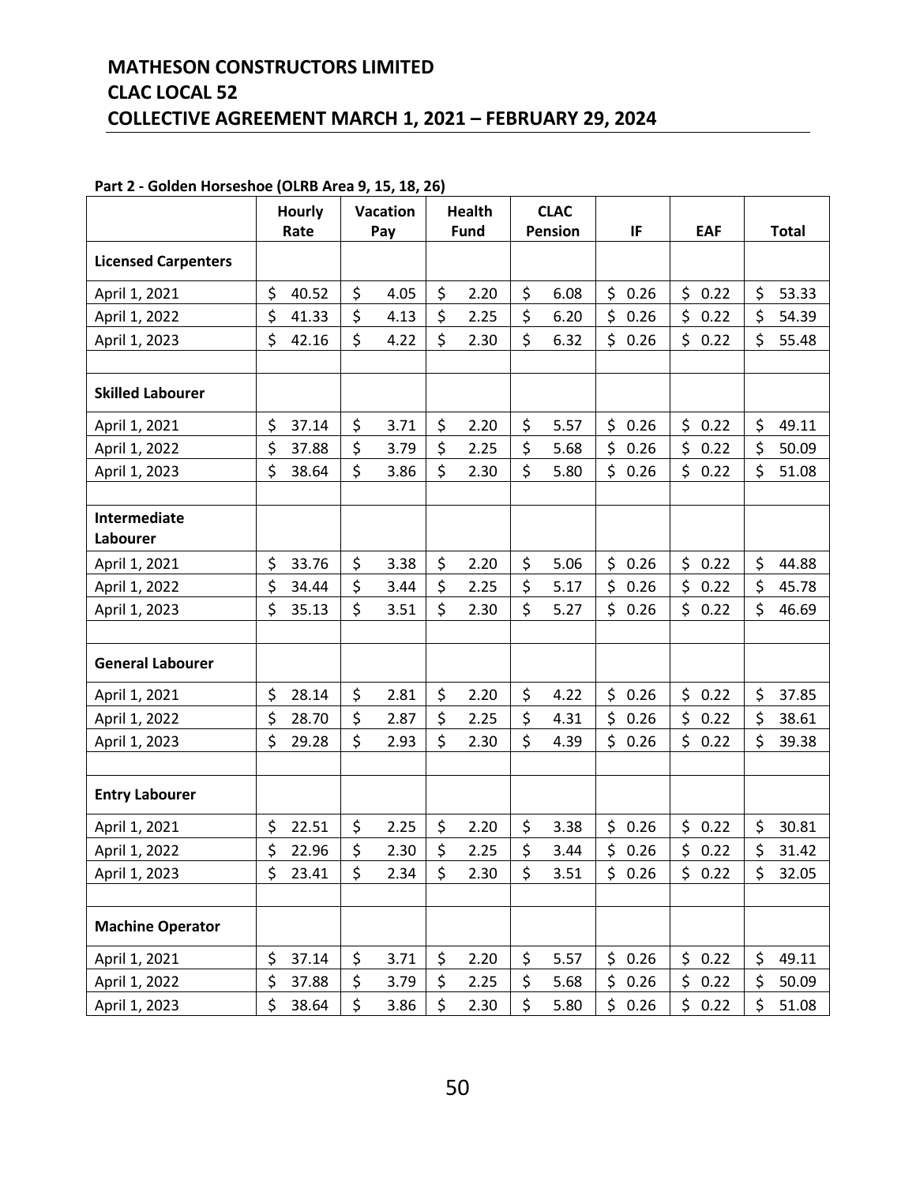# MATHESON CONSTRUCTORS LIMITED
# CLAC LOCAL 52
# COLLECTIVE AGREEMENT MARCH 1, 2021 – FEBRUARY 29, 2024

**Part 2 - Golden Horseshoe (OLRB Area 9, 15, 18, 26)**

| | Hourly Rate | Vacation Pay | Health Fund | CLAC Pension | IF | EAF | Total |
|---|---|---|---|---|---|---|---|
| **Licensed Carpenters** | | | | | | | |
| April 1, 2021 | $ 40.52 | $ 4.05 | $ 2.20 | $ 6.08 | $ 0.26 | $ 0.22 | $ 53.33 |
| April 1, 2022 | $ 41.33 | $ 4.13 | $ 2.25 | $ 6.20 | $ 0.26 | $ 0.22 | $ 54.39 |
| April 1, 2023 | $ 42.16 | $ 4.22 | $ 2.30 | $ 6.32 | $ 0.26 | $ 0.22 | $ 55.48 |
| | | | | | | | |
| **Skilled Labourer** | | | | | | | |
| April 1, 2021 | $ 37.14 | $ 3.71 | $ 2.20 | $ 5.57 | $ 0.26 | $ 0.22 | $ 49.11 |
| April 1, 2022 | $ 37.88 | $ 3.79 | $ 2.25 | $ 5.68 | $ 0.26 | $ 0.22 | $ 50.09 |
| April 1, 2023 | $ 38.64 | $ 3.86 | $ 2.30 | $ 5.80 | $ 0.26 | $ 0.22 | $ 51.08 |
| | | | | | | | |
| **Intermediate Labourer** | | | | | | | |
| April 1, 2021 | $ 33.76 | $ 3.38 | $ 2.20 | $ 5.06 | $ 0.26 | $ 0.22 | $ 44.88 |
| April 1, 2022 | $ 34.44 | $ 3.44 | $ 2.25 | $ 5.17 | $ 0.26 | $ 0.22 | $ 45.78 |
| April 1, 2023 | $ 35.13 | $ 3.51 | $ 2.30 | $ 5.27 | $ 0.26 | $ 0.22 | $ 46.69 |
| | | | | | | | |
| **General Labourer** | | | | | | | |
| April 1, 2021 | $ 28.14 | $ 2.81 | $ 2.20 | $ 4.22 | $ 0.26 | $ 0.22 | $ 37.85 |
| April 1, 2022 | $ 28.70 | $ 2.87 | $ 2.25 | $ 4.31 | $ 0.26 | $ 0.22 | $ 38.61 |
| April 1, 2023 | $ 29.28 | $ 2.93 | $ 2.30 | $ 4.39 | $ 0.26 | $ 0.22 | $ 39.38 |
| | | | | | | | |
| **Entry Labourer** | | | | | | | |
| April 1, 2021 | $ 22.51 | $ 2.25 | $ 2.20 | $ 3.38 | $ 0.26 | $ 0.22 | $ 30.81 |
| April 1, 2022 | $ 22.96 | $ 2.30 | $ 2.25 | $ 3.44 | $ 0.26 | $ 0.22 | $ 31.42 |
| April 1, 2023 | $ 23.41 | $ 2.34 | $ 2.30 | $ 3.51 | $ 0.26 | $ 0.22 | $ 32.05 |
| | | | | | | | |
| **Machine Operator** | | | | | | | |
| April 1, 2021 | $ 37.14 | $ 3.71 | $ 2.20 | $ 5.57 | $ 0.26 | $ 0.22 | $ 49.11 |
| April 1, 2022 | $ 37.88 | $ 3.79 | $ 2.25 | $ 5.68 | $ 0.26 | $ 0.22 | $ 50.09 |
| April 1, 2023 | $ 38.64 | $ 3.86 | $ 2.30 | $ 5.80 | $ 0.26 | $ 0.22 | $ 51.08 |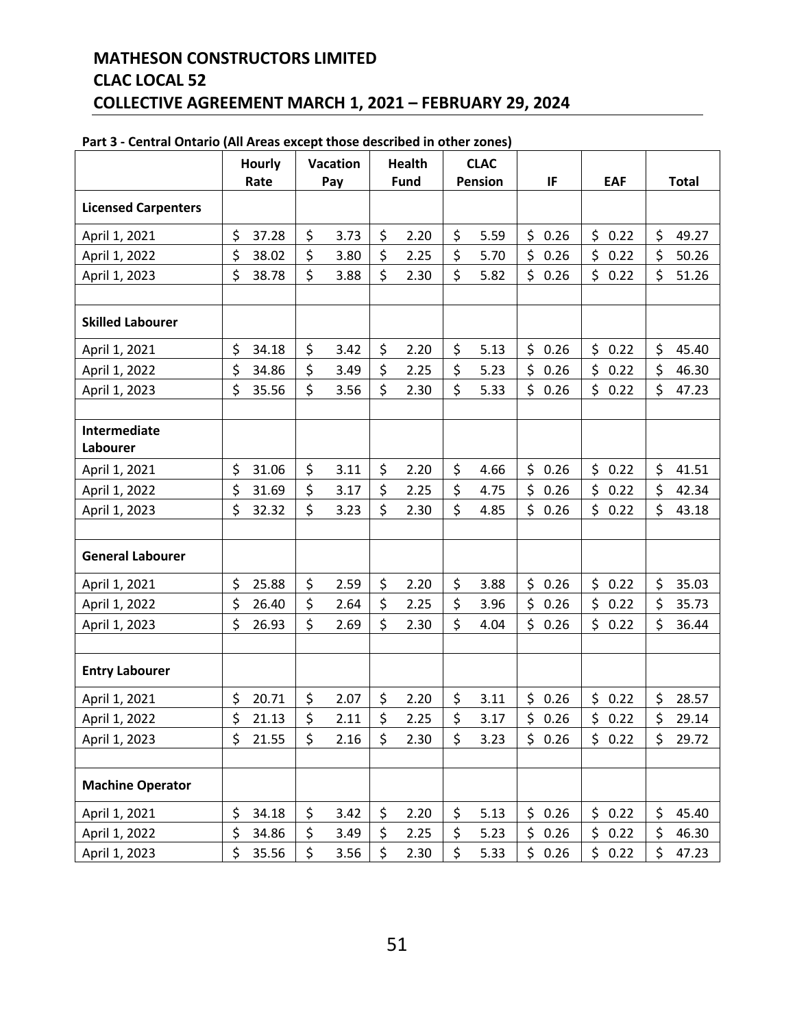# MATHESON CONSTRUCTORS LIMITED
# CLAC LOCAL 52
# COLLECTIVE AGREEMENT MARCH 1, 2021 – FEBRUARY 29, 2024

**Part 3 - Central Ontario (All Areas except those described in other zones)**

| | Hourly Rate | Vacation Pay | Health Fund | CLAC Pension | IF | EAF | Total |
|---|---|---|---|---|---|---|---|
| **Licensed Carpenters** | | | | | | | |
| April 1, 2021 | $ 37.28 | $ 3.73 | $ 2.20 | $ 5.59 | $ 0.26 | $ 0.22 | $ 49.27 |
| April 1, 2022 | $ 38.02 | $ 3.80 | $ 2.25 | $ 5.70 | $ 0.26 | $ 0.22 | $ 50.26 |
| April 1, 2023 | $ 38.78 | $ 3.88 | $ 2.30 | $ 5.82 | $ 0.26 | $ 0.22 | $ 51.26 |
| | | | | | | | |
| **Skilled Labourer** | | | | | | | |
| April 1, 2021 | $ 34.18 | $ 3.42 | $ 2.20 | $ 5.13 | $ 0.26 | $ 0.22 | $ 45.40 |
| April 1, 2022 | $ 34.86 | $ 3.49 | $ 2.25 | $ 5.23 | $ 0.26 | $ 0.22 | $ 46.30 |
| April 1, 2023 | $ 35.56 | $ 3.56 | $ 2.30 | $ 5.33 | $ 0.26 | $ 0.22 | $ 47.23 |
| | | | | | | | |
| **Intermediate Labourer** | | | | | | | |
| April 1, 2021 | $ 31.06 | $ 3.11 | $ 2.20 | $ 4.66 | $ 0.26 | $ 0.22 | $ 41.51 |
| April 1, 2022 | $ 31.69 | $ 3.17 | $ 2.25 | $ 4.75 | $ 0.26 | $ 0.22 | $ 42.34 |
| April 1, 2023 | $ 32.32 | $ 3.23 | $ 2.30 | $ 4.85 | $ 0.26 | $ 0.22 | $ 43.18 |
| | | | | | | | |
| **General Labourer** | | | | | | | |
| April 1, 2021 | $ 25.88 | $ 2.59 | $ 2.20 | $ 3.88 | $ 0.26 | $ 0.22 | $ 35.03 |
| April 1, 2022 | $ 26.40 | $ 2.64 | $ 2.25 | $ 3.96 | $ 0.26 | $ 0.22 | $ 35.73 |
| April 1, 2023 | $ 26.93 | $ 2.69 | $ 2.30 | $ 4.04 | $ 0.26 | $ 0.22 | $ 36.44 |
| | | | | | | | |
| **Entry Labourer** | | | | | | | |
| April 1, 2021 | $ 20.71 | $ 2.07 | $ 2.20 | $ 3.11 | $ 0.26 | $ 0.22 | $ 28.57 |
| April 1, 2022 | $ 21.13 | $ 2.11 | $ 2.25 | $ 3.17 | $ 0.26 | $ 0.22 | $ 29.14 |
| April 1, 2023 | $ 21.55 | $ 2.16 | $ 2.30 | $ 3.23 | $ 0.26 | $ 0.22 | $ 29.72 |
| | | | | | | | |
| **Machine Operator** | | | | | | | |
| April 1, 2021 | $ 34.18 | $ 3.42 | $ 2.20 | $ 5.13 | $ 0.26 | $ 0.22 | $ 45.40 |
| April 1, 2022 | $ 34.86 | $ 3.49 | $ 2.25 | $ 5.23 | $ 0.26 | $ 0.22 | $ 46.30 |
| April 1, 2023 | $ 35.56 | $ 3.56 | $ 2.30 | $ 5.33 | $ 0.26 | $ 0.22 | $ 47.23 |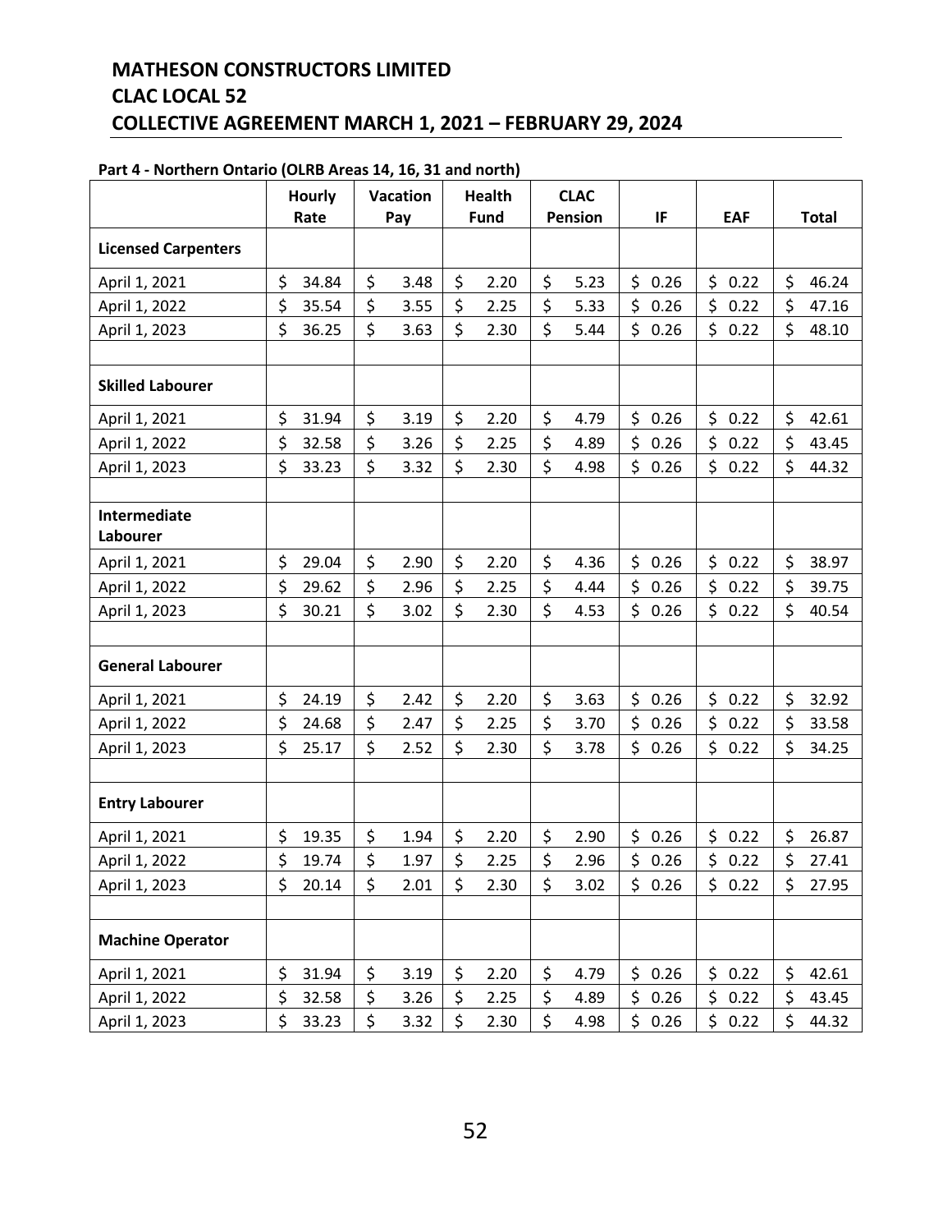# MATHESON CONSTRUCTORS LIMITED
# CLAC LOCAL 52
# COLLECTIVE AGREEMENT MARCH 1, 2021 – FEBRUARY 29, 2024

**Part 4 - Northern Ontario (OLRB Areas 14, 16, 31 and north)**

| | Hourly Rate | Vacation Pay | Health Fund | CLAC Pension | IF | EAF | Total |
|---|---|---|---|---|---|---|---|
| **Licensed Carpenters** | | | | | | | |
| April 1, 2021 | $ 34.84 | $ 3.48 | $ 2.20 | $ 5.23 | $ 0.26 | $ 0.22 | $ 46.24 |
| April 1, 2022 | $ 35.54 | $ 3.55 | $ 2.25 | $ 5.33 | $ 0.26 | $ 0.22 | $ 47.16 |
| April 1, 2023 | $ 36.25 | $ 3.63 | $ 2.30 | $ 5.44 | $ 0.26 | $ 0.22 | $ 48.10 |
| | | | | | | | |
| **Skilled Labourer** | | | | | | | |
| April 1, 2021 | $ 31.94 | $ 3.19 | $ 2.20 | $ 4.79 | $ 0.26 | $ 0.22 | $ 42.61 |
| April 1, 2022 | $ 32.58 | $ 3.26 | $ 2.25 | $ 4.89 | $ 0.26 | $ 0.22 | $ 43.45 |
| April 1, 2023 | $ 33.23 | $ 3.32 | $ 2.30 | $ 4.98 | $ 0.26 | $ 0.22 | $ 44.32 |
| | | | | | | | |
| **Intermediate Labourer** | | | | | | | |
| April 1, 2021 | $ 29.04 | $ 2.90 | $ 2.20 | $ 4.36 | $ 0.26 | $ 0.22 | $ 38.97 |
| April 1, 2022 | $ 29.62 | $ 2.96 | $ 2.25 | $ 4.44 | $ 0.26 | $ 0.22 | $ 39.75 |
| April 1, 2023 | $ 30.21 | $ 3.02 | $ 2.30 | $ 4.53 | $ 0.26 | $ 0.22 | $ 40.54 |
| | | | | | | | |
| **General Labourer** | | | | | | | |
| April 1, 2021 | $ 24.19 | $ 2.42 | $ 2.20 | $ 3.63 | $ 0.26 | $ 0.22 | $ 32.92 |
| April 1, 2022 | $ 24.68 | $ 2.47 | $ 2.25 | $ 3.70 | $ 0.26 | $ 0.22 | $ 33.58 |
| April 1, 2023 | $ 25.17 | $ 2.52 | $ 2.30 | $ 3.78 | $ 0.26 | $ 0.22 | $ 34.25 |
| | | | | | | | |
| **Entry Labourer** | | | | | | | |
| April 1, 2021 | $ 19.35 | $ 1.94 | $ 2.20 | $ 2.90 | $ 0.26 | $ 0.22 | $ 26.87 |
| April 1, 2022 | $ 19.74 | $ 1.97 | $ 2.25 | $ 2.96 | $ 0.26 | $ 0.22 | $ 27.41 |
| April 1, 2023 | $ 20.14 | $ 2.01 | $ 2.30 | $ 3.02 | $ 0.26 | $ 0.22 | $ 27.95 |
| | | | | | | | |
| **Machine Operator** | | | | | | | |
| April 1, 2021 | $ 31.94 | $ 3.19 | $ 2.20 | $ 4.79 | $ 0.26 | $ 0.22 | $ 42.61 |
| April 1, 2022 | $ 32.58 | $ 3.26 | $ 2.25 | $ 4.89 | $ 0.26 | $ 0.22 | $ 43.45 |
| April 1, 2023 | $ 33.23 | $ 3.32 | $ 2.30 | $ 4.98 | $ 0.26 | $ 0.22 | $ 44.32 |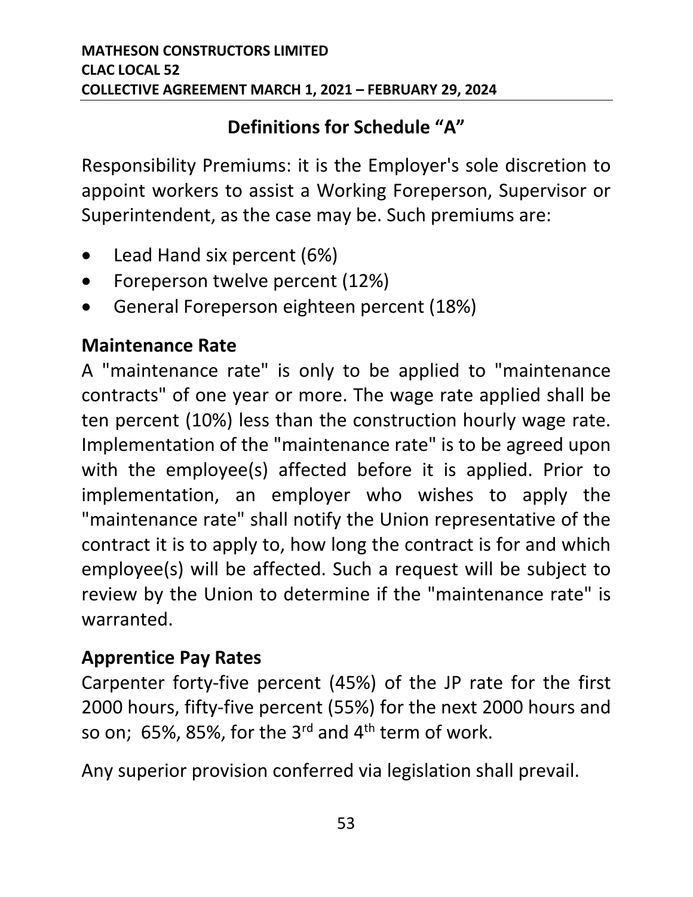## Definitions for Schedule "A"

Responsibility Premiums: it is the Employer's sole discretion to appoint workers to assist a Working Foreperson, Supervisor or Superintendent, as the case may be. Such premiums are:

- Lead Hand six percent (6%)
- Foreperson twelve percent (12%)
- General Foreperson eighteen percent (18%)

### Maintenance Rate

A "maintenance rate" is only to be applied to "maintenance contracts" of one year or more. The wage rate applied shall be ten percent (10%) less than the construction hourly wage rate. Implementation of the "maintenance rate" is to be agreed upon with the employee(s) affected before it is applied. Prior to implementation, an employer who wishes to apply the "maintenance rate" shall notify the Union representative of the contract it is to apply to, how long the contract is for and which employee(s) will be affected. Such a request will be subject to review by the Union to determine if the "maintenance rate" is warranted.

### Apprentice Pay Rates

Carpenter forty-five percent (45%) of the JP rate for the first 2000 hours, fifty-five percent (55%) for the next 2000 hours and so on; 65%, 85%, for the 3rd and 4th term of work.

Any superior provision conferred via legislation shall prevail.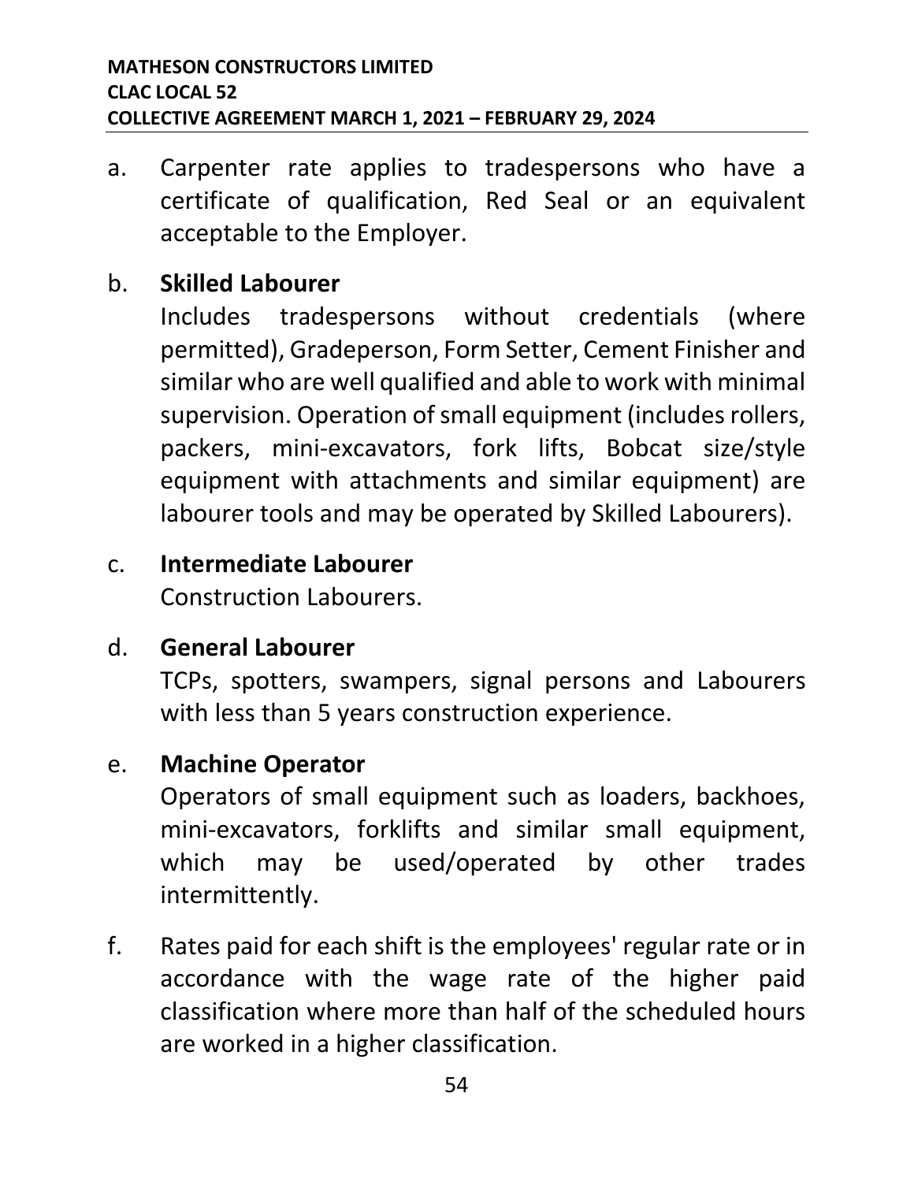a. Carpenter rate applies to tradespersons who have a certificate of qualification, Red Seal or an equivalent acceptable to the Employer.

b. **Skilled Labourer**
   Includes tradespersons without credentials (where permitted), Gradeperson, Form Setter, Cement Finisher and similar who are well qualified and able to work with minimal supervision. Operation of small equipment (includes rollers, packers, mini-excavators, fork lifts, Bobcat size/style equipment with attachments and similar equipment) are labourer tools and may be operated by Skilled Labourers).

c. **Intermediate Labourer**
   Construction Labourers.

d. **General Labourer**
   TCPs, spotters, swampers, signal persons and Labourers with less than 5 years construction experience.

e. **Machine Operator**
   Operators of small equipment such as loaders, backhoes, mini-excavators, forklifts and similar small equipment, which may be used/operated by other trades intermittently.

f. Rates paid for each shift is the employees' regular rate or in accordance with the wage rate of the higher paid classification where more than half of the scheduled hours are worked in a higher classification.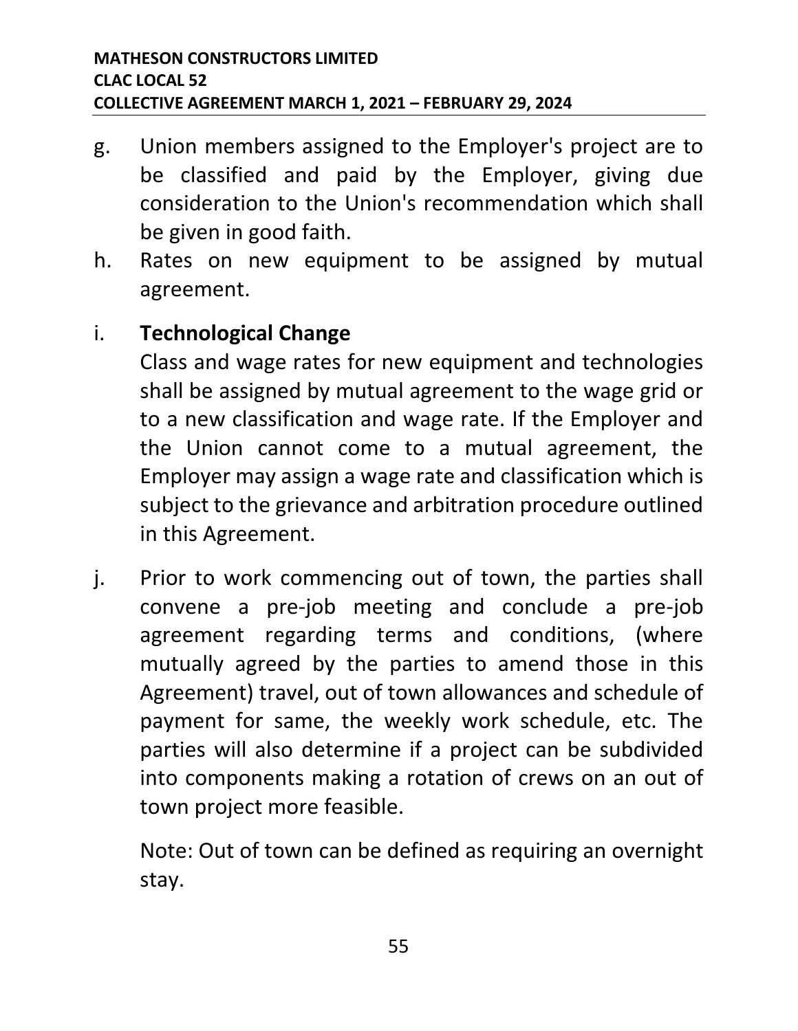g. Union members assigned to the Employer's project are to be classified and paid by the Employer, giving due consideration to the Union's recommendation which shall be given in good faith.

h. Rates on new equipment to be assigned by mutual agreement.

i. **Technological Change**

   Class and wage rates for new equipment and technologies shall be assigned by mutual agreement to the wage grid or to a new classification and wage rate. If the Employer and the Union cannot come to a mutual agreement, the Employer may assign a wage rate and classification which is subject to the grievance and arbitration procedure outlined in this Agreement.

j. Prior to work commencing out of town, the parties shall convene a pre-job meeting and conclude a pre-job agreement regarding terms and conditions, (where mutually agreed by the parties to amend those in this Agreement) travel, out of town allowances and schedule of payment for same, the weekly work schedule, etc. The parties will also determine if a project can be subdivided into components making a rotation of crews on an out of town project more feasible.

   Note: Out of town can be defined as requiring an overnight stay.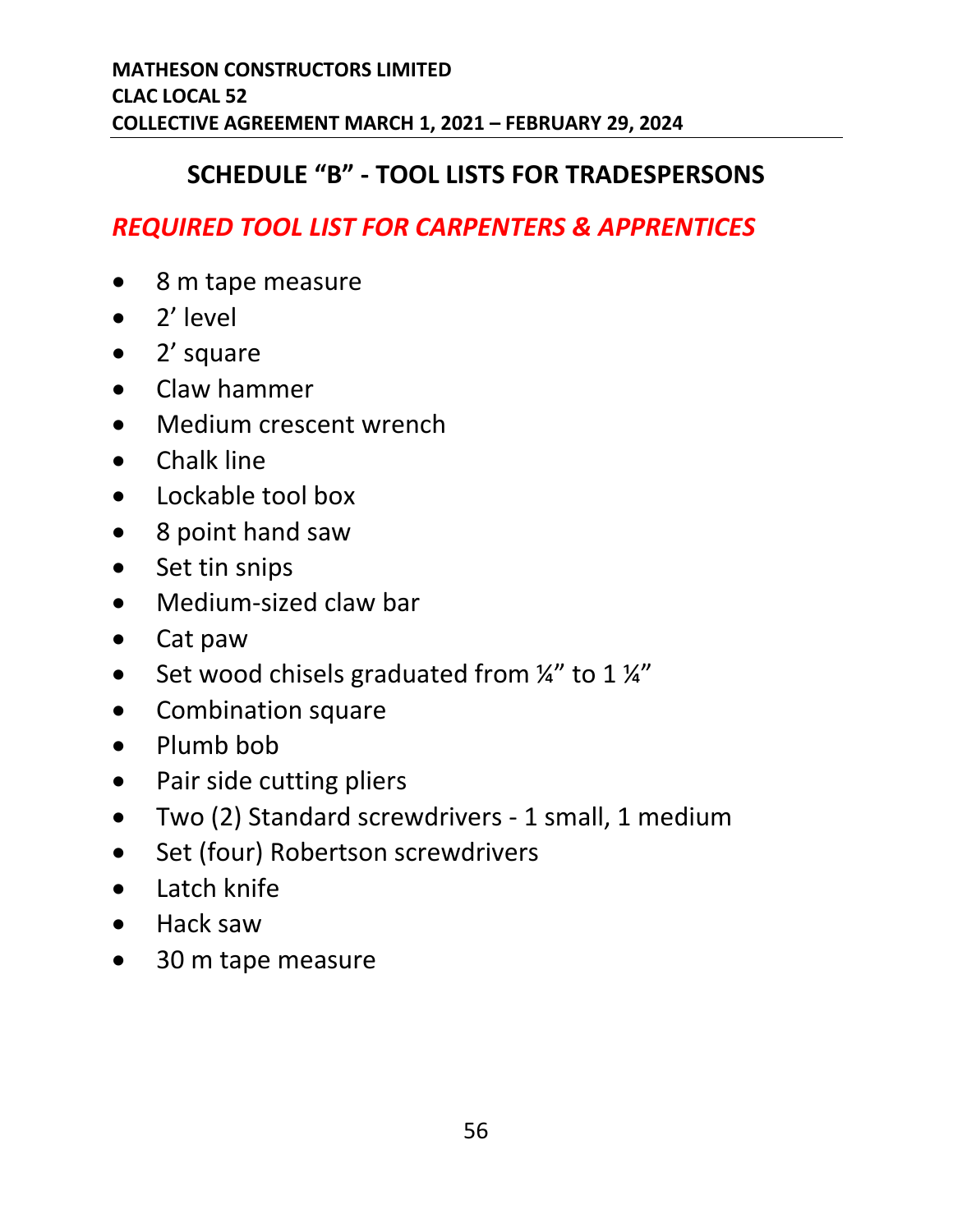## SCHEDULE "B" - TOOL LISTS FOR TRADESPERSONS

### *REQUIRED TOOL LIST FOR CARPENTERS & APPRENTICES*

- 8 m tape measure
- 2' level
- 2' square
- Claw hammer
- Medium crescent wrench
- Chalk line
- Lockable tool box
- 8 point hand saw
- Set tin snips
- Medium-sized claw bar
- Cat paw
- Set wood chisels graduated from ¼" to 1 ¼"
- Combination square
- Plumb bob
- Pair side cutting pliers
- Two (2) Standard screwdrivers - 1 small, 1 medium
- Set (four) Robertson screwdrivers
- Latch knife
- Hack saw
- 30 m tape measure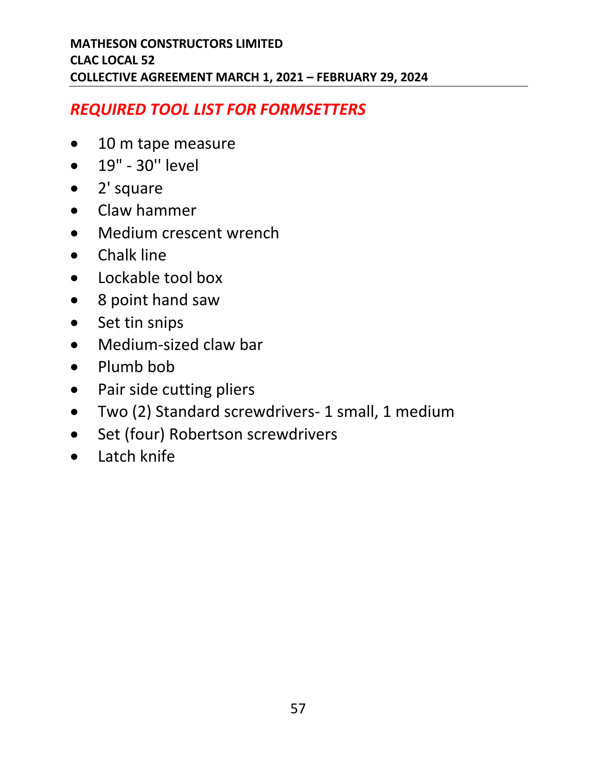## *REQUIRED TOOL LIST FOR FORMSETTERS*

- 10 m tape measure
- 19" - 30'' level
- 2' square
- Claw hammer
- Medium crescent wrench
- Chalk line
- Lockable tool box
- 8 point hand saw
- Set tin snips
- Medium-sized claw bar
- Plumb bob
- Pair side cutting pliers
- Two (2) Standard screwdrivers- 1 small, 1 medium
- Set (four) Robertson screwdrivers
- Latch knife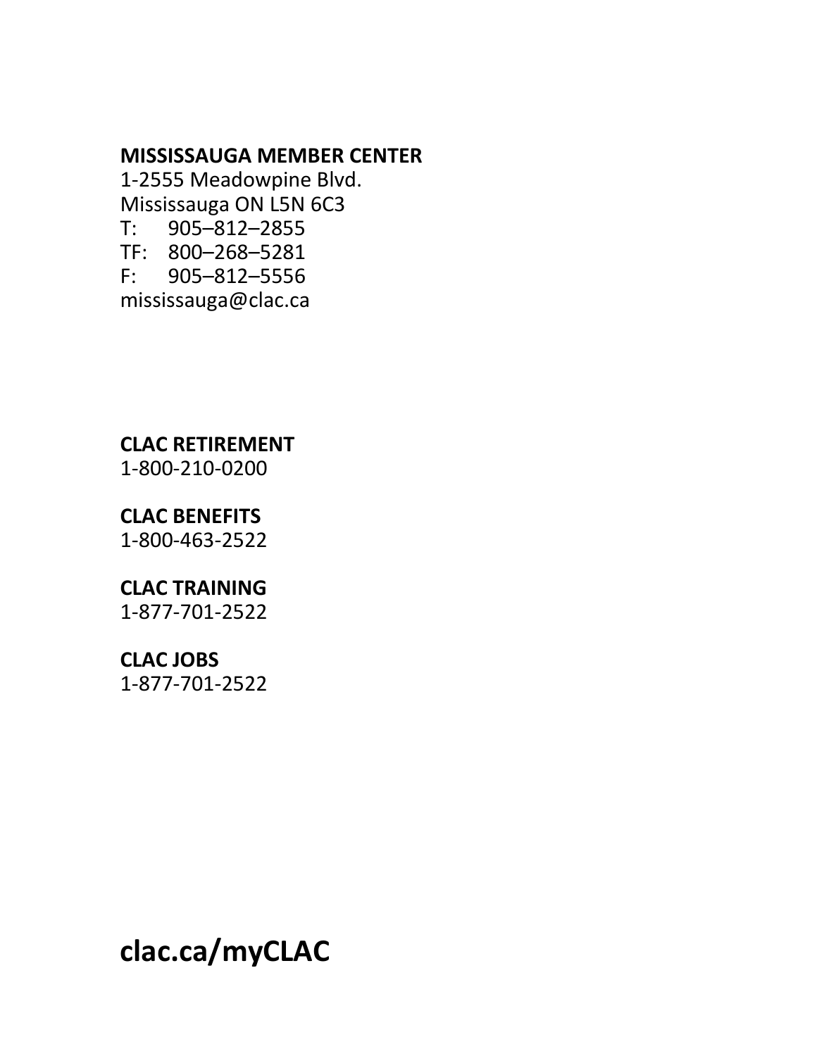**MISSISSAUGA MEMBER CENTER**
1-2555 Meadowpine Blvd.
Mississauga ON L5N 6C3
T: 905–812–2855
TF: 800–268–5281
F: 905–812–5556
mississauga@clac.ca

**CLAC RETIREMENT**
1-800-210-0200

**CLAC BENEFITS**
1-800-463-2522

**CLAC TRAINING**
1-877-701-2522

**CLAC JOBS**
1-877-701-2522

# clac.ca/myCLAC